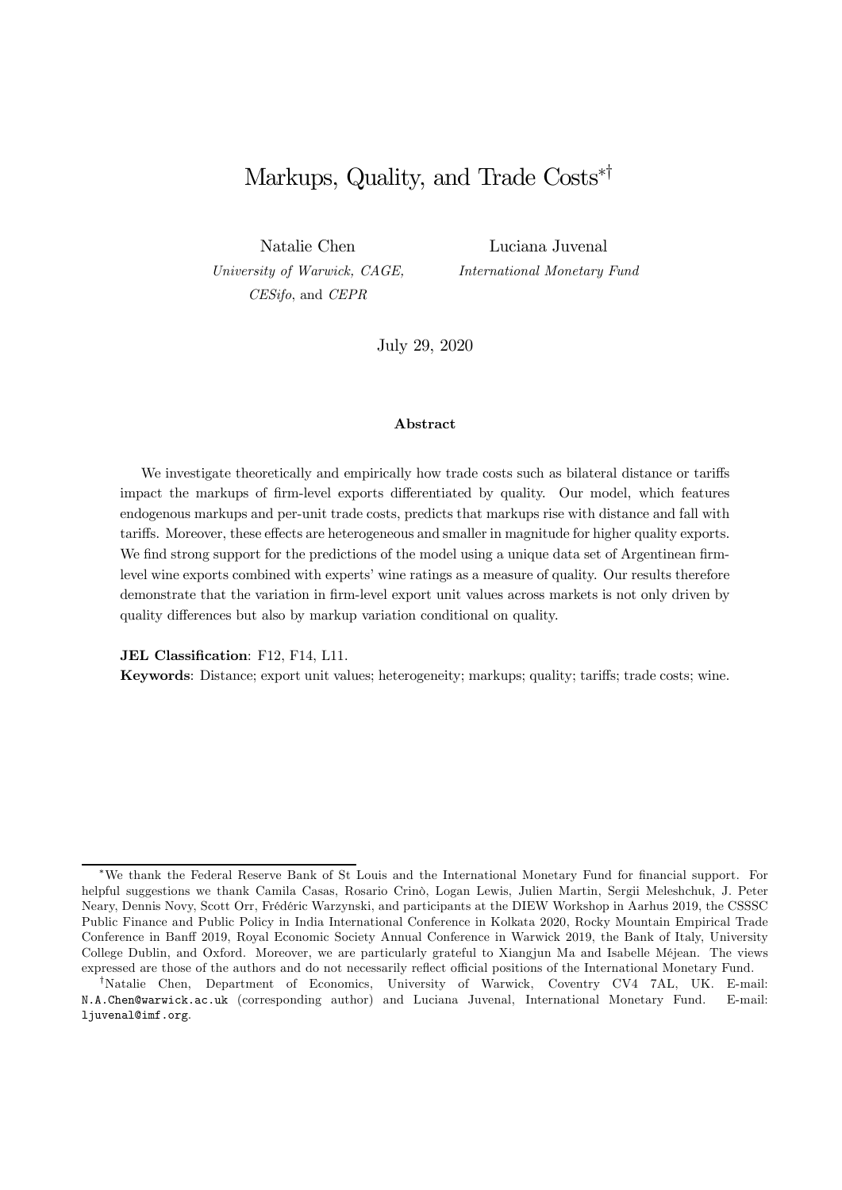# Markups, Quality, and Trade Costs[*,†]

Natalie Chen
*University of Warwick, CAGE, CESifo*, and *CEPR*

Luciana Juvenal
*International Monetary Fund*

July 29, 2020

**Abstract**

We investigate theoretically and empirically how trade costs such as bilateral distance or tariffs impact the markups of firm-level exports differentiated by quality. Our model, which features endogenous markups and per-unit trade costs, predicts that markups rise with distance and fall with tariffs. Moreover, these effects are heterogeneous and smaller in magnitude for higher quality exports. We find strong support for the predictions of the model using a unique data set of Argentinean firm-level wine exports combined with experts' wine ratings as a measure of quality. Our results therefore demonstrate that the variation in firm-level export unit values across markets is not only driven by quality differences but also by markup variation conditional on quality.

**JEL Classification**: F12, F14, L11.

**Keywords**: Distance; export unit values; heterogeneity; markups; quality; tariffs; trade costs; wine.

---

[*] We thank the Federal Reserve Bank of St Louis and the International Monetary Fund for financial support. For helpful suggestions we thank Camila Casas, Rosario Crinò, Logan Lewis, Julien Martin, Sergii Meleshchuk, J. Peter Neary, Dennis Novy, Scott Orr, Frédéric Warzynski, and participants at the DIEW Workshop in Aarhus 2019, the CSSSC Public Finance and Public Policy in India International Conference in Kolkata 2020, Rocky Mountain Empirical Trade Conference in Banff 2019, Royal Economic Society Annual Conference in Warwick 2019, the Bank of Italy, University College Dublin, and Oxford. Moreover, we are particularly grateful to Xiangjun Ma and Isabelle Méjean. The views expressed are those of the authors and do not necessarily reflect official positions of the International Monetary Fund.

[†] Natalie Chen, Department of Economics, University of Warwick, Coventry CV4 7AL, UK. E-mail: N.A.Chen@warwick.ac.uk (corresponding author) and Luciana Juvenal, International Monetary Fund. E-mail: ljuvenal@imf.org.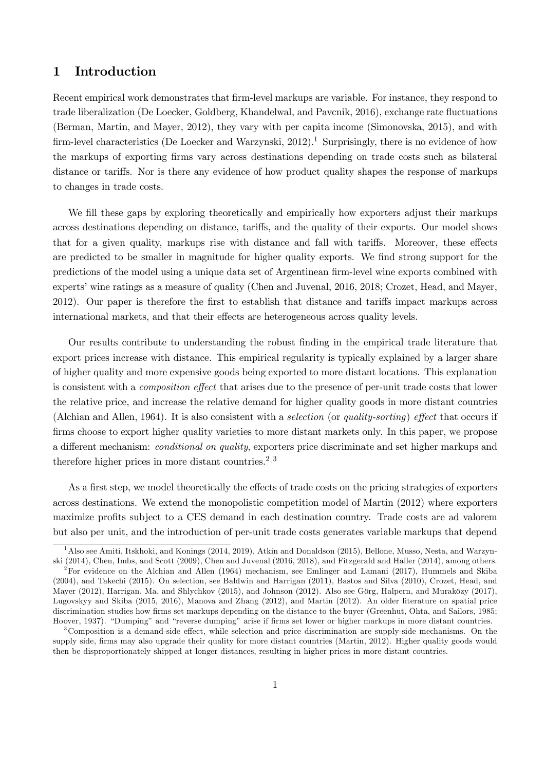# 1 Introduction

Recent empirical work demonstrates that firm-level markups are variable. For instance, they respond to trade liberalization (De Loecker, Goldberg, Khandelwal, and Pavcnik, 2016), exchange rate fluctuations (Berman, Martin, and Mayer, 2012), they vary with per capita income (Simonovska, 2015), and with firm-level characteristics (De Loecker and Warzynski, 2012).[1] Surprisingly, there is no evidence of how the markups of exporting firms vary across destinations depending on trade costs such as bilateral distance or tariffs. Nor is there any evidence of how product quality shapes the response of markups to changes in trade costs.

We fill these gaps by exploring theoretically and empirically how exporters adjust their markups across destinations depending on distance, tariffs, and the quality of their exports. Our model shows that for a given quality, markups rise with distance and fall with tariffs. Moreover, these effects are predicted to be smaller in magnitude for higher quality exports. We find strong support for the predictions of the model using a unique data set of Argentinean firm-level wine exports combined with experts' wine ratings as a measure of quality (Chen and Juvenal, 2016, 2018; Crozet, Head, and Mayer, 2012). Our paper is therefore the first to establish that distance and tariffs impact markups across international markets, and that their effects are heterogeneous across quality levels.

Our results contribute to understanding the robust finding in the empirical trade literature that export prices increase with distance. This empirical regularity is typically explained by a larger share of higher quality and more expensive goods being exported to more distant locations. This explanation is consistent with a *composition effect* that arises due to the presence of per-unit trade costs that lower the relative price, and increase the relative demand for higher quality goods in more distant countries (Alchian and Allen, 1964). It is also consistent with a *selection* (or *quality-sorting*) *effect* that occurs if firms choose to export higher quality varieties to more distant markets only. In this paper, we propose a different mechanism: *conditional on quality*, exporters price discriminate and set higher markups and therefore higher prices in more distant countries.[2,3]

As a first step, we model theoretically the effects of trade costs on the pricing strategies of exporters across destinations. We extend the monopolistic competition model of Martin (2012) where exporters maximize profits subject to a CES demand in each destination country. Trade costs are ad valorem but also per unit, and the introduction of per-unit trade costs generates variable markups that depend

[1] Also see Amiti, Itskhoki, and Konings (2014, 2019), Atkin and Donaldson (2015), Bellone, Musso, Nesta, and Warzynski (2014), Chen, Imbs, and Scott (2009), Chen and Juvenal (2016, 2018), and Fitzgerald and Haller (2014), among others.

[2] For evidence on the Alchian and Allen (1964) mechanism, see Emlinger and Lamani (2017), Hummels and Skiba (2004), and Takechi (2015). On selection, see Baldwin and Harrigan (2011), Bastos and Silva (2010), Crozet, Head, and Mayer (2012), Harrigan, Ma, and Shlychkov (2015), and Johnson (2012). Also see Görg, Halpern, and Muraközy (2017), Lugovskyy and Skiba (2015, 2016), Manova and Zhang (2012), and Martin (2012). An older literature on spatial price discrimination studies how firms set markups depending on the distance to the buyer (Greenhut, Ohta, and Sailors, 1985; Hoover, 1937). "Dumping" and "reverse dumping" arise if firms set lower or higher markups in more distant countries.

[3] Composition is a demand-side effect, while selection and price discrimination are supply-side mechanisms. On the supply side, firms may also upgrade their quality for more distant countries (Martin, 2012). Higher quality goods would then be disproportionately shipped at longer distances, resulting in higher prices in more distant countries.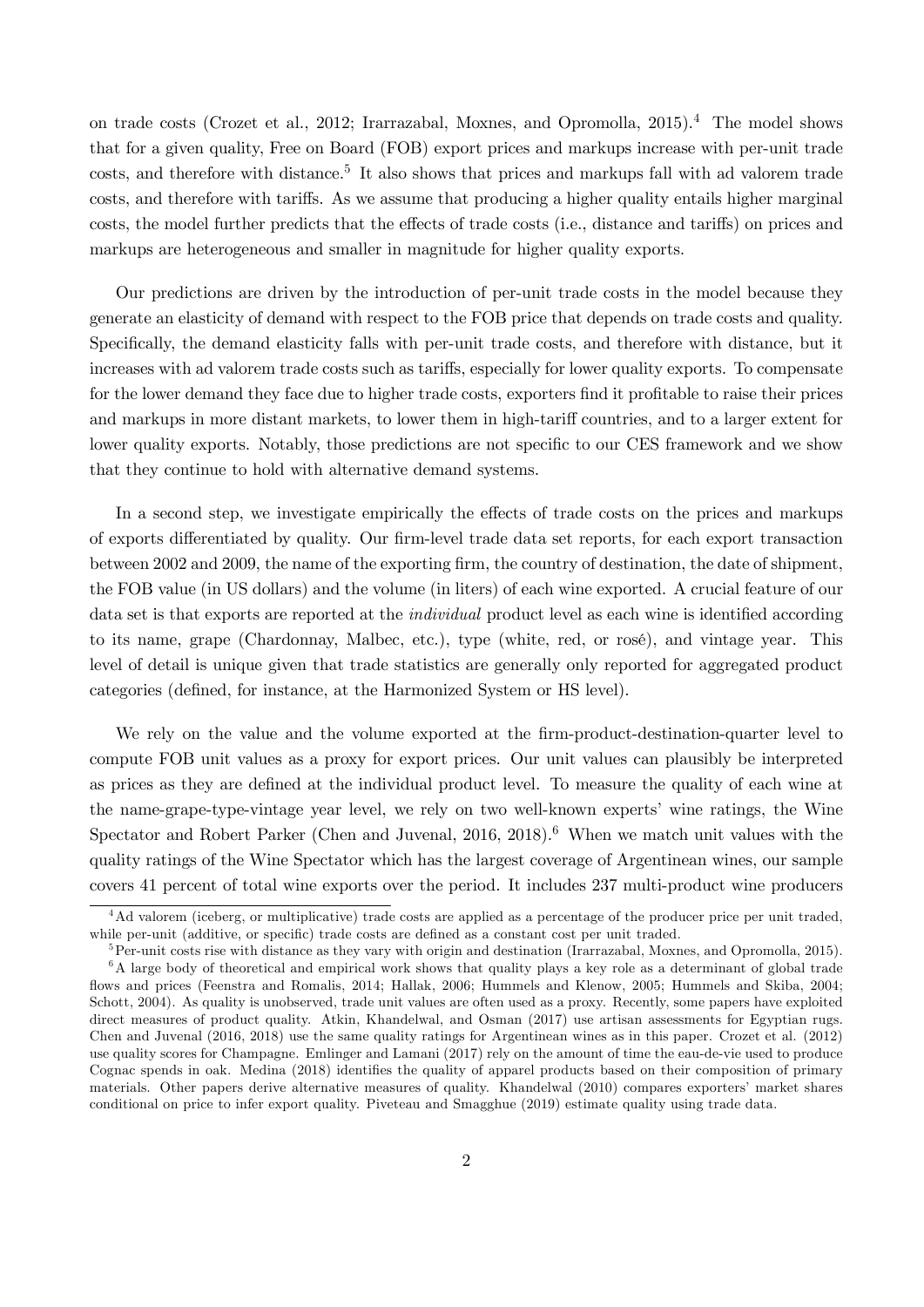on trade costs (Crozet et al., 2012; Irarrazabal, Moxnes, and Opromolla, 2015).[4] The model shows that for a given quality, Free on Board (FOB) export prices and markups increase with per-unit trade costs, and therefore with distance.[5] It also shows that prices and markups fall with ad valorem trade costs, and therefore with tariffs. As we assume that producing a higher quality entails higher marginal costs, the model further predicts that the effects of trade costs (i.e., distance and tariffs) on prices and markups are heterogeneous and smaller in magnitude for higher quality exports.

Our predictions are driven by the introduction of per-unit trade costs in the model because they generate an elasticity of demand with respect to the FOB price that depends on trade costs and quality. Specifically, the demand elasticity falls with per-unit trade costs, and therefore with distance, but it increases with ad valorem trade costs such as tariffs, especially for lower quality exports. To compensate for the lower demand they face due to higher trade costs, exporters find it profitable to raise their prices and markups in more distant markets, to lower them in high-tariff countries, and to a larger extent for lower quality exports. Notably, those predictions are not specific to our CES framework and we show that they continue to hold with alternative demand systems.

In a second step, we investigate empirically the effects of trade costs on the prices and markups of exports differentiated by quality. Our firm-level trade data set reports, for each export transaction between 2002 and 2009, the name of the exporting firm, the country of destination, the date of shipment, the FOB value (in US dollars) and the volume (in liters) of each wine exported. A crucial feature of our data set is that exports are reported at the *individual* product level as each wine is identified according to its name, grape (Chardonnay, Malbec, etc.), type (white, red, or rosé), and vintage year. This level of detail is unique given that trade statistics are generally only reported for aggregated product categories (defined, for instance, at the Harmonized System or HS level).

We rely on the value and the volume exported at the firm-product-destination-quarter level to compute FOB unit values as a proxy for export prices. Our unit values can plausibly be interpreted as prices as they are defined at the individual product level. To measure the quality of each wine at the name-grape-type-vintage year level, we rely on two well-known experts' wine ratings, the Wine Spectator and Robert Parker (Chen and Juvenal, 2016, 2018).[6] When we match unit values with the quality ratings of the Wine Spectator which has the largest coverage of Argentinean wines, our sample covers 41 percent of total wine exports over the period. It includes 237 multi-product wine producers

[4] Ad valorem (iceberg, or multiplicative) trade costs are applied as a percentage of the producer price per unit traded, while per-unit (additive, or specific) trade costs are defined as a constant cost per unit traded.

[5] Per-unit costs rise with distance as they vary with origin and destination (Irarrazabal, Moxnes, and Opromolla, 2015).

[6] A large body of theoretical and empirical work shows that quality plays a key role as a determinant of global trade flows and prices (Feenstra and Romalis, 2014; Hallak, 2006; Hummels and Klenow, 2005; Hummels and Skiba, 2004; Schott, 2004). As quality is unobserved, trade unit values are often used as a proxy. Recently, some papers have exploited direct measures of product quality. Atkin, Khandelwal, and Osman (2017) use artisan assessments for Egyptian rugs. Chen and Juvenal (2016, 2018) use the same quality ratings for Argentinean wines as in this paper. Crozet et al. (2012) use quality scores for Champagne. Emlinger and Lamani (2017) rely on the amount of time the eau-de-vie used to produce Cognac spends in oak. Medina (2018) identifies the quality of apparel products based on their composition of primary materials. Other papers derive alternative measures of quality. Khandelwal (2010) compares exporters' market shares conditional on price to infer export quality. Piveteau and Smagghue (2019) estimate quality using trade data.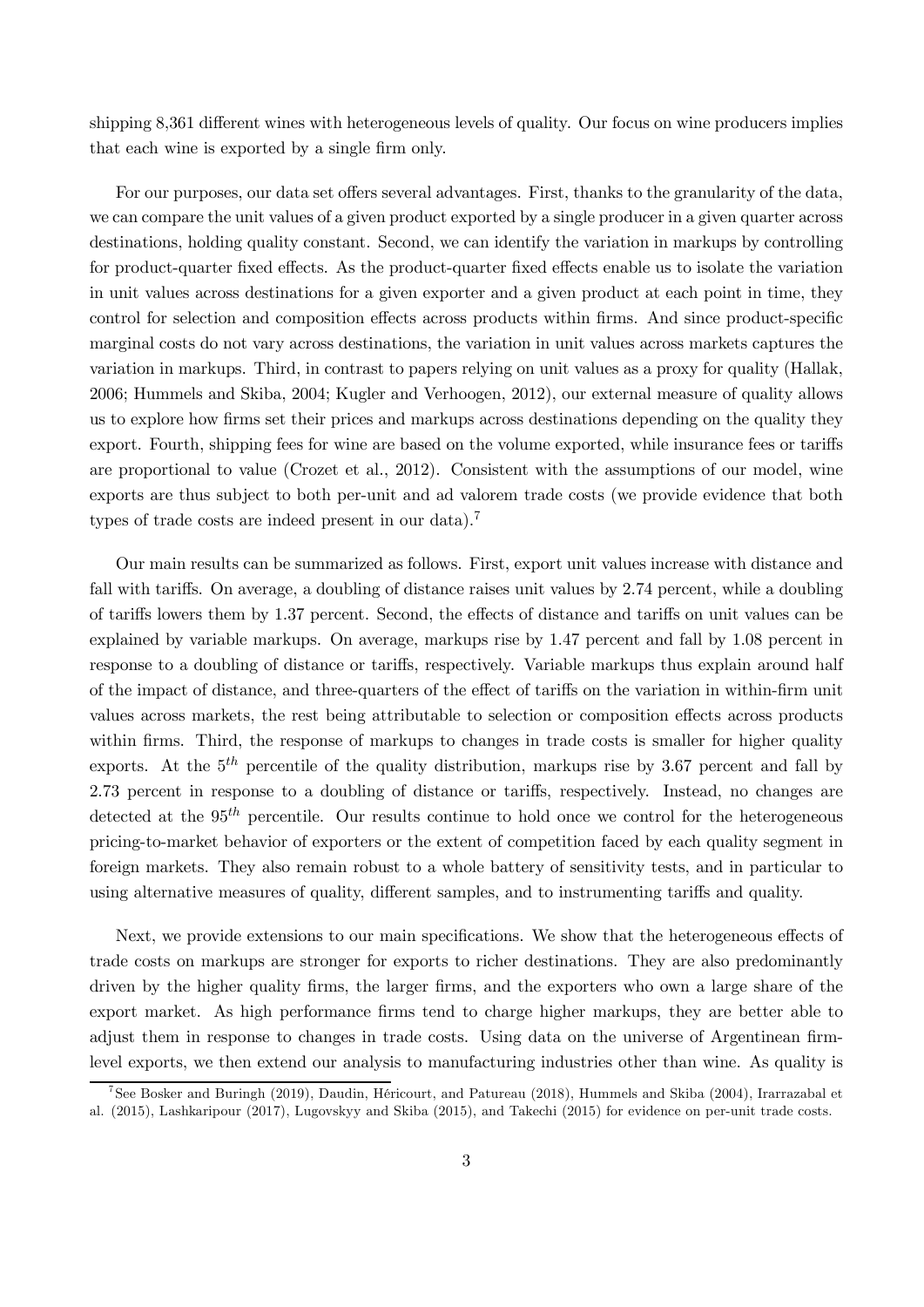shipping 8,361 different wines with heterogeneous levels of quality. Our focus on wine producers implies that each wine is exported by a single firm only.

For our purposes, our data set offers several advantages. First, thanks to the granularity of the data, we can compare the unit values of a given product exported by a single producer in a given quarter across destinations, holding quality constant. Second, we can identify the variation in markups by controlling for product-quarter fixed effects. As the product-quarter fixed effects enable us to isolate the variation in unit values across destinations for a given exporter and a given product at each point in time, they control for selection and composition effects across products within firms. And since product-specific marginal costs do not vary across destinations, the variation in unit values across markets captures the variation in markups. Third, in contrast to papers relying on unit values as a proxy for quality (Hallak, 2006; Hummels and Skiba, 2004; Kugler and Verhoogen, 2012), our external measure of quality allows us to explore how firms set their prices and markups across destinations depending on the quality they export. Fourth, shipping fees for wine are based on the volume exported, while insurance fees or tariffs are proportional to value (Crozet et al., 2012). Consistent with the assumptions of our model, wine exports are thus subject to both per-unit and ad valorem trade costs (we provide evidence that both types of trade costs are indeed present in our data).[7]

Our main results can be summarized as follows. First, export unit values increase with distance and fall with tariffs. On average, a doubling of distance raises unit values by 2.74 percent, while a doubling of tariffs lowers them by 1.37 percent. Second, the effects of distance and tariffs on unit values can be explained by variable markups. On average, markups rise by 1.47 percent and fall by 1.08 percent in response to a doubling of distance or tariffs, respectively. Variable markups thus explain around half of the impact of distance, and three-quarters of the effect of tariffs on the variation in within-firm unit values across markets, the rest being attributable to selection or composition effects across products within firms. Third, the response of markups to changes in trade costs is smaller for higher quality exports. At the $5^{th}$ percentile of the quality distribution, markups rise by 3.67 percent and fall by 2.73 percent in response to a doubling of distance or tariffs, respectively. Instead, no changes are detected at the $95^{th}$ percentile. Our results continue to hold once we control for the heterogeneous pricing-to-market behavior of exporters or the extent of competition faced by each quality segment in foreign markets. They also remain robust to a whole battery of sensitivity tests, and in particular to using alternative measures of quality, different samples, and to instrumenting tariffs and quality.

Next, we provide extensions to our main specifications. We show that the heterogeneous effects of trade costs on markups are stronger for exports to richer destinations. They are also predominantly driven by the higher quality firms, the larger firms, and the exporters who own a large share of the export market. As high performance firms tend to charge higher markups, they are better able to adjust them in response to changes in trade costs. Using data on the universe of Argentinean firm-level exports, we then extend our analysis to manufacturing industries other than wine. As quality is

[7] See Bosker and Buringh (2019), Daudin, Héricourt, and Patureau (2018), Hummels and Skiba (2004), Irarrazabal et al. (2015), Lashkaripour (2017), Lugovskyy and Skiba (2015), and Takechi (2015) for evidence on per-unit trade costs.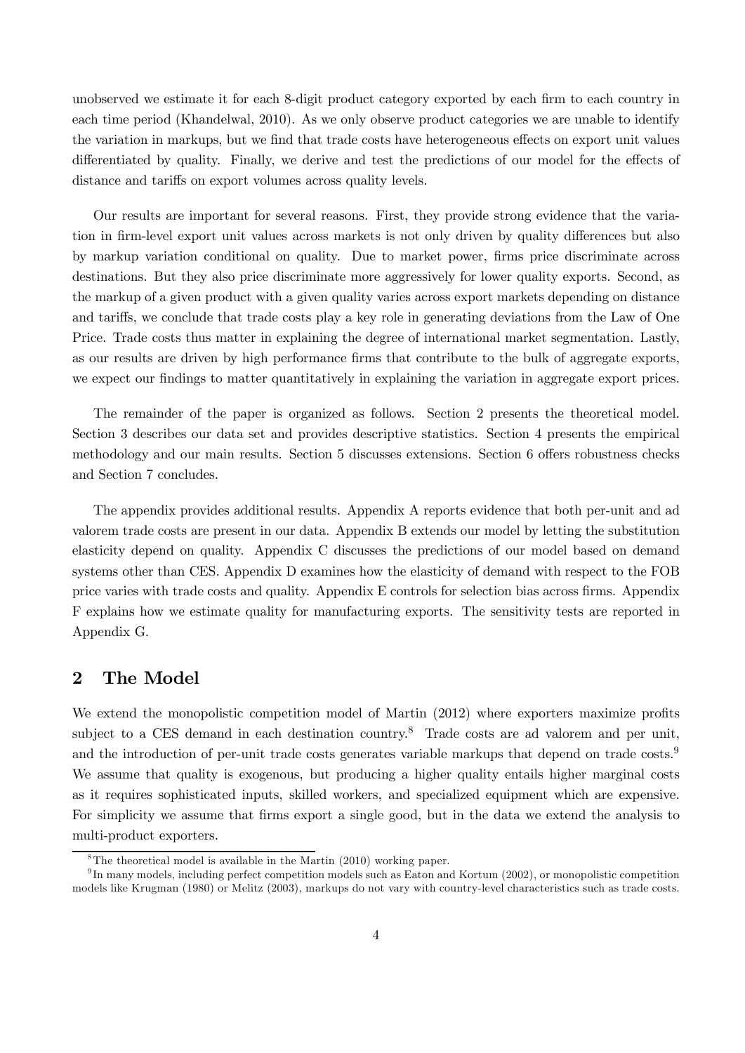unobserved we estimate it for each 8-digit product category exported by each firm to each country in each time period (Khandelwal, 2010). As we only observe product categories we are unable to identify the variation in markups, but we find that trade costs have heterogeneous effects on export unit values differentiated by quality. Finally, we derive and test the predictions of our model for the effects of distance and tariffs on export volumes across quality levels.

Our results are important for several reasons. First, they provide strong evidence that the variation in firm-level export unit values across markets is not only driven by quality differences but also by markup variation conditional on quality. Due to market power, firms price discriminate across destinations. But they also price discriminate more aggressively for lower quality exports. Second, as the markup of a given product with a given quality varies across export markets depending on distance and tariffs, we conclude that trade costs play a key role in generating deviations from the Law of One Price. Trade costs thus matter in explaining the degree of international market segmentation. Lastly, as our results are driven by high performance firms that contribute to the bulk of aggregate exports, we expect our findings to matter quantitatively in explaining the variation in aggregate export prices.

The remainder of the paper is organized as follows. Section 2 presents the theoretical model. Section 3 describes our data set and provides descriptive statistics. Section 4 presents the empirical methodology and our main results. Section 5 discusses extensions. Section 6 offers robustness checks and Section 7 concludes.

The appendix provides additional results. Appendix A reports evidence that both per-unit and ad valorem trade costs are present in our data. Appendix B extends our model by letting the substitution elasticity depend on quality. Appendix C discusses the predictions of our model based on demand systems other than CES. Appendix D examines how the elasticity of demand with respect to the FOB price varies with trade costs and quality. Appendix E controls for selection bias across firms. Appendix F explains how we estimate quality for manufacturing exports. The sensitivity tests are reported in Appendix G.

## 2 The Model

We extend the monopolistic competition model of Martin (2012) where exporters maximize profits subject to a CES demand in each destination country.[8] Trade costs are ad valorem and per unit, and the introduction of per-unit trade costs generates variable markups that depend on trade costs.[9] We assume that quality is exogenous, but producing a higher quality entails higher marginal costs as it requires sophisticated inputs, skilled workers, and specialized equipment which are expensive. For simplicity we assume that firms export a single good, but in the data we extend the analysis to multi-product exporters.

[8] The theoretical model is available in the Martin (2010) working paper.

[9] In many models, including perfect competition models such as Eaton and Kortum (2002), or monopolistic competition models like Krugman (1980) or Melitz (2003), markups do not vary with country-level characteristics such as trade costs.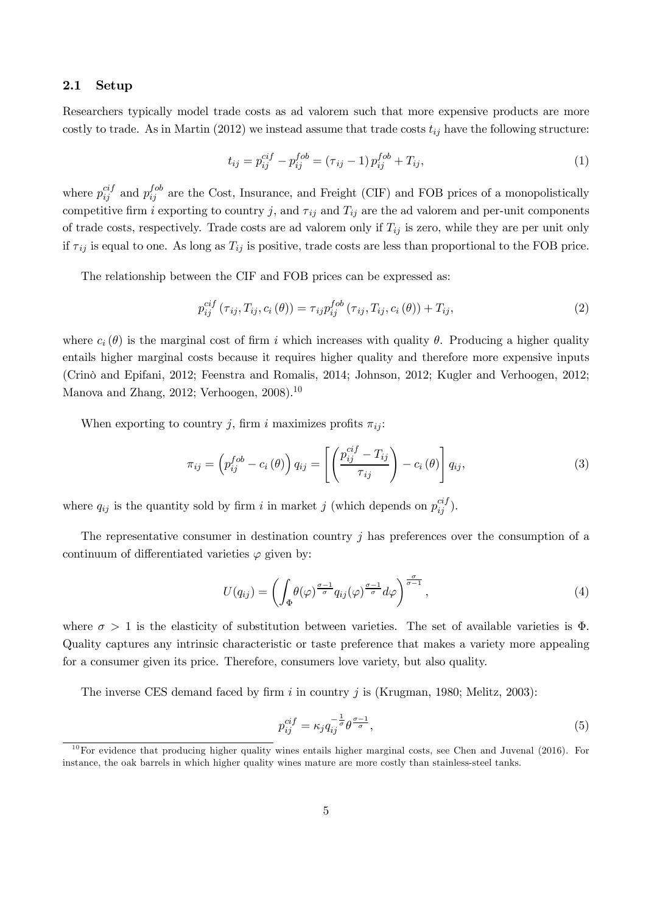### 2.1 Setup

Researchers typically model trade costs as ad valorem such that more expensive products are more costly to trade. As in Martin (2012) we instead assume that trade costs $t_{ij}$ have the following structure:

$$t_{ij} = p_{ij}^{cif} - p_{ij}^{fob} = (\tau_{ij} - 1)\, p_{ij}^{fob} + T_{ij}, \tag{1}$$

where $p_{ij}^{cif}$ and $p_{ij}^{fob}$ are the Cost, Insurance, and Freight (CIF) and FOB prices of a monopolistically competitive firm $i$ exporting to country $j$, and $\tau_{ij}$ and $T_{ij}$ are the ad valorem and per-unit components of trade costs, respectively. Trade costs are ad valorem only if $T_{ij}$ is zero, while they are per unit only if $\tau_{ij}$ is equal to one. As long as $T_{ij}$ is positive, trade costs are less than proportional to the FOB price.

The relationship between the CIF and FOB prices can be expressed as:

$$p_{ij}^{cif}\left(\tau_{ij}, T_{ij}, c_i\left(\theta\right)\right) = \tau_{ij} p_{ij}^{fob}\left(\tau_{ij}, T_{ij}, c_i\left(\theta\right)\right) + T_{ij}, \tag{2}$$

where $c_i(\theta)$ is the marginal cost of firm $i$ which increases with quality $\theta$. Producing a higher quality entails higher marginal costs because it requires higher quality and therefore more expensive inputs (Crinò and Epifani, 2012; Feenstra and Romalis, 2014; Johnson, 2012; Kugler and Verhoogen, 2012; Manova and Zhang, 2012; Verhoogen, 2008).[10]

When exporting to country $j$, firm $i$ maximizes profits $\pi_{ij}$:

$$\pi_{ij} = \left(p_{ij}^{fob} - c_i\left(\theta\right)\right) q_{ij} = \left[\left(\frac{p_{ij}^{cif} - T_{ij}}{\tau_{ij}}\right) - c_i\left(\theta\right)\right] q_{ij}, \tag{3}$$

where $q_{ij}$ is the quantity sold by firm $i$ in market $j$ (which depends on $p_{ij}^{cif}$).

The representative consumer in destination country $j$ has preferences over the consumption of a continuum of differentiated varieties $\varphi$ given by:

$$U(q_{ij}) = \left(\int_{\Phi} \theta(\varphi)^{\frac{\sigma-1}{\sigma}} q_{ij}(\varphi)^{\frac{\sigma-1}{\sigma}} d\varphi\right)^{\frac{\sigma}{\sigma-1}}, \tag{4}$$

where $\sigma > 1$ is the elasticity of substitution between varieties. The set of available varieties is $\Phi$. Quality captures any intrinsic characteristic or taste preference that makes a variety more appealing for a consumer given its price. Therefore, consumers love variety, but also quality.

The inverse CES demand faced by firm $i$ in country $j$ is (Krugman, 1980; Melitz, 2003):

$$p_{ij}^{cif} = \kappa_j q_{ij}^{-\frac{1}{\sigma}} \theta^{\frac{\sigma-1}{\sigma}}, \tag{5}$$

[10] For evidence that producing higher quality wines entails higher marginal costs, see Chen and Juvenal (2016). For instance, the oak barrels in which higher quality wines mature are more costly than stainless-steel tanks.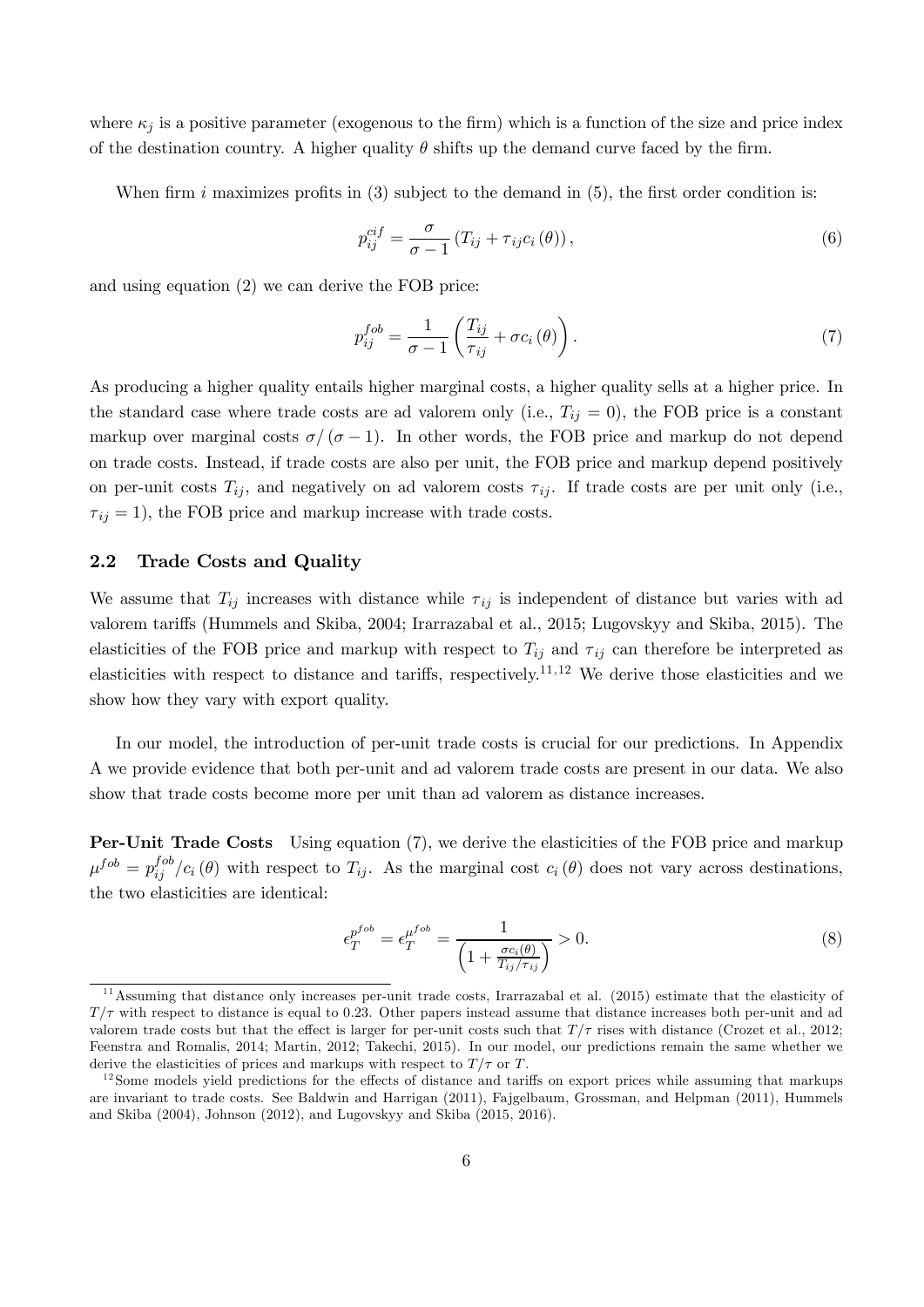where $\kappa_j$ is a positive parameter (exogenous to the firm) which is a function of the size and price index of the destination country. A higher quality $\theta$ shifts up the demand curve faced by the firm.

When firm $i$ maximizes profits in (3) subject to the demand in (5), the first order condition is:

$$p_{ij}^{cif} = \frac{\sigma}{\sigma - 1} \left( T_{ij} + \tau_{ij} c_i \left( \theta \right) \right), \tag{6}$$

and using equation (2) we can derive the FOB price:

$$p_{ij}^{fob} = \frac{1}{\sigma - 1} \left( \frac{T_{ij}}{\tau_{ij}} + \sigma c_i \left( \theta \right) \right). \tag{7}$$

As producing a higher quality entails higher marginal costs, a higher quality sells at a higher price. In the standard case where trade costs are ad valorem only (i.e., $T_{ij} = 0$), the FOB price is a constant markup over marginal costs $\sigma / (\sigma - 1)$. In other words, the FOB price and markup do not depend on trade costs. Instead, if trade costs are also per unit, the FOB price and markup depend positively on per-unit costs $T_{ij}$, and negatively on ad valorem costs $\tau_{ij}$. If trade costs are per unit only (i.e., $\tau_{ij} = 1$), the FOB price and markup increase with trade costs.

## 2.2 Trade Costs and Quality

We assume that $T_{ij}$ increases with distance while $\tau_{ij}$ is independent of distance but varies with ad valorem tariffs (Hummels and Skiba, 2004; Irarrazabal et al., 2015; Lugovskyy and Skiba, 2015). The elasticities of the FOB price and markup with respect to $T_{ij}$ and $\tau_{ij}$ can therefore be interpreted as elasticities with respect to distance and tariffs, respectively.[11,12] We derive those elasticities and we show how they vary with export quality.

In our model, the introduction of per-unit trade costs is crucial for our predictions. In Appendix A we provide evidence that both per-unit and ad valorem trade costs are present in our data. We also show that trade costs become more per unit than ad valorem as distance increases.

**Per-Unit Trade Costs** Using equation (7), we derive the elasticities of the FOB price and markup $\mu^{fob} = p_{ij}^{fob} / c_i(\theta)$ with respect to $T_{ij}$. As the marginal cost $c_i(\theta)$ does not vary across destinations, the two elasticities are identical:

$$\epsilon_T^{p^{fob}} = \epsilon_T^{\mu^{fob}} = \frac{1}{\left( 1 + \frac{\sigma c_i(\theta)}{T_{ij} / \tau_{ij}} \right)} > 0. \tag{8}$$

---

[11] Assuming that distance only increases per-unit trade costs, Irarrazabal et al. (2015) estimate that the elasticity of $T/\tau$ with respect to distance is equal to 0.23. Other papers instead assume that distance increases both per-unit and ad valorem trade costs but that the effect is larger for per-unit costs such that $T/\tau$ rises with distance (Crozet et al., 2012; Feenstra and Romalis, 2014; Martin, 2012; Takechi, 2015). In our model, our predictions remain the same whether we derive the elasticities of prices and markups with respect to $T/\tau$ or $T$.

[12] Some models yield predictions for the effects of distance and tariffs on export prices while assuming that markups are invariant to trade costs. See Baldwin and Harrigan (2011), Fajgelbaum, Grossman, and Helpman (2011), Hummels and Skiba (2004), Johnson (2012), and Lugovskyy and Skiba (2015, 2016).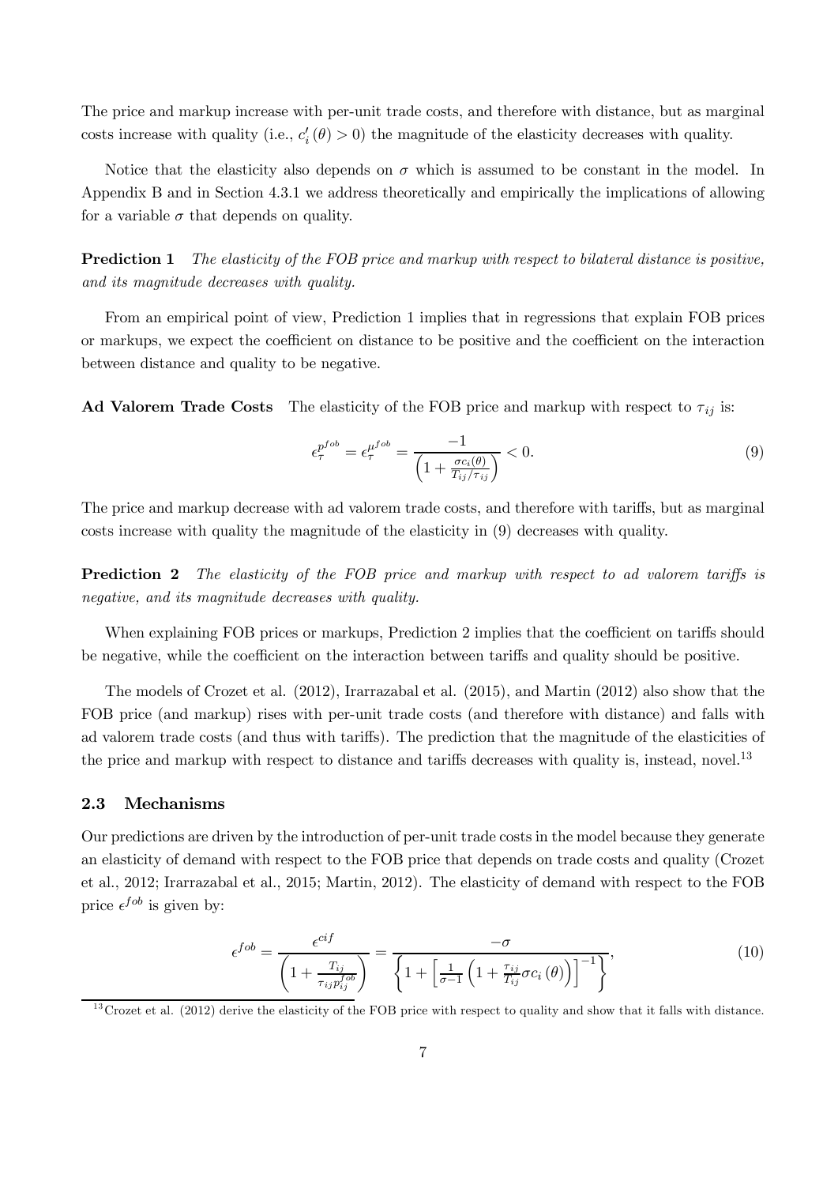The price and markup increase with per-unit trade costs, and therefore with distance, but as marginal costs increase with quality (i.e., $c_i'(\theta) > 0$) the magnitude of the elasticity decreases with quality.

Notice that the elasticity also depends on $\sigma$ which is assumed to be constant in the model. In Appendix B and in Section 4.3.1 we address theoretically and empirically the implications of allowing for a variable $\sigma$ that depends on quality.

**Prediction 1** *The elasticity of the FOB price and markup with respect to bilateral distance is positive, and its magnitude decreases with quality.*

From an empirical point of view, Prediction 1 implies that in regressions that explain FOB prices or markups, we expect the coefficient on distance to be positive and the coefficient on the interaction between distance and quality to be negative.

**Ad Valorem Trade Costs** The elasticity of the FOB price and markup with respect to $\tau_{ij}$ is:

$$\epsilon_{\tau}^{p^{fob}} = \epsilon_{\tau}^{\mu^{fob}} = \frac{-1}{\left(1 + \frac{\sigma c_i(\theta)}{T_{ij}/\tau_{ij}}\right)} < 0. \tag{9}$$

The price and markup decrease with ad valorem trade costs, and therefore with tariffs, but as marginal costs increase with quality the magnitude of the elasticity in (9) decreases with quality.

**Prediction 2** *The elasticity of the FOB price and markup with respect to ad valorem tariffs is negative, and its magnitude decreases with quality.*

When explaining FOB prices or markups, Prediction 2 implies that the coefficient on tariffs should be negative, while the coefficient on the interaction between tariffs and quality should be positive.

The models of Crozet et al. (2012), Irarrazabal et al. (2015), and Martin (2012) also show that the FOB price (and markup) rises with per-unit trade costs (and therefore with distance) and falls with ad valorem trade costs (and thus with tariffs). The prediction that the magnitude of the elasticities of the price and markup with respect to distance and tariffs decreases with quality is, instead, novel.[13]

### 2.3 Mechanisms

Our predictions are driven by the introduction of per-unit trade costs in the model because they generate an elasticity of demand with respect to the FOB price that depends on trade costs and quality (Crozet et al., 2012; Irarrazabal et al., 2015; Martin, 2012). The elasticity of demand with respect to the FOB price $\epsilon^{fob}$ is given by:

$$\epsilon^{fob} = \frac{\epsilon^{cif}}{\left(1 + \frac{T_{ij}}{\tau_{ij} p_{ij}^{fob}}\right)} = \frac{-\sigma}{\left\{1 + \left[\frac{1}{\sigma - 1}\left(1 + \frac{\tau_{ij}}{T_{ij}} \sigma c_i(\theta)\right)\right]^{-1}\right\}}, \tag{10}$$

[13] Crozet et al. (2012) derive the elasticity of the FOB price with respect to quality and show that it falls with distance.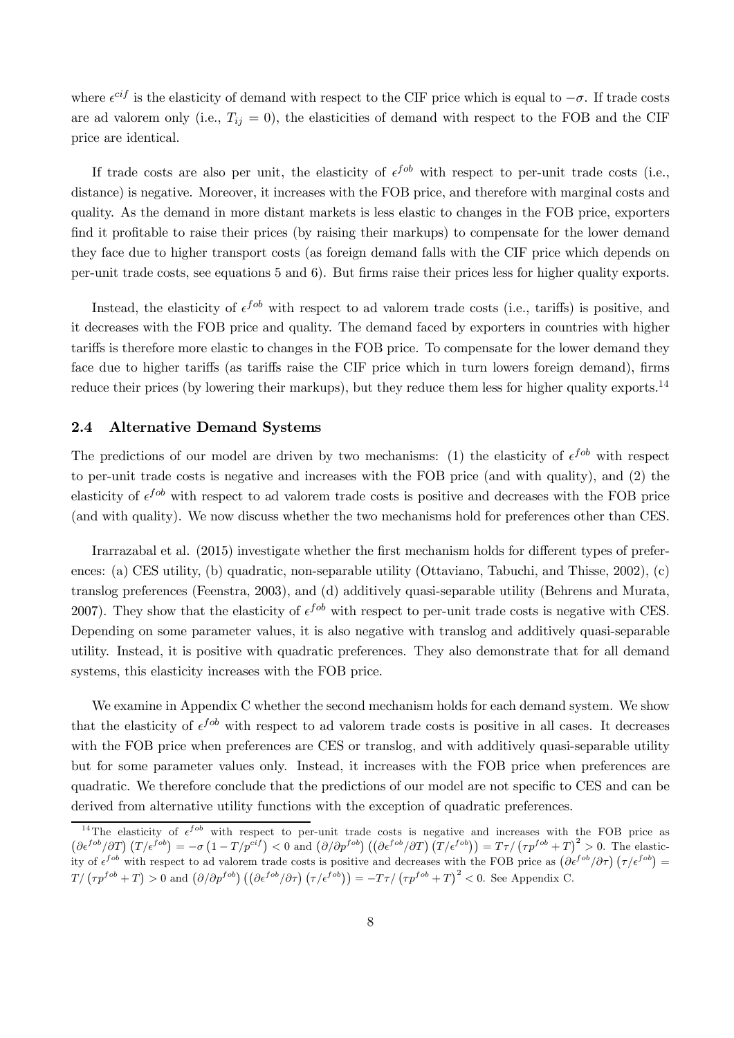where $\epsilon^{cif}$ is the elasticity of demand with respect to the CIF price which is equal to $-\sigma$. If trade costs are ad valorem only (i.e., $T_{ij} = 0$), the elasticities of demand with respect to the FOB and the CIF price are identical.

If trade costs are also per unit, the elasticity of $\epsilon^{fob}$ with respect to per-unit trade costs (i.e., distance) is negative. Moreover, it increases with the FOB price, and therefore with marginal costs and quality. As the demand in more distant markets is less elastic to changes in the FOB price, exporters find it profitable to raise their prices (by raising their markups) to compensate for the lower demand they face due to higher transport costs (as foreign demand falls with the CIF price which depends on per-unit trade costs, see equations 5 and 6). But firms raise their prices less for higher quality exports.

Instead, the elasticity of $\epsilon^{fob}$ with respect to ad valorem trade costs (i.e., tariffs) is positive, and it decreases with the FOB price and quality. The demand faced by exporters in countries with higher tariffs is therefore more elastic to changes in the FOB price. To compensate for the lower demand they face due to higher tariffs (as tariffs raise the CIF price which in turn lowers foreign demand), firms reduce their prices (by lowering their markups), but they reduce them less for higher quality exports.[14]

## 2.4 Alternative Demand Systems

The predictions of our model are driven by two mechanisms: (1) the elasticity of $\epsilon^{fob}$ with respect to per-unit trade costs is negative and increases with the FOB price (and with quality), and (2) the elasticity of $\epsilon^{fob}$ with respect to ad valorem trade costs is positive and decreases with the FOB price (and with quality). We now discuss whether the two mechanisms hold for preferences other than CES.

Irarrazabal et al. (2015) investigate whether the first mechanism holds for different types of preferences: (a) CES utility, (b) quadratic, non-separable utility (Ottaviano, Tabuchi, and Thisse, 2002), (c) translog preferences (Feenstra, 2003), and (d) additively quasi-separable utility (Behrens and Murata, 2007). They show that the elasticity of $\epsilon^{fob}$ with respect to per-unit trade costs is negative with CES. Depending on some parameter values, it is also negative with translog and additively quasi-separable utility. Instead, it is positive with quadratic preferences. They also demonstrate that for all demand systems, this elasticity increases with the FOB price.

We examine in Appendix C whether the second mechanism holds for each demand system. We show that the elasticity of $\epsilon^{fob}$ with respect to ad valorem trade costs is positive in all cases. It decreases with the FOB price when preferences are CES or translog, and with additively quasi-separable utility but for some parameter values only. Instead, it increases with the FOB price when preferences are quadratic. We therefore conclude that the predictions of our model are not specific to CES and can be derived from alternative utility functions with the exception of quadratic preferences.

[14] The elasticity of $\epsilon^{fob}$ with respect to per-unit trade costs is negative and increases with the FOB price as $\left(\partial\epsilon^{fob}/\partial T\right)\left(T/\epsilon^{fob}\right) = -\sigma\left(1 - T/p^{cif}\right) < 0$ and $\left(\partial/\partial p^{fob}\right)\left(\left(\partial\epsilon^{fob}/\partial T\right)\left(T/\epsilon^{fob}\right)\right) = T\tau/\left(\tau p^{fob} + T\right)^2 > 0$. The elasticity of $\epsilon^{fob}$ with respect to ad valorem trade costs is positive and decreases with the FOB price as $\left(\partial\epsilon^{fob}/\partial\tau\right)\left(\tau/\epsilon^{fob}\right) = T/\left(\tau p^{fob} + T\right) > 0$ and $\left(\partial/\partial p^{fob}\right)\left(\left(\partial\epsilon^{fob}/\partial\tau\right)\left(\tau/\epsilon^{fob}\right)\right) = -T\tau/\left(\tau p^{fob} + T\right)^2 < 0$. See Appendix C.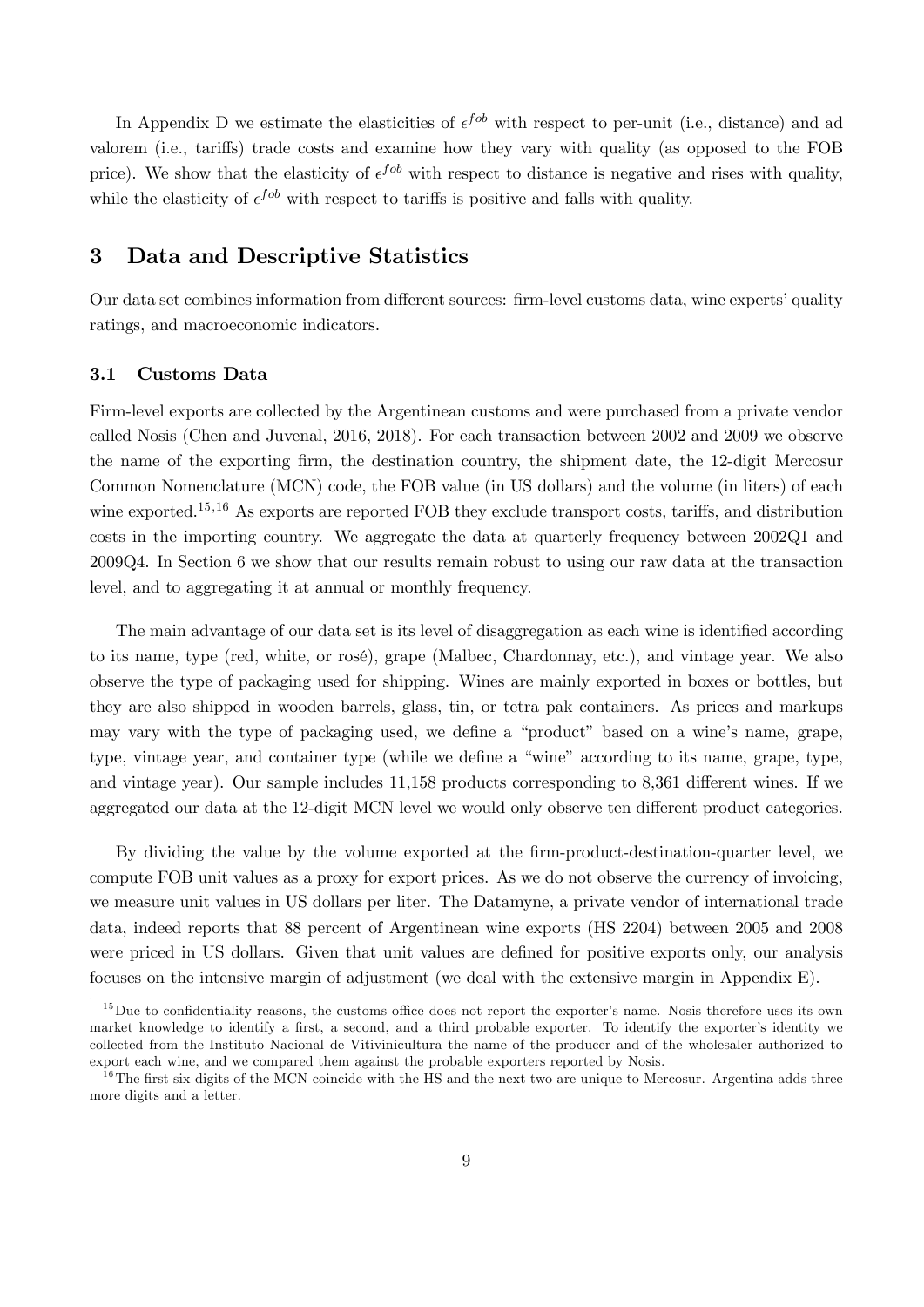In Appendix D we estimate the elasticities of $\epsilon^{fob}$ with respect to per-unit (i.e., distance) and ad valorem (i.e., tariffs) trade costs and examine how they vary with quality (as opposed to the FOB price). We show that the elasticity of $\epsilon^{fob}$ with respect to distance is negative and rises with quality, while the elasticity of $\epsilon^{fob}$ with respect to tariffs is positive and falls with quality.

## 3 Data and Descriptive Statistics

Our data set combines information from different sources: firm-level customs data, wine experts' quality ratings, and macroeconomic indicators.

### 3.1 Customs Data

Firm-level exports are collected by the Argentinean customs and were purchased from a private vendor called Nosis (Chen and Juvenal, 2016, 2018). For each transaction between 2002 and 2009 we observe the name of the exporting firm, the destination country, the shipment date, the 12-digit Mercosur Common Nomenclature (MCN) code, the FOB value (in US dollars) and the volume (in liters) of each wine exported.[15,16] As exports are reported FOB they exclude transport costs, tariffs, and distribution costs in the importing country. We aggregate the data at quarterly frequency between 2002Q1 and 2009Q4. In Section 6 we show that our results remain robust to using our raw data at the transaction level, and to aggregating it at annual or monthly frequency.

The main advantage of our data set is its level of disaggregation as each wine is identified according to its name, type (red, white, or rosé), grape (Malbec, Chardonnay, etc.), and vintage year. We also observe the type of packaging used for shipping. Wines are mainly exported in boxes or bottles, but they are also shipped in wooden barrels, glass, tin, or tetra pak containers. As prices and markups may vary with the type of packaging used, we define a "product" based on a wine's name, grape, type, vintage year, and container type (while we define a "wine" according to its name, grape, type, and vintage year). Our sample includes 11,158 products corresponding to 8,361 different wines. If we aggregated our data at the 12-digit MCN level we would only observe ten different product categories.

By dividing the value by the volume exported at the firm-product-destination-quarter level, we compute FOB unit values as a proxy for export prices. As we do not observe the currency of invoicing, we measure unit values in US dollars per liter. The Datamyne, a private vendor of international trade data, indeed reports that 88 percent of Argentinean wine exports (HS 2204) between 2005 and 2008 were priced in US dollars. Given that unit values are defined for positive exports only, our analysis focuses on the intensive margin of adjustment (we deal with the extensive margin in Appendix E).

[15] Due to confidentiality reasons, the customs office does not report the exporter's name. Nosis therefore uses its own market knowledge to identify a first, a second, and a third probable exporter. To identify the exporter's identity we collected from the Instituto Nacional de Vitivinicultura the name of the producer and of the wholesaler authorized to export each wine, and we compared them against the probable exporters reported by Nosis.

[16] The first six digits of the MCN coincide with the HS and the next two are unique to Mercosur. Argentina adds three more digits and a letter.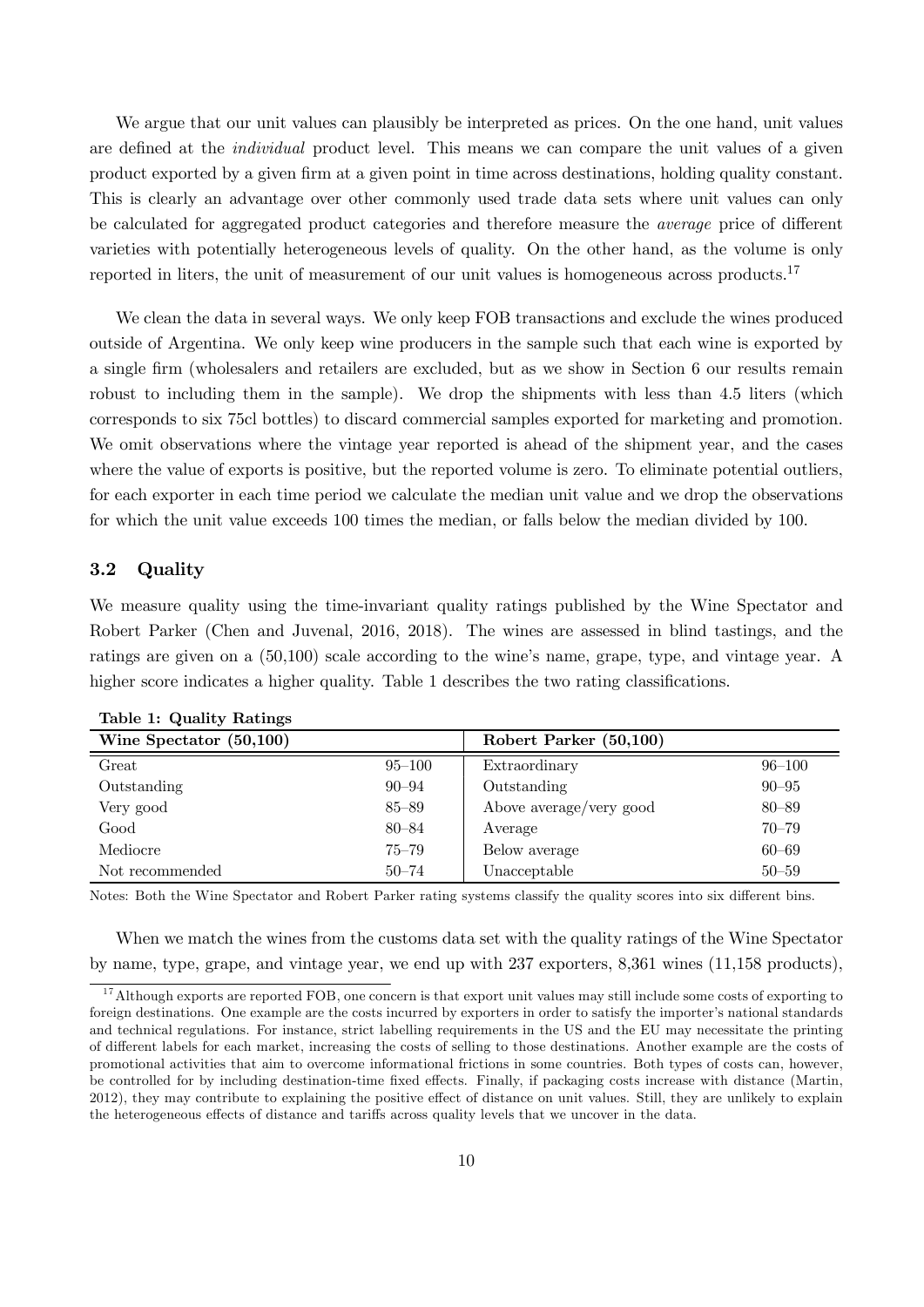We argue that our unit values can plausibly be interpreted as prices. On the one hand, unit values are defined at the *individual* product level. This means we can compare the unit values of a given product exported by a given firm at a given point in time across destinations, holding quality constant. This is clearly an advantage over other commonly used trade data sets where unit values can only be calculated for aggregated product categories and therefore measure the *average* price of different varieties with potentially heterogeneous levels of quality. On the other hand, as the volume is only reported in liters, the unit of measurement of our unit values is homogeneous across products.[17]

We clean the data in several ways. We only keep FOB transactions and exclude the wines produced outside of Argentina. We only keep wine producers in the sample such that each wine is exported by a single firm (wholesalers and retailers are excluded, but as we show in Section 6 our results remain robust to including them in the sample). We drop the shipments with less than 4.5 liters (which corresponds to six 75cl bottles) to discard commercial samples exported for marketing and promotion. We omit observations where the vintage year reported is ahead of the shipment year, and the cases where the value of exports is positive, but the reported volume is zero. To eliminate potential outliers, for each exporter in each time period we calculate the median unit value and we drop the observations for which the unit value exceeds 100 times the median, or falls below the median divided by 100.

### 3.2 Quality

We measure quality using the time-invariant quality ratings published by the Wine Spectator and Robert Parker (Chen and Juvenal, 2016, 2018). The wines are assessed in blind tastings, and the ratings are given on a (50,100) scale according to the wine's name, grape, type, and vintage year. A higher score indicates a higher quality. Table 1 describes the two rating classifications.

**Table 1: Quality Ratings**

| Wine Spectator (50,100) | | Robert Parker (50,100) | |
|---|---|---|---|
| Great | 95–100 | Extraordinary | 96–100 |
| Outstanding | 90–94 | Outstanding | 90–95 |
| Very good | 85–89 | Above average/very good | 80–89 |
| Good | 80–84 | Average | 70–79 |
| Mediocre | 75–79 | Below average | 60–69 |
| Not recommended | 50–74 | Unacceptable | 50–59 |

Notes: Both the Wine Spectator and Robert Parker rating systems classify the quality scores into six different bins.

When we match the wines from the customs data set with the quality ratings of the Wine Spectator by name, type, grape, and vintage year, we end up with 237 exporters, 8,361 wines (11,158 products),

[17] Although exports are reported FOB, one concern is that export unit values may still include some costs of exporting to foreign destinations. One example are the costs incurred by exporters in order to satisfy the importer's national standards and technical regulations. For instance, strict labelling requirements in the US and the EU may necessitate the printing of different labels for each market, increasing the costs of selling to those destinations. Another example are the costs of promotional activities that aim to overcome informational frictions in some countries. Both types of costs can, however, be controlled for by including destination-time fixed effects. Finally, if packaging costs increase with distance (Martin, 2012), they may contribute to explaining the positive effect of distance on unit values. Still, they are unlikely to explain the heterogeneous effects of distance and tariffs across quality levels that we uncover in the data.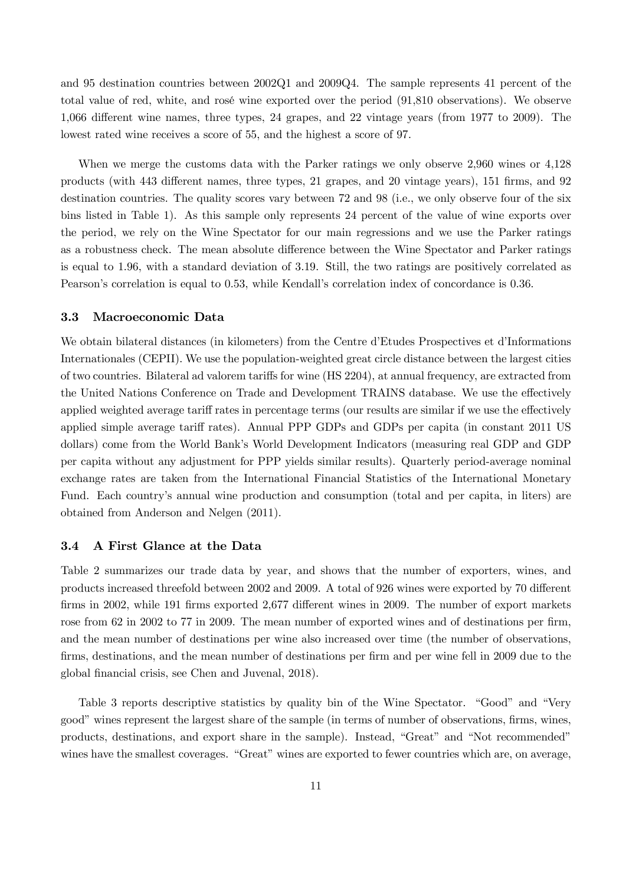and 95 destination countries between 2002Q1 and 2009Q4. The sample represents 41 percent of the total value of red, white, and rosé wine exported over the period (91,810 observations). We observe 1,066 different wine names, three types, 24 grapes, and 22 vintage years (from 1977 to 2009). The lowest rated wine receives a score of 55, and the highest a score of 97.

When we merge the customs data with the Parker ratings we only observe 2,960 wines or 4,128 products (with 443 different names, three types, 21 grapes, and 20 vintage years), 151 firms, and 92 destination countries. The quality scores vary between 72 and 98 (i.e., we only observe four of the six bins listed in Table 1). As this sample only represents 24 percent of the value of wine exports over the period, we rely on the Wine Spectator for our main regressions and we use the Parker ratings as a robustness check. The mean absolute difference between the Wine Spectator and Parker ratings is equal to 1.96, with a standard deviation of 3.19. Still, the two ratings are positively correlated as Pearson's correlation is equal to 0.53, while Kendall's correlation index of concordance is 0.36.

### 3.3 Macroeconomic Data

We obtain bilateral distances (in kilometers) from the Centre d'Etudes Prospectives et d'Informations Internationales (CEPII). We use the population-weighted great circle distance between the largest cities of two countries. Bilateral ad valorem tariffs for wine (HS 2204), at annual frequency, are extracted from the United Nations Conference on Trade and Development TRAINS database. We use the effectively applied weighted average tariff rates in percentage terms (our results are similar if we use the effectively applied simple average tariff rates). Annual PPP GDPs and GDPs per capita (in constant 2011 US dollars) come from the World Bank's World Development Indicators (measuring real GDP and GDP per capita without any adjustment for PPP yields similar results). Quarterly period-average nominal exchange rates are taken from the International Financial Statistics of the International Monetary Fund. Each country's annual wine production and consumption (total and per capita, in liters) are obtained from Anderson and Nelgen (2011).

### 3.4 A First Glance at the Data

Table 2 summarizes our trade data by year, and shows that the number of exporters, wines, and products increased threefold between 2002 and 2009. A total of 926 wines were exported by 70 different firms in 2002, while 191 firms exported 2,677 different wines in 2009. The number of export markets rose from 62 in 2002 to 77 in 2009. The mean number of exported wines and of destinations per firm, and the mean number of destinations per wine also increased over time (the number of observations, firms, destinations, and the mean number of destinations per firm and per wine fell in 2009 due to the global financial crisis, see Chen and Juvenal, 2018).

Table 3 reports descriptive statistics by quality bin of the Wine Spectator. "Good" and "Very good" wines represent the largest share of the sample (in terms of number of observations, firms, wines, products, destinations, and export share in the sample). Instead, "Great" and "Not recommended" wines have the smallest coverages. "Great" wines are exported to fewer countries which are, on average,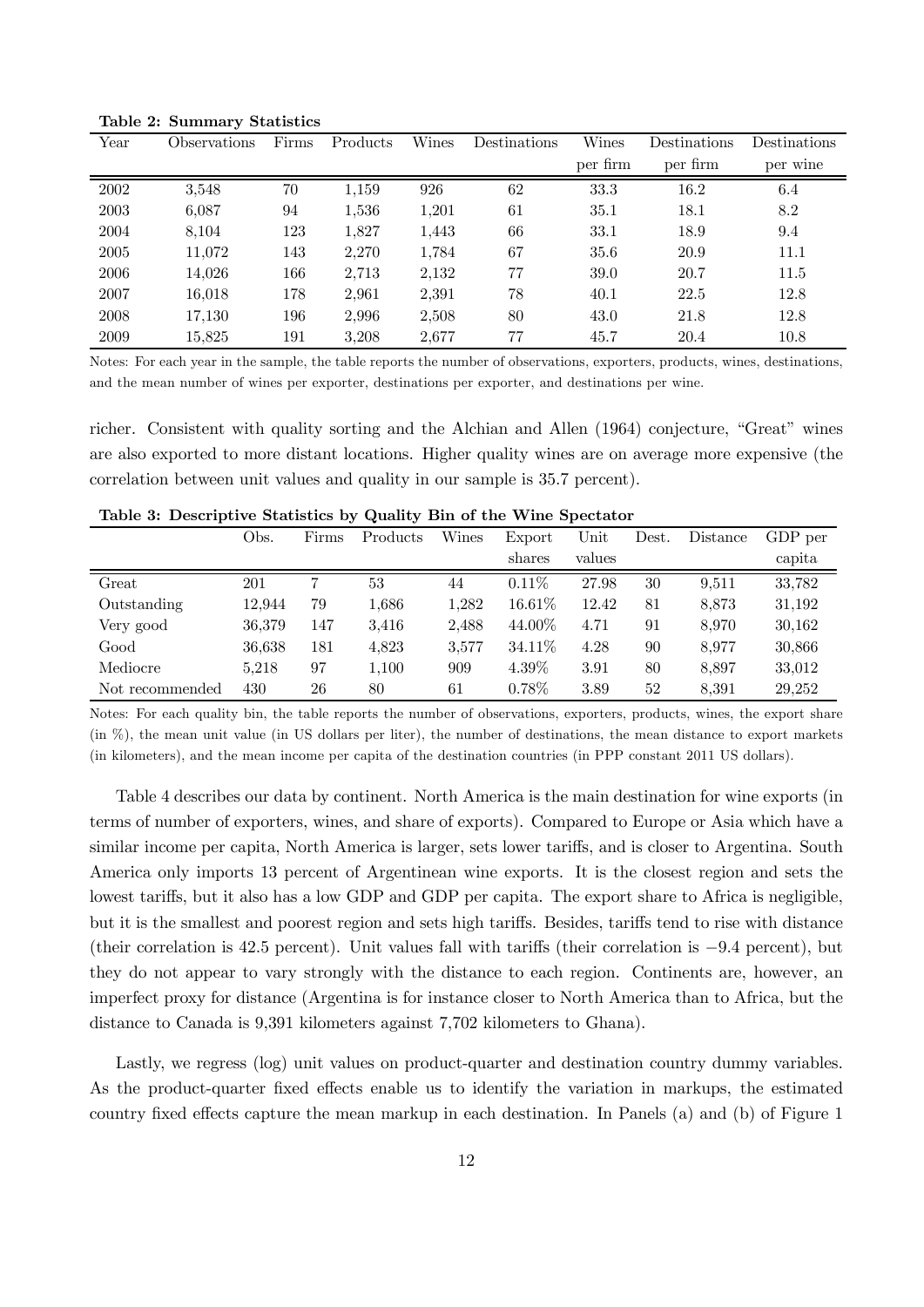**Table 2: Summary Statistics**

| Year | Observations | Firms | Products | Wines | Destinations | Wines per firm | Destinations per firm | Destinations per wine |
|---|---|---|---|---|---|---|---|---|
| 2002 | 3,548 | 70 | 1,159 | 926 | 62 | 33.3 | 16.2 | 6.4 |
| 2003 | 6,087 | 94 | 1,536 | 1,201 | 61 | 35.1 | 18.1 | 8.2 |
| 2004 | 8,104 | 123 | 1,827 | 1,443 | 66 | 33.1 | 18.9 | 9.4 |
| 2005 | 11,072 | 143 | 2,270 | 1,784 | 67 | 35.6 | 20.9 | 11.1 |
| 2006 | 14,026 | 166 | 2,713 | 2,132 | 77 | 39.0 | 20.7 | 11.5 |
| 2007 | 16,018 | 178 | 2,961 | 2,391 | 78 | 40.1 | 22.5 | 12.8 |
| 2008 | 17,130 | 196 | 2,996 | 2,508 | 80 | 43.0 | 21.8 | 12.8 |
| 2009 | 15,825 | 191 | 3,208 | 2,677 | 77 | 45.7 | 20.4 | 10.8 |

Notes: For each year in the sample, the table reports the number of observations, exporters, products, wines, destinations, and the mean number of wines per exporter, destinations per exporter, and destinations per wine.

richer. Consistent with quality sorting and the Alchian and Allen (1964) conjecture, "Great" wines are also exported to more distant locations. Higher quality wines are on average more expensive (the correlation between unit values and quality in our sample is 35.7 percent).

**Table 3: Descriptive Statistics by Quality Bin of the Wine Spectator**

| | Obs. | Firms | Products | Wines | Export shares | Unit values | Dest. | Distance | GDP per capita |
|---|---|---|---|---|---|---|---|---|---|
| Great | 201 | 7 | 53 | 44 | 0.11% | 27.98 | 30 | 9,511 | 33,782 |
| Outstanding | 12,944 | 79 | 1,686 | 1,282 | 16.61% | 12.42 | 81 | 8,873 | 31,192 |
| Very good | 36,379 | 147 | 3,416 | 2,488 | 44.00% | 4.71 | 91 | 8,970 | 30,162 |
| Good | 36,638 | 181 | 4,823 | 3,577 | 34.11% | 4.28 | 90 | 8,977 | 30,866 |
| Mediocre | 5,218 | 97 | 1,100 | 909 | 4.39% | 3.91 | 80 | 8,897 | 33,012 |
| Not recommended | 430 | 26 | 80 | 61 | 0.78% | 3.89 | 52 | 8,391 | 29,252 |

Notes: For each quality bin, the table reports the number of observations, exporters, products, wines, the export share (in %), the mean unit value (in US dollars per liter), the number of destinations, the mean distance to export markets (in kilometers), and the mean income per capita of the destination countries (in PPP constant 2011 US dollars).

Table 4 describes our data by continent. North America is the main destination for wine exports (in terms of number of exporters, wines, and share of exports). Compared to Europe or Asia which have a similar income per capita, North America is larger, sets lower tariffs, and is closer to Argentina. South America only imports 13 percent of Argentinean wine exports. It is the closest region and sets the lowest tariffs, but it also has a low GDP and GDP per capita. The export share to Africa is negligible, but it is the smallest and poorest region and sets high tariffs. Besides, tariffs tend to rise with distance (their correlation is 42.5 percent). Unit values fall with tariffs (their correlation is −9.4 percent), but they do not appear to vary strongly with the distance to each region. Continents are, however, an imperfect proxy for distance (Argentina is for instance closer to North America than to Africa, but the distance to Canada is 9,391 kilometers against 7,702 kilometers to Ghana).

Lastly, we regress (log) unit values on product-quarter and destination country dummy variables. As the product-quarter fixed effects enable us to identify the variation in markups, the estimated country fixed effects capture the mean markup in each destination. In Panels (a) and (b) of Figure 1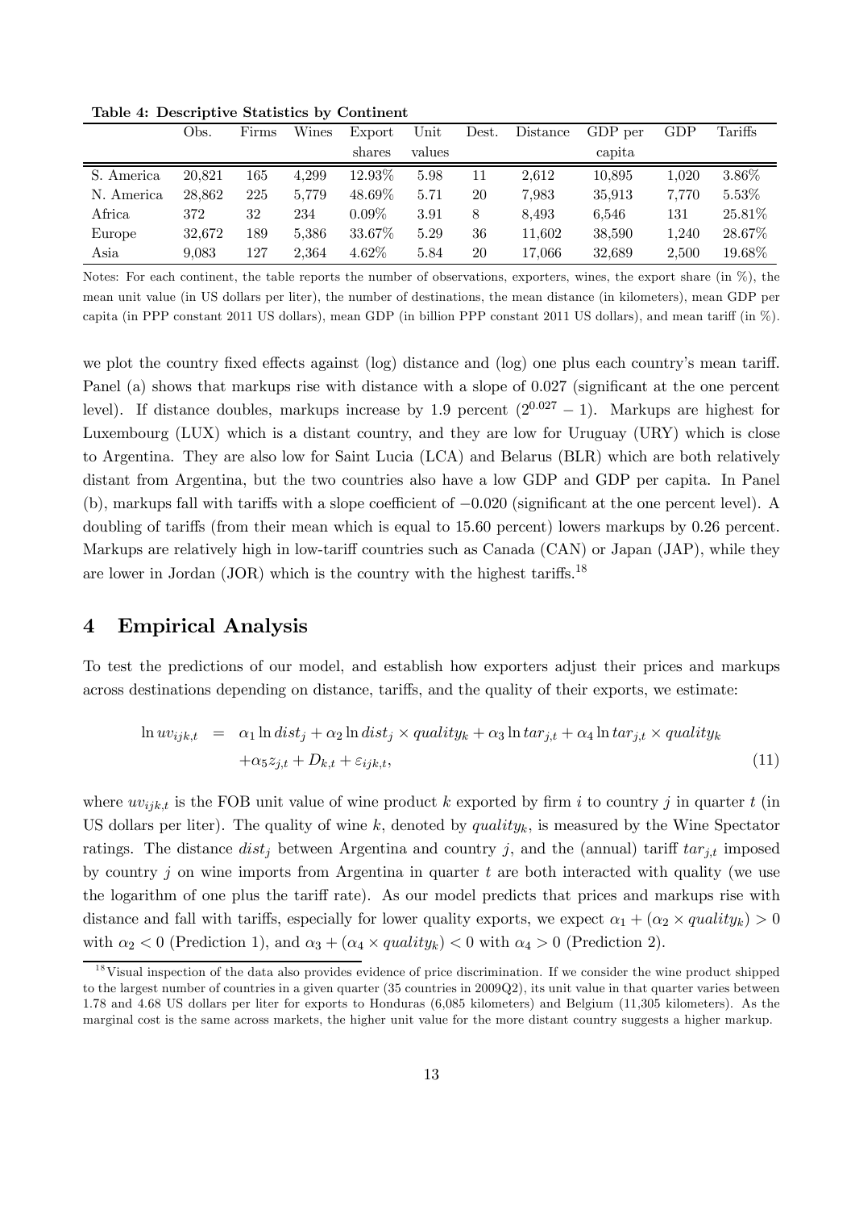**Table 4: Descriptive Statistics by Continent**

| | Obs. | Firms | Wines | Export shares | Unit values | Dest. | Distance | GDP per capita | GDP | Tariffs |
|---|---|---|---|---|---|---|---|---|---|---|
| S. America | 20,821 | 165 | 4,299 | 12.93% | 5.98 | 11 | 2,612 | 10,895 | 1,020 | 3.86% |
| N. America | 28,862 | 225 | 5,779 | 48.69% | 5.71 | 20 | 7,983 | 35,913 | 7,770 | 5.53% |
| Africa | 372 | 32 | 234 | 0.09% | 3.91 | 8 | 8,493 | 6,546 | 131 | 25.81% |
| Europe | 32,672 | 189 | 5,386 | 33.67% | 5.29 | 36 | 11,602 | 38,590 | 1,240 | 28.67% |
| Asia | 9,083 | 127 | 2,364 | 4.62% | 5.84 | 20 | 17,066 | 32,689 | 2,500 | 19.68% |

Notes: For each continent, the table reports the number of observations, exporters, wines, the export share (in %), the mean unit value (in US dollars per liter), the number of destinations, the mean distance (in kilometers), mean GDP per capita (in PPP constant 2011 US dollars), mean GDP (in billion PPP constant 2011 US dollars), and mean tariff (in %).

we plot the country fixed effects against (log) distance and (log) one plus each country's mean tariff. Panel (a) shows that markups rise with distance with a slope of 0.027 (significant at the one percent level). If distance doubles, markups increase by 1.9 percent ($2^{0.027} - 1$). Markups are highest for Luxembourg (LUX) which is a distant country, and they are low for Uruguay (URY) which is close to Argentina. They are also low for Saint Lucia (LCA) and Belarus (BLR) which are both relatively distant from Argentina, but the two countries also have a low GDP and GDP per capita. In Panel (b), markups fall with tariffs with a slope coefficient of $-0.020$ (significant at the one percent level). A doubling of tariffs (from their mean which is equal to 15.60 percent) lowers markups by 0.26 percent. Markups are relatively high in low-tariff countries such as Canada (CAN) or Japan (JAP), while they are lower in Jordan (JOR) which is the country with the highest tariffs.[18]

## 4 Empirical Analysis

To test the predictions of our model, and establish how exporters adjust their prices and markups across destinations depending on distance, tariffs, and the quality of their exports, we estimate:

$$\begin{aligned}\ln uv_{ijk,t} &= \alpha_1 \ln dist_j + \alpha_2 \ln dist_j \times quality_k + \alpha_3 \ln tar_{j,t} + \alpha_4 \ln tar_{j,t} \times quality_k \\ &\quad + \alpha_5 z_{j,t} + D_{k,t} + \varepsilon_{ijk,t}, \end{aligned} \tag{11}$$

where $uv_{ijk,t}$ is the FOB unit value of wine product $k$ exported by firm $i$ to country $j$ in quarter $t$ (in US dollars per liter). The quality of wine $k$, denoted by $quality_k$, is measured by the Wine Spectator ratings. The distance $dist_j$ between Argentina and country $j$, and the (annual) tariff $tar_{j,t}$ imposed by country $j$ on wine imports from Argentina in quarter $t$ are both interacted with quality (we use the logarithm of one plus the tariff rate). As our model predicts that prices and markups rise with distance and fall with tariffs, especially for lower quality exports, we expect $\alpha_1 + (\alpha_2 \times quality_k) > 0$ with $\alpha_2 < 0$ (Prediction 1), and $\alpha_3 + (\alpha_4 \times quality_k) < 0$ with $\alpha_4 > 0$ (Prediction 2).

[18] Visual inspection of the data also provides evidence of price discrimination. If we consider the wine product shipped to the largest number of countries in a given quarter (35 countries in 2009Q2), its unit value in that quarter varies between 1.78 and 4.68 US dollars per liter for exports to Honduras (6,085 kilometers) and Belgium (11,305 kilometers). As the marginal cost is the same across markets, the higher unit value for the more distant country suggests a higher markup.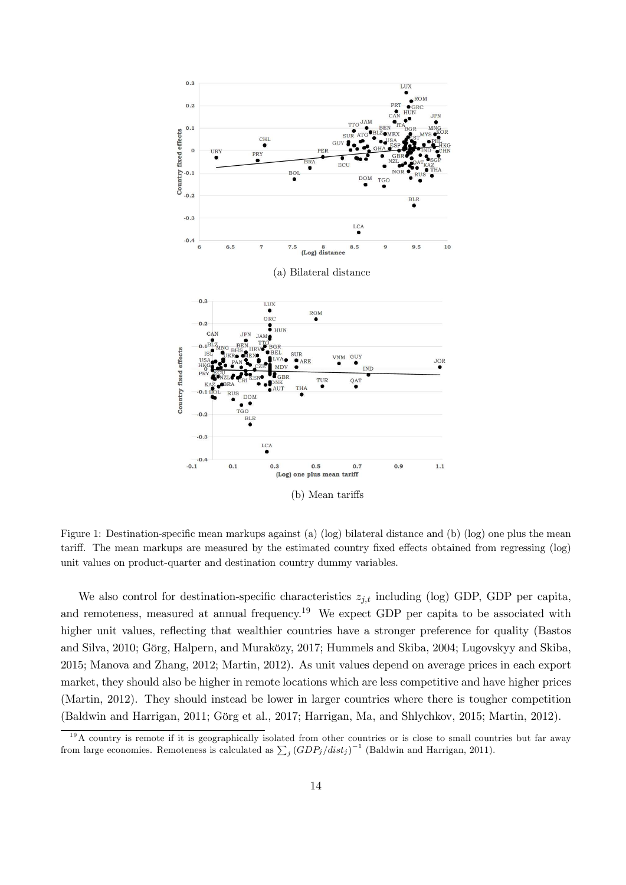(a) Bilateral distance

(b) Mean tariffs

Figure 1: Destination-specific mean markups against (a) (log) bilateral distance and (b) (log) one plus the mean tariff. The mean markups are measured by the estimated country fixed effects obtained from regressing (log) unit values on product-quarter and destination country dummy variables.

We also control for destination-specific characteristics $z_{j,t}$ including (log) GDP, GDP per capita, and remoteness, measured at annual frequency.[19] We expect GDP per capita to be associated with higher unit values, reflecting that wealthier countries have a stronger preference for quality (Bastos and Silva, 2010; Görg, Halpern, and Muraközy, 2017; Hummels and Skiba, 2004; Lugovskyy and Skiba, 2015; Manova and Zhang, 2012; Martin, 2012). As unit values depend on average prices in each export market, they should also be higher in remote locations which are less competitive and have higher prices (Martin, 2012). They should instead be lower in larger countries where there is tougher competition (Baldwin and Harrigan, 2011; Görg et al., 2017; Harrigan, Ma, and Shlychkov, 2015; Martin, 2012).

[19] A country is remote if it is geographically isolated from other countries or is close to small countries but far away from large economies. Remoteness is calculated as $\sum_j (GDP_j/dist_j)^{-1}$ (Baldwin and Harrigan, 2011).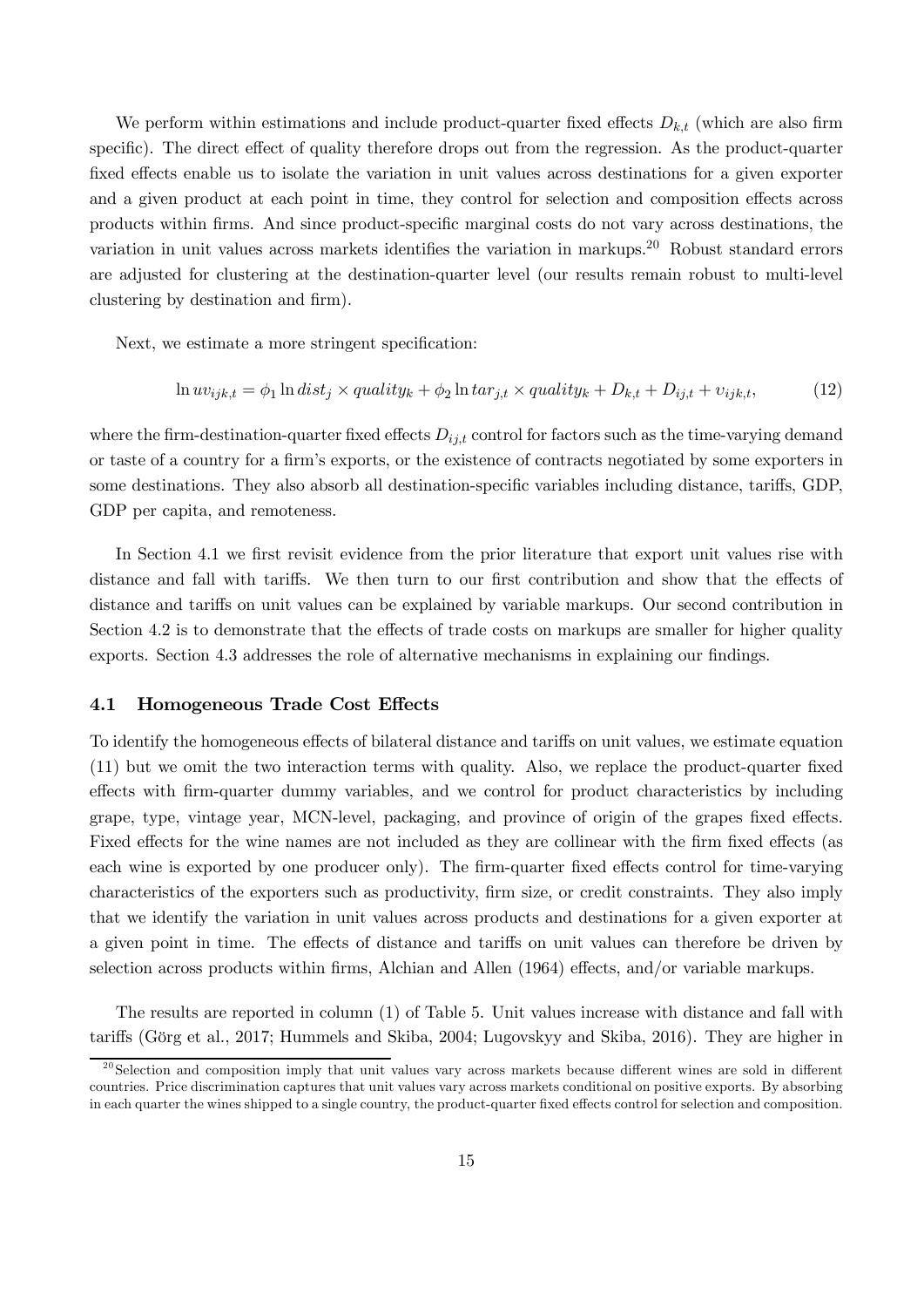We perform within estimations and include product-quarter fixed effects $D_{k,t}$ (which are also firm specific). The direct effect of quality therefore drops out from the regression. As the product-quarter fixed effects enable us to isolate the variation in unit values across destinations for a given exporter and a given product at each point in time, they control for selection and composition effects across products within firms. And since product-specific marginal costs do not vary across destinations, the variation in unit values across markets identifies the variation in markups.[20] Robust standard errors are adjusted for clustering at the destination-quarter level (our results remain robust to multi-level clustering by destination and firm).

Next, we estimate a more stringent specification:

$$\ln uv_{ijk,t} = \phi_1 \ln dist_j \times quality_k + \phi_2 \ln tar_{j,t} \times quality_k + D_{k,t} + D_{ij,t} + \upsilon_{ijk,t}, \tag{12}$$

where the firm-destination-quarter fixed effects $D_{ij,t}$ control for factors such as the time-varying demand or taste of a country for a firm's exports, or the existence of contracts negotiated by some exporters in some destinations. They also absorb all destination-specific variables including distance, tariffs, GDP, GDP per capita, and remoteness.

In Section 4.1 we first revisit evidence from the prior literature that export unit values rise with distance and fall with tariffs. We then turn to our first contribution and show that the effects of distance and tariffs on unit values can be explained by variable markups. Our second contribution in Section 4.2 is to demonstrate that the effects of trade costs on markups are smaller for higher quality exports. Section 4.3 addresses the role of alternative mechanisms in explaining our findings.

### 4.1 Homogeneous Trade Cost Effects

To identify the homogeneous effects of bilateral distance and tariffs on unit values, we estimate equation (11) but we omit the two interaction terms with quality. Also, we replace the product-quarter fixed effects with firm-quarter dummy variables, and we control for product characteristics by including grape, type, vintage year, MCN-level, packaging, and province of origin of the grapes fixed effects. Fixed effects for the wine names are not included as they are collinear with the firm fixed effects (as each wine is exported by one producer only). The firm-quarter fixed effects control for time-varying characteristics of the exporters such as productivity, firm size, or credit constraints. They also imply that we identify the variation in unit values across products and destinations for a given exporter at a given point in time. The effects of distance and tariffs on unit values can therefore be driven by selection across products within firms, Alchian and Allen (1964) effects, and/or variable markups.

The results are reported in column (1) of Table 5. Unit values increase with distance and fall with tariffs (Görg et al., 2017; Hummels and Skiba, 2004; Lugovskyy and Skiba, 2016). They are higher in

[20] Selection and composition imply that unit values vary across markets because different wines are sold in different countries. Price discrimination captures that unit values vary across markets conditional on positive exports. By absorbing in each quarter the wines shipped to a single country, the product-quarter fixed effects control for selection and composition.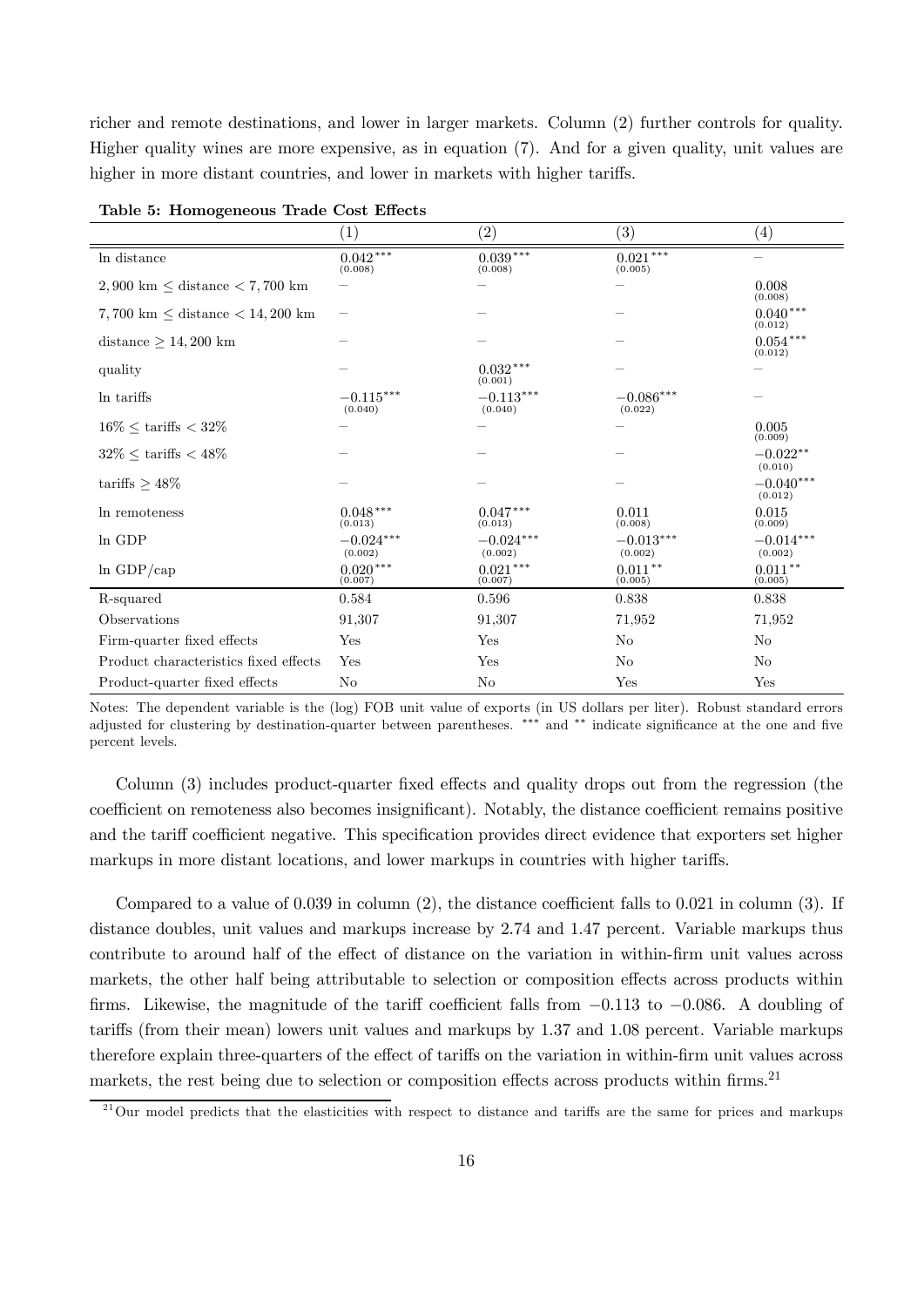richer and remote destinations, and lower in larger markets. Column (2) further controls for quality. Higher quality wines are more expensive, as in equation (7). And for a given quality, unit values are higher in more distant countries, and lower in markets with higher tariffs.

**Table 5: Homogeneous Trade Cost Effects**

| | (1) | (2) | (3) | (4) |
|---|---|---|---|---|
| ln distance | $0.042^{***}$ (0.008) | $0.039^{***}$ (0.008) | $0.021^{***}$ (0.005) | – |
| $2,900$ km $\leq$ distance $< 7,700$ km | – | – | – | 0.008 (0.008) |
| $7,700$ km $\leq$ distance $< 14,200$ km | – | – | – | $0.040^{***}$ (0.012) |
| distance $\geq 14,200$ km | – | – | – | $0.054^{***}$ (0.012) |
| quality | – | $0.032^{***}$ (0.001) | – | – |
| ln tariffs | $-0.115^{***}$ (0.040) | $-0.113^{***}$ (0.040) | $-0.086^{***}$ (0.022) | – |
| $16\% \leq$ tariffs $< 32\%$ | – | – | – | 0.005 (0.009) |
| $32\% \leq$ tariffs $< 48\%$ | – | – | – | $-0.022^{**}$ (0.010) |
| tariffs $\geq 48\%$ | – | – | – | $-0.040^{***}$ (0.012) |
| ln remoteness | $0.048^{***}$ (0.013) | $0.047^{***}$ (0.013) | 0.011 (0.008) | 0.015 (0.009) |
| ln GDP | $-0.024^{***}$ (0.002) | $-0.024^{***}$ (0.002) | $-0.013^{***}$ (0.002) | $-0.014^{***}$ (0.002) |
| ln GDP/cap | $0.020^{***}$ (0.007) | $0.021^{***}$ (0.007) | $0.011^{**}$ (0.005) | $0.011^{**}$ (0.005) |
| R-squared | 0.584 | 0.596 | 0.838 | 0.838 |
| Observations | 91,307 | 91,307 | 71,952 | 71,952 |
| Firm-quarter fixed effects | Yes | Yes | No | No |
| Product characteristics fixed effects | Yes | Yes | No | No |
| Product-quarter fixed effects | No | No | Yes | Yes |

Notes: The dependent variable is the (log) FOB unit value of exports (in US dollars per liter). Robust standard errors adjusted for clustering by destination-quarter between parentheses. *** and ** indicate significance at the one and five percent levels.

Column (3) includes product-quarter fixed effects and quality drops out from the regression (the coefficient on remoteness also becomes insignificant). Notably, the distance coefficient remains positive and the tariff coefficient negative. This specification provides direct evidence that exporters set higher markups in more distant locations, and lower markups in countries with higher tariffs.

Compared to a value of 0.039 in column (2), the distance coefficient falls to 0.021 in column (3). If distance doubles, unit values and markups increase by 2.74 and 1.47 percent. Variable markups thus contribute to around half of the effect of distance on the variation in within-firm unit values across markets, the other half being attributable to selection or composition effects across products within firms. Likewise, the magnitude of the tariff coefficient falls from $-0.113$ to $-0.086$. A doubling of tariffs (from their mean) lowers unit values and markups by 1.37 and 1.08 percent. Variable markups therefore explain three-quarters of the effect of tariffs on the variation in within-firm unit values across markets, the rest being due to selection or composition effects across products within firms.[21]

[21] Our model predicts that the elasticities with respect to distance and tariffs are the same for prices and markups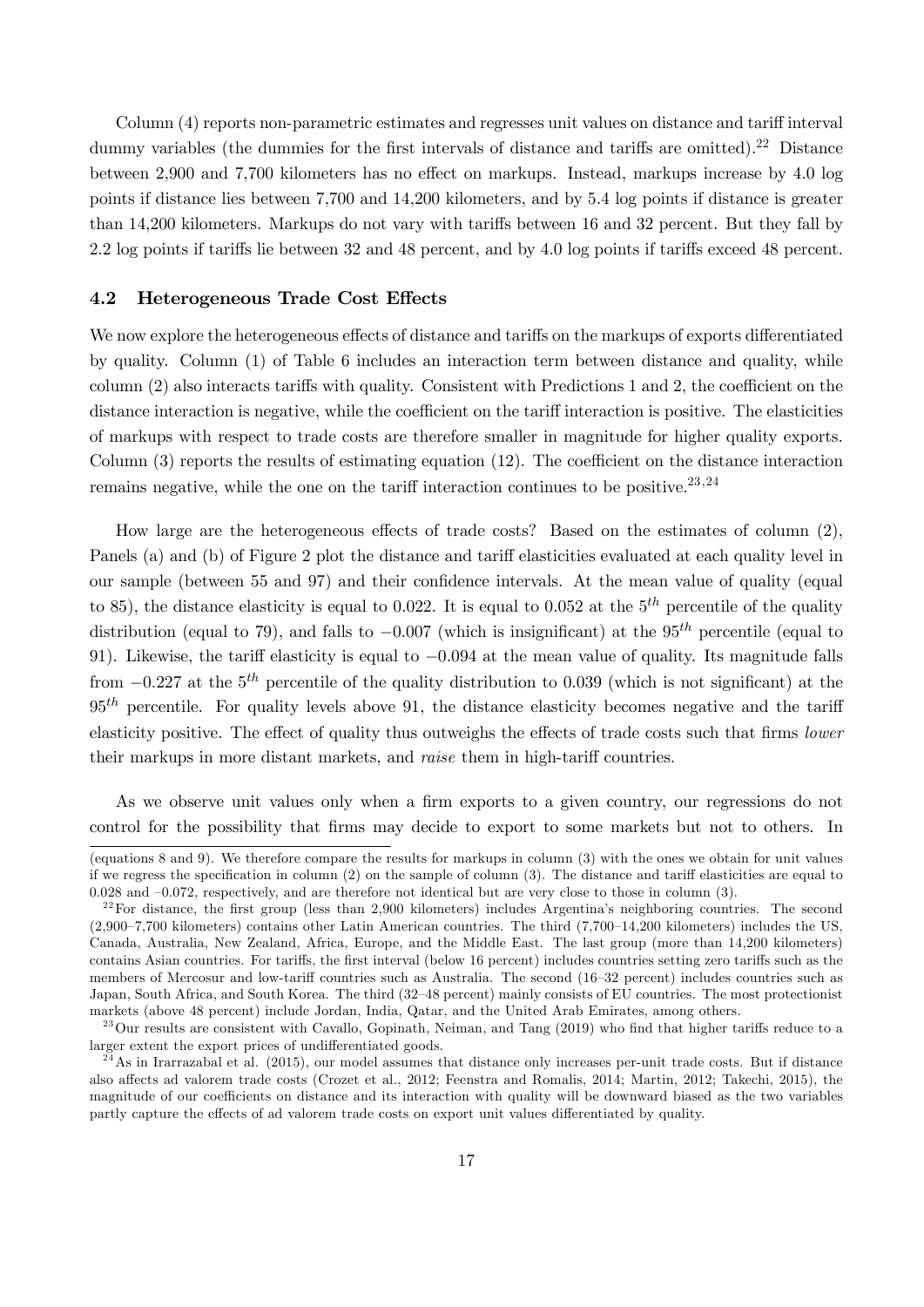Column (4) reports non-parametric estimates and regresses unit values on distance and tariff interval dummy variables (the dummies for the first intervals of distance and tariffs are omitted).[22] Distance between 2,900 and 7,700 kilometers has no effect on markups. Instead, markups increase by 4.0 log points if distance lies between 7,700 and 14,200 kilometers, and by 5.4 log points if distance is greater than 14,200 kilometers. Markups do not vary with tariffs between 16 and 32 percent. But they fall by 2.2 log points if tariffs lie between 32 and 48 percent, and by 4.0 log points if tariffs exceed 48 percent.

### 4.2 Heterogeneous Trade Cost Effects

We now explore the heterogeneous effects of distance and tariffs on the markups of exports differentiated by quality. Column (1) of Table 6 includes an interaction term between distance and quality, while column (2) also interacts tariffs with quality. Consistent with Predictions 1 and 2, the coefficient on the distance interaction is negative, while the coefficient on the tariff interaction is positive. The elasticities of markups with respect to trade costs are therefore smaller in magnitude for higher quality exports. Column (3) reports the results of estimating equation (12). The coefficient on the distance interaction remains negative, while the one on the tariff interaction continues to be positive.[23,24]

How large are the heterogeneous effects of trade costs? Based on the estimates of column (2), Panels (a) and (b) of Figure 2 plot the distance and tariff elasticities evaluated at each quality level in our sample (between 55 and 97) and their confidence intervals. At the mean value of quality (equal to 85), the distance elasticity is equal to 0.022. It is equal to 0.052 at the $5^{th}$ percentile of the quality distribution (equal to 79), and falls to $-0.007$ (which is insignificant) at the $95^{th}$ percentile (equal to 91). Likewise, the tariff elasticity is equal to $-0.094$ at the mean value of quality. Its magnitude falls from $-0.227$ at the $5^{th}$ percentile of the quality distribution to 0.039 (which is not significant) at the $95^{th}$ percentile. For quality levels above 91, the distance elasticity becomes negative and the tariff elasticity positive. The effect of quality thus outweighs the effects of trade costs such that firms *lower* their markups in more distant markets, and *raise* them in high-tariff countries.

As we observe unit values only when a firm exports to a given country, our regressions do not control for the possibility that firms may decide to export to some markets but not to others. In

(equations 8 and 9). We therefore compare the results for markups in column (3) with the ones we obtain for unit values if we regress the specification in column (2) on the sample of column (3). The distance and tariff elasticities are equal to 0.028 and –0.072, respectively, and are therefore not identical but are very close to those in column (3).

[22] For distance, the first group (less than 2,900 kilometers) includes Argentina's neighboring countries. The second (2,900–7,700 kilometers) contains other Latin American countries. The third (7,700–14,200 kilometers) includes the US, Canada, Australia, New Zealand, Africa, Europe, and the Middle East. The last group (more than 14,200 kilometers) contains Asian countries. For tariffs, the first interval (below 16 percent) includes countries setting zero tariffs such as the members of Mercosur and low-tariff countries such as Australia. The second (16–32 percent) includes countries such as Japan, South Africa, and South Korea. The third (32–48 percent) mainly consists of EU countries. The most protectionist markets (above 48 percent) include Jordan, India, Qatar, and the United Arab Emirates, among others.

[23] Our results are consistent with Cavallo, Gopinath, Neiman, and Tang (2019) who find that higher tariffs reduce to a larger extent the export prices of undifferentiated goods.

[24] As in Irarrazabal et al. (2015), our model assumes that distance only increases per-unit trade costs. But if distance also affects ad valorem trade costs (Crozet et al., 2012; Feenstra and Romalis, 2014; Martin, 2012; Takechi, 2015), the magnitude of our coefficients on distance and its interaction with quality will be downward biased as the two variables partly capture the effects of ad valorem trade costs on export unit values differentiated by quality.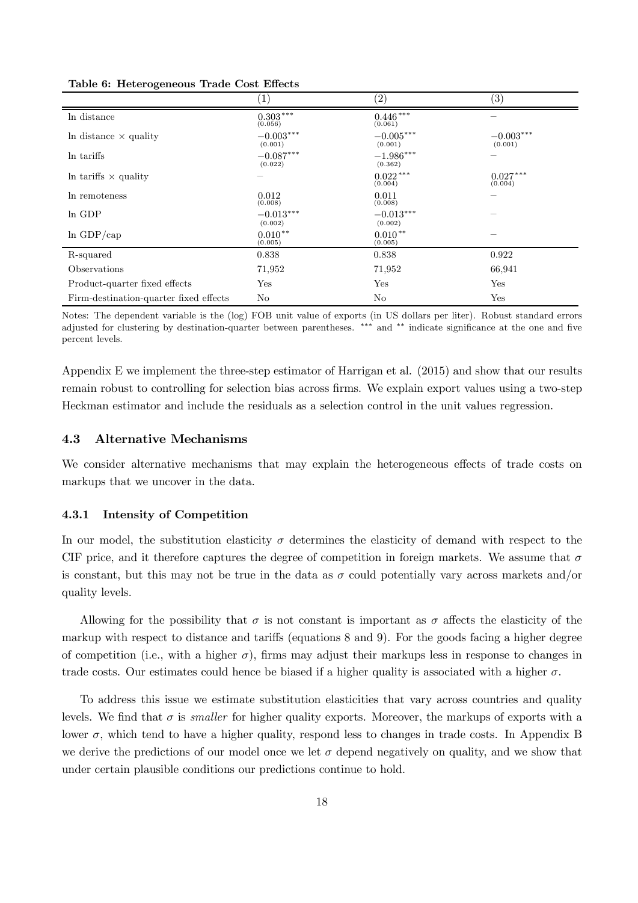**Table 6: Heterogeneous Trade Cost Effects**

| | (1) | (2) | (3) |
|---|---|---|---|
| ln distance | $0.303^{***}$ (0.056) | $0.446^{***}$ (0.061) | – |
| ln distance × quality | $-0.003^{***}$ (0.001) | $-0.005^{***}$ (0.001) | $-0.003^{***}$ (0.001) |
| ln tariffs | $-0.087^{***}$ (0.022) | $-1.986^{***}$ (0.362) | – |
| ln tariffs × quality | – | $0.022^{***}$ (0.004) | $0.027^{***}$ (0.004) |
| ln remoteness | 0.012 (0.008) | 0.011 (0.008) | – |
| ln GDP | $-0.013^{***}$ (0.002) | $-0.013^{***}$ (0.002) | – |
| ln GDP/cap | $0.010^{**}$ (0.005) | $0.010^{**}$ (0.005) | – |
| R-squared | 0.838 | 0.838 | 0.922 |
| Observations | 71,952 | 71,952 | 66,941 |
| Product-quarter fixed effects | Yes | Yes | Yes |
| Firm-destination-quarter fixed effects | No | No | Yes |

Notes: The dependent variable is the (log) FOB unit value of exports (in US dollars per liter). Robust standard errors adjusted for clustering by destination-quarter between parentheses. *** and ** indicate significance at the one and five percent levels.

Appendix E we implement the three-step estimator of Harrigan et al. (2015) and show that our results remain robust to controlling for selection bias across firms. We explain export values using a two-step Heckman estimator and include the residuals as a selection control in the unit values regression.

### 4.3 Alternative Mechanisms

We consider alternative mechanisms that may explain the heterogeneous effects of trade costs on markups that we uncover in the data.

#### 4.3.1 Intensity of Competition

In our model, the substitution elasticity $\sigma$ determines the elasticity of demand with respect to the CIF price, and it therefore captures the degree of competition in foreign markets. We assume that $\sigma$ is constant, but this may not be true in the data as $\sigma$ could potentially vary across markets and/or quality levels.

Allowing for the possibility that $\sigma$ is not constant is important as $\sigma$ affects the elasticity of the markup with respect to distance and tariffs (equations 8 and 9). For the goods facing a higher degree of competition (i.e., with a higher $\sigma$), firms may adjust their markups less in response to changes in trade costs. Our estimates could hence be biased if a higher quality is associated with a higher $\sigma$.

To address this issue we estimate substitution elasticities that vary across countries and quality levels. We find that $\sigma$ is *smaller* for higher quality exports. Moreover, the markups of exports with a lower $\sigma$, which tend to have a higher quality, respond less to changes in trade costs. In Appendix B we derive the predictions of our model once we let $\sigma$ depend negatively on quality, and we show that under certain plausible conditions our predictions continue to hold.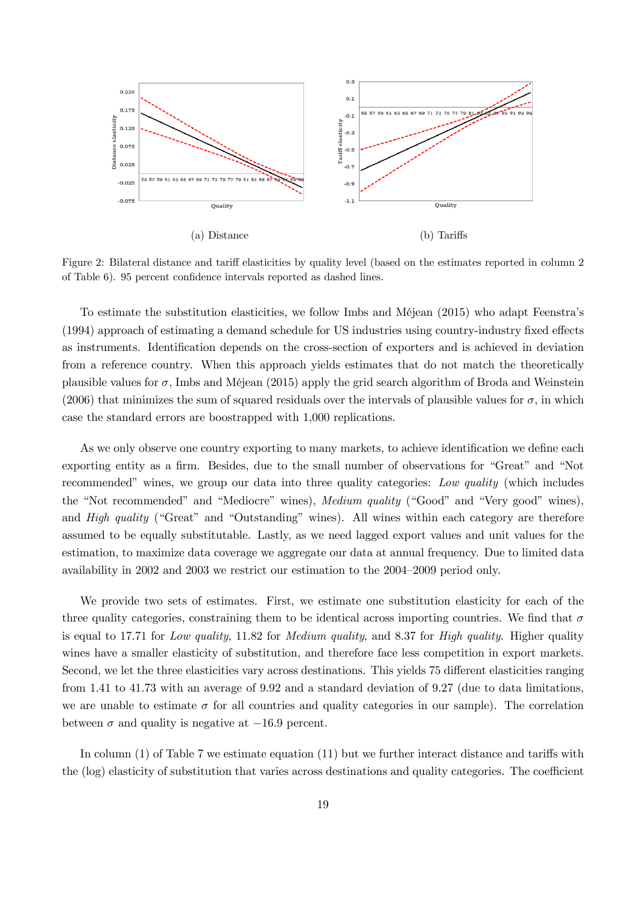(a) Distance

(b) Tariffs

Figure 2: Bilateral distance and tariff elasticities by quality level (based on the estimates reported in column 2 of Table 6). 95 percent confidence intervals reported as dashed lines.

To estimate the substitution elasticities, we follow Imbs and Méjean (2015) who adapt Feenstra's (1994) approach of estimating a demand schedule for US industries using country-industry fixed effects as instruments. Identification depends on the cross-section of exporters and is achieved in deviation from a reference country. When this approach yields estimates that do not match the theoretically plausible values for $\sigma$, Imbs and Méjean (2015) apply the grid search algorithm of Broda and Weinstein (2006) that minimizes the sum of squared residuals over the intervals of plausible values for $\sigma$, in which case the standard errors are boostrapped with 1,000 replications.

As we only observe one country exporting to many markets, to achieve identification we define each exporting entity as a firm. Besides, due to the small number of observations for "Great" and "Not recommended" wines, we group our data into three quality categories: *Low quality* (which includes the "Not recommended" and "Mediocre" wines), *Medium quality* ("Good" and "Very good" wines), and *High quality* ("Great" and "Outstanding" wines). All wines within each category are therefore assumed to be equally substitutable. Lastly, as we need lagged export values and unit values for the estimation, to maximize data coverage we aggregate our data at annual frequency. Due to limited data availability in 2002 and 2003 we restrict our estimation to the 2004–2009 period only.

We provide two sets of estimates. First, we estimate one substitution elasticity for each of the three quality categories, constraining them to be identical across importing countries. We find that $\sigma$ is equal to 17.71 for *Low quality*, 11.82 for *Medium quality*, and 8.37 for *High quality*. Higher quality wines have a smaller elasticity of substitution, and therefore face less competition in export markets. Second, we let the three elasticities vary across destinations. This yields 75 different elasticities ranging from 1.41 to 41.73 with an average of 9.92 and a standard deviation of 9.27 (due to data limitations, we are unable to estimate $\sigma$ for all countries and quality categories in our sample). The correlation between $\sigma$ and quality is negative at −16.9 percent.

In column (1) of Table 7 we estimate equation (11) but we further interact distance and tariffs with the (log) elasticity of substitution that varies across destinations and quality categories. The coefficient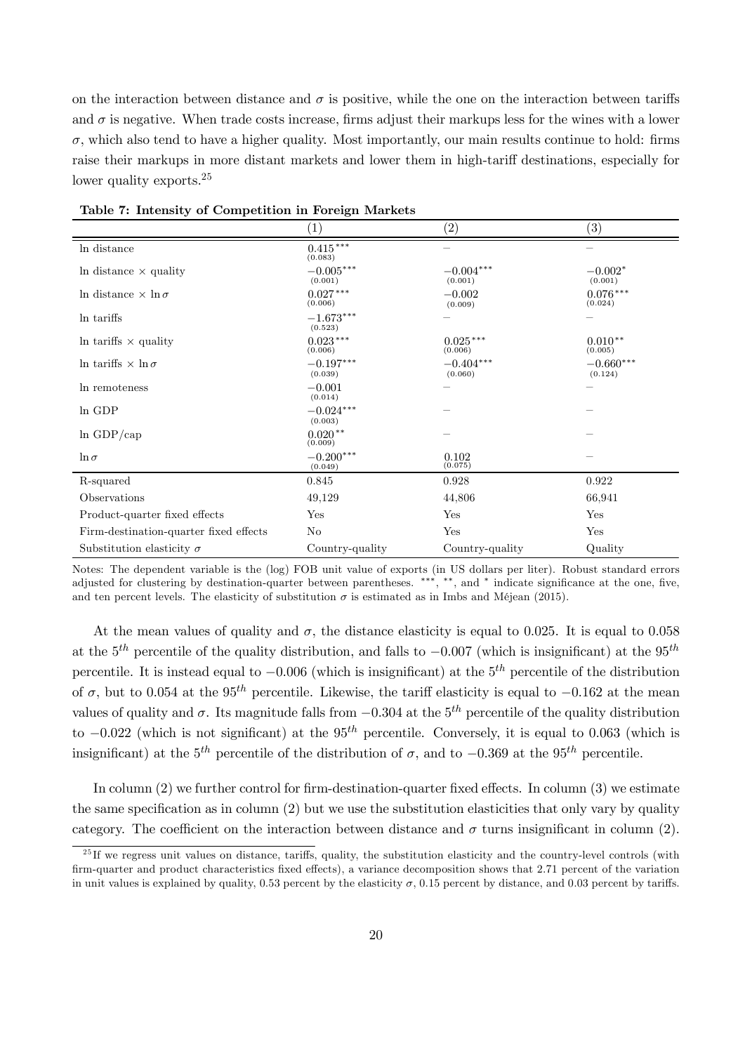on the interaction between distance and $\sigma$ is positive, while the one on the interaction between tariffs and $\sigma$ is negative. When trade costs increase, firms adjust their markups less for the wines with a lower $\sigma$, which also tend to have a higher quality. Most importantly, our main results continue to hold: firms raise their markups in more distant markets and lower them in high-tariff destinations, especially for lower quality exports.[25]

**Table 7: Intensity of Competition in Foreign Markets**

| | (1) | (2) | (3) |
|---|---|---|---|
| ln distance | $0.415^{***}$ (0.083) | – | – |
| ln distance × quality | $-0.005^{***}$ (0.001) | $-0.004^{***}$ (0.001) | $-0.002^{*}$ (0.001) |
| ln distance × ln $\sigma$ | $0.027^{***}$ (0.006) | $-0.002$ (0.009) | $0.076^{***}$ (0.024) |
| ln tariffs | $-1.673^{***}$ (0.523) | – | – |
| ln tariffs × quality | $0.023^{***}$ (0.006) | $0.025^{***}$ (0.006) | $0.010^{**}$ (0.005) |
| ln tariffs × ln $\sigma$ | $-0.197^{***}$ (0.039) | $-0.404^{***}$ (0.060) | $-0.660^{***}$ (0.124) |
| ln remoteness | $-0.001$ (0.014) | – | – |
| ln GDP | $-0.024^{***}$ (0.003) | – | – |
| ln GDP/cap | $0.020^{**}$ (0.009) | – | – |
| ln $\sigma$ | $-0.200^{***}$ (0.049) | 0.102 (0.075) | – |
| R-squared | 0.845 | 0.928 | 0.922 |
| Observations | 49,129 | 44,806 | 66,941 |
| Product-quarter fixed effects | Yes | Yes | Yes |
| Firm-destination-quarter fixed effects | No | Yes | Yes |
| Substitution elasticity $\sigma$ | Country-quality | Country-quality | Quality |

Notes: The dependent variable is the (log) FOB unit value of exports (in US dollars per liter). Robust standard errors adjusted for clustering by destination-quarter between parentheses. ***, **, and * indicate significance at the one, five, and ten percent levels. The elasticity of substitution $\sigma$ is estimated as in Imbs and Méjean (2015).

At the mean values of quality and $\sigma$, the distance elasticity is equal to 0.025. It is equal to 0.058 at the $5^{th}$ percentile of the quality distribution, and falls to $-0.007$ (which is insignificant) at the $95^{th}$ percentile. It is instead equal to $-0.006$ (which is insignificant) at the $5^{th}$ percentile of the distribution of $\sigma$, but to 0.054 at the $95^{th}$ percentile. Likewise, the tariff elasticity is equal to $-0.162$ at the mean values of quality and $\sigma$. Its magnitude falls from $-0.304$ at the $5^{th}$ percentile of the quality distribution to $-0.022$ (which is not significant) at the $95^{th}$ percentile. Conversely, it is equal to 0.063 (which is insignificant) at the $5^{th}$ percentile of the distribution of $\sigma$, and to $-0.369$ at the $95^{th}$ percentile.

In column (2) we further control for firm-destination-quarter fixed effects. In column (3) we estimate the same specification as in column (2) but we use the substitution elasticities that only vary by quality category. The coefficient on the interaction between distance and $\sigma$ turns insignificant in column (2).

[25] If we regress unit values on distance, tariffs, quality, the substitution elasticity and the country-level controls (with firm-quarter and product characteristics fixed effects), a variance decomposition shows that 2.71 percent of the variation in unit values is explained by quality, 0.53 percent by the elasticity $\sigma$, 0.15 percent by distance, and 0.03 percent by tariffs.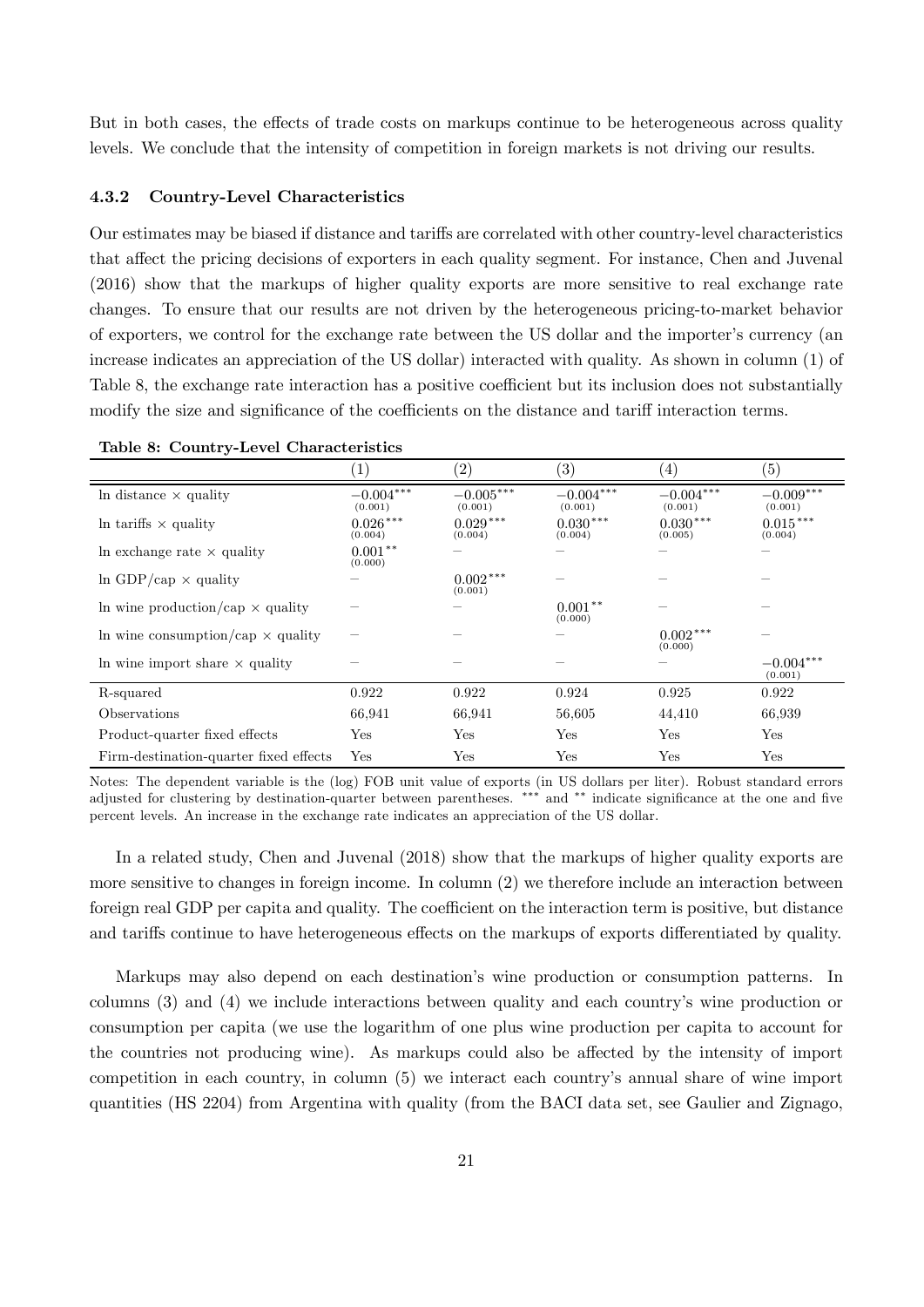But in both cases, the effects of trade costs on markups continue to be heterogeneous across quality levels. We conclude that the intensity of competition in foreign markets is not driving our results.

#### 4.3.2 Country-Level Characteristics

Our estimates may be biased if distance and tariffs are correlated with other country-level characteristics that affect the pricing decisions of exporters in each quality segment. For instance, Chen and Juvenal (2016) show that the markups of higher quality exports are more sensitive to real exchange rate changes. To ensure that our results are not driven by the heterogeneous pricing-to-market behavior of exporters, we control for the exchange rate between the US dollar and the importer's currency (an increase indicates an appreciation of the US dollar) interacted with quality. As shown in column (1) of Table 8, the exchange rate interaction has a positive coefficient but its inclusion does not substantially modify the size and significance of the coefficients on the distance and tariff interaction terms.

**Table 8: Country-Level Characteristics**

| | (1) | (2) | (3) | (4) | (5) |
|---|---|---|---|---|---|
| ln distance × quality | $-0.004^{***}$ (0.001) | $-0.005^{***}$ (0.001) | $-0.004^{***}$ (0.001) | $-0.004^{***}$ (0.001) | $-0.009^{***}$ (0.001) |
| ln tariffs × quality | $0.026^{***}$ (0.004) | $0.029^{***}$ (0.004) | $0.030^{***}$ (0.004) | $0.030^{***}$ (0.005) | $0.015^{***}$ (0.004) |
| ln exchange rate × quality | $0.001^{**}$ (0.000) | – | – | – | – |
| ln GDP/cap × quality | – | $0.002^{***}$ (0.001) | – | – | – |
| ln wine production/cap × quality | – | – | $0.001^{**}$ (0.000) | – | – |
| ln wine consumption/cap × quality | – | – | – | $0.002^{***}$ (0.000) | – |
| ln wine import share × quality | – | – | – | – | $-0.004^{***}$ (0.001) |
| R-squared | 0.922 | 0.922 | 0.924 | 0.925 | 0.922 |
| Observations | 66,941 | 66,941 | 56,605 | 44,410 | 66,939 |
| Product-quarter fixed effects | Yes | Yes | Yes | Yes | Yes |
| Firm-destination-quarter fixed effects | Yes | Yes | Yes | Yes | Yes |

Notes: The dependent variable is the (log) FOB unit value of exports (in US dollars per liter). Robust standard errors adjusted for clustering by destination-quarter between parentheses. *** and ** indicate significance at the one and five percent levels. An increase in the exchange rate indicates an appreciation of the US dollar.

In a related study, Chen and Juvenal (2018) show that the markups of higher quality exports are more sensitive to changes in foreign income. In column (2) we therefore include an interaction between foreign real GDP per capita and quality. The coefficient on the interaction term is positive, but distance and tariffs continue to have heterogeneous effects on the markups of exports differentiated by quality.

Markups may also depend on each destination's wine production or consumption patterns. In columns (3) and (4) we include interactions between quality and each country's wine production or consumption per capita (we use the logarithm of one plus wine production per capita to account for the countries not producing wine). As markups could also be affected by the intensity of import competition in each country, in column (5) we interact each country's annual share of wine import quantities (HS 2204) from Argentina with quality (from the BACI data set, see Gaulier and Zignago,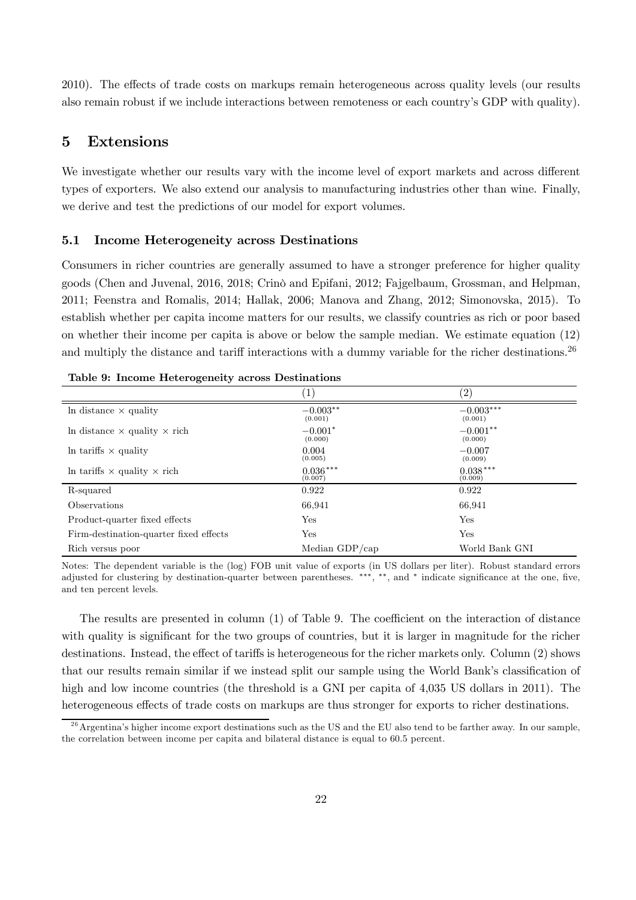2010). The effects of trade costs on markups remain heterogeneous across quality levels (our results also remain robust if we include interactions between remoteness or each country's GDP with quality).

## 5 Extensions

We investigate whether our results vary with the income level of export markets and across different types of exporters. We also extend our analysis to manufacturing industries other than wine. Finally, we derive and test the predictions of our model for export volumes.

### 5.1 Income Heterogeneity across Destinations

Consumers in richer countries are generally assumed to have a stronger preference for higher quality goods (Chen and Juvenal, 2016, 2018; Crinò and Epifani, 2012; Fajgelbaum, Grossman, and Helpman, 2011; Feenstra and Romalis, 2014; Hallak, 2006; Manova and Zhang, 2012; Simonovska, 2015). To establish whether per capita income matters for our results, we classify countries as rich or poor based on whether their income per capita is above or below the sample median. We estimate equation (12) and multiply the distance and tariff interactions with a dummy variable for the richer destinations.[26]

**Table 9: Income Heterogeneity across Destinations**

| | (1) | (2) |
|---|---|---|
| ln distance × quality | $-0.003^{**}$ (0.001) | $-0.003^{***}$ (0.001) |
| ln distance × quality × rich | $-0.001^{*}$ (0.000) | $-0.001^{**}$ (0.000) |
| ln tariffs × quality | 0.004 (0.005) | $-0.007$ (0.009) |
| ln tariffs × quality × rich | $0.036^{***}$ (0.007) | $0.038^{***}$ (0.009) |
| R-squared | 0.922 | 0.922 |
| Observations | 66,941 | 66,941 |
| Product-quarter fixed effects | Yes | Yes |
| Firm-destination-quarter fixed effects | Yes | Yes |
| Rich versus poor | Median GDP/cap | World Bank GNI |

Notes: The dependent variable is the (log) FOB unit value of exports (in US dollars per liter). Robust standard errors adjusted for clustering by destination-quarter between parentheses. ***, **, and * indicate significance at the one, five, and ten percent levels.

The results are presented in column (1) of Table 9. The coefficient on the interaction of distance with quality is significant for the two groups of countries, but it is larger in magnitude for the richer destinations. Instead, the effect of tariffs is heterogeneous for the richer markets only. Column (2) shows that our results remain similar if we instead split our sample using the World Bank's classification of high and low income countries (the threshold is a GNI per capita of 4,035 US dollars in 2011). The heterogeneous effects of trade costs on markups are thus stronger for exports to richer destinations.

[26] Argentina's higher income export destinations such as the US and the EU also tend to be farther away. In our sample, the correlation between income per capita and bilateral distance is equal to 60.5 percent.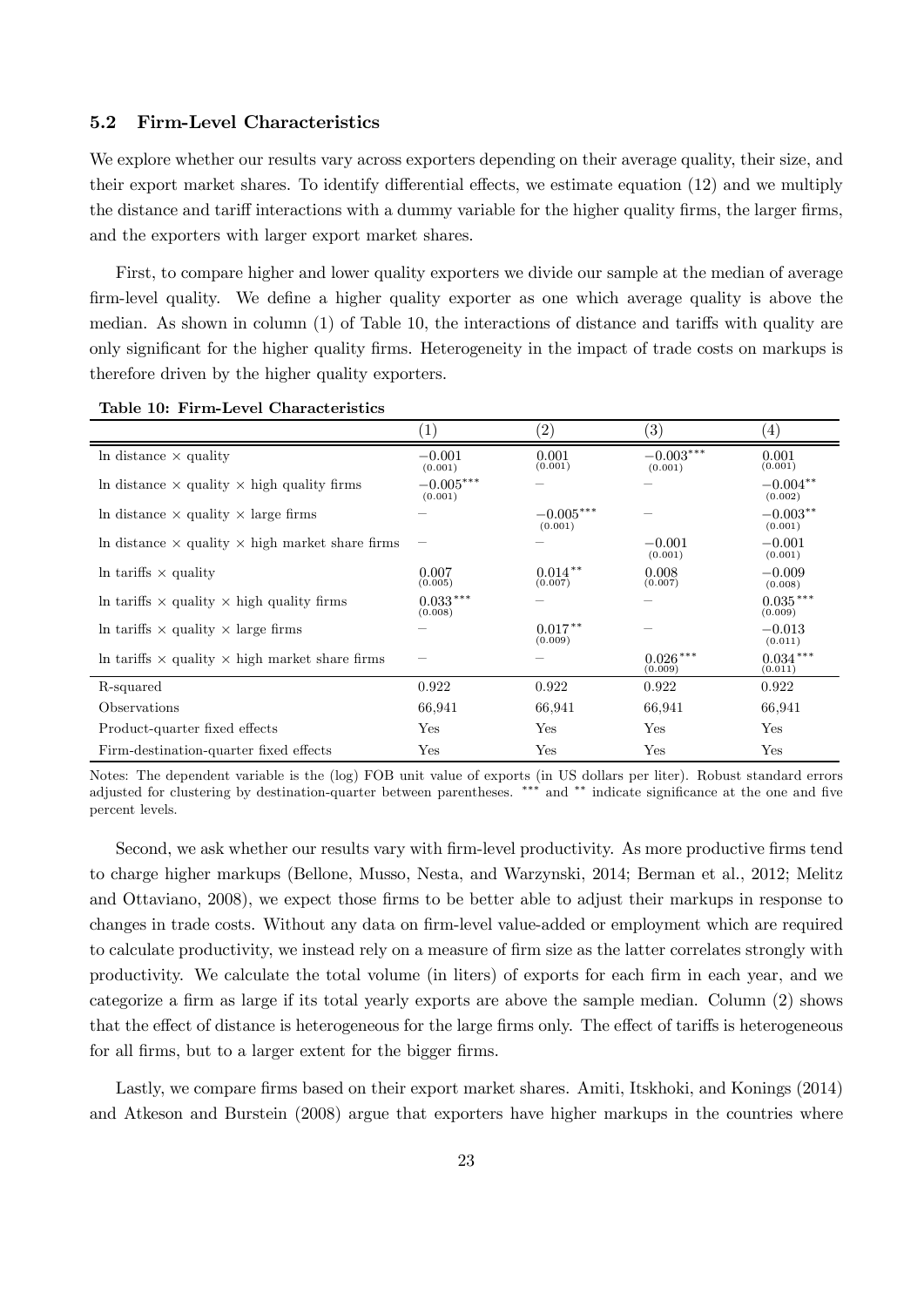### 5.2 Firm-Level Characteristics

We explore whether our results vary across exporters depending on their average quality, their size, and their export market shares. To identify differential effects, we estimate equation (12) and we multiply the distance and tariff interactions with a dummy variable for the higher quality firms, the larger firms, and the exporters with larger export market shares.

First, to compare higher and lower quality exporters we divide our sample at the median of average firm-level quality. We define a higher quality exporter as one which average quality is above the median. As shown in column (1) of Table 10, the interactions of distance and tariffs with quality are only significant for the higher quality firms. Heterogeneity in the impact of trade costs on markups is therefore driven by the higher quality exporters.

**Table 10: Firm-Level Characteristics**

| | (1) | (2) | (3) | (4) |
|---|---|---|---|---|
| ln distance × quality | $-0.001$ (0.001) | 0.001 (0.001) | $-0.003^{***}$ (0.001) | 0.001 (0.001) |
| ln distance × quality × high quality firms | $-0.005^{***}$ (0.001) | – | – | $-0.004^{**}$ (0.002) |
| ln distance × quality × large firms | – | $-0.005^{***}$ (0.001) | – | $-0.003^{**}$ (0.001) |
| ln distance × quality × high market share firms | – | – | $-0.001$ (0.001) | $-0.001$ (0.001) |
| ln tariffs × quality | 0.007 (0.005) | $0.014^{**}$ (0.007) | 0.008 (0.007) | $-0.009$ (0.008) |
| ln tariffs × quality × high quality firms | $0.033^{***}$ (0.008) | – | – | $0.035^{***}$ (0.009) |
| ln tariffs × quality × large firms | – | $0.017^{**}$ (0.009) | – | $-0.013$ (0.011) |
| ln tariffs × quality × high market share firms | – | – | $0.026^{***}$ (0.009) | $0.034^{***}$ (0.011) |
| R-squared | 0.922 | 0.922 | 0.922 | 0.922 |
| Observations | 66,941 | 66,941 | 66,941 | 66,941 |
| Product-quarter fixed effects | Yes | Yes | Yes | Yes |
| Firm-destination-quarter fixed effects | Yes | Yes | Yes | Yes |

Notes: The dependent variable is the (log) FOB unit value of exports (in US dollars per liter). Robust standard errors adjusted for clustering by destination-quarter between parentheses. $^{***}$ and $^{**}$ indicate significance at the one and five percent levels.

Second, we ask whether our results vary with firm-level productivity. As more productive firms tend to charge higher markups (Bellone, Musso, Nesta, and Warzynski, 2014; Berman et al., 2012; Melitz and Ottaviano, 2008), we expect those firms to be better able to adjust their markups in response to changes in trade costs. Without any data on firm-level value-added or employment which are required to calculate productivity, we instead rely on a measure of firm size as the latter correlates strongly with productivity. We calculate the total volume (in liters) of exports for each firm in each year, and we categorize a firm as large if its total yearly exports are above the sample median. Column (2) shows that the effect of distance is heterogeneous for the large firms only. The effect of tariffs is heterogeneous for all firms, but to a larger extent for the bigger firms.

Lastly, we compare firms based on their export market shares. Amiti, Itskhoki, and Konings (2014) and Atkeson and Burstein (2008) argue that exporters have higher markups in the countries where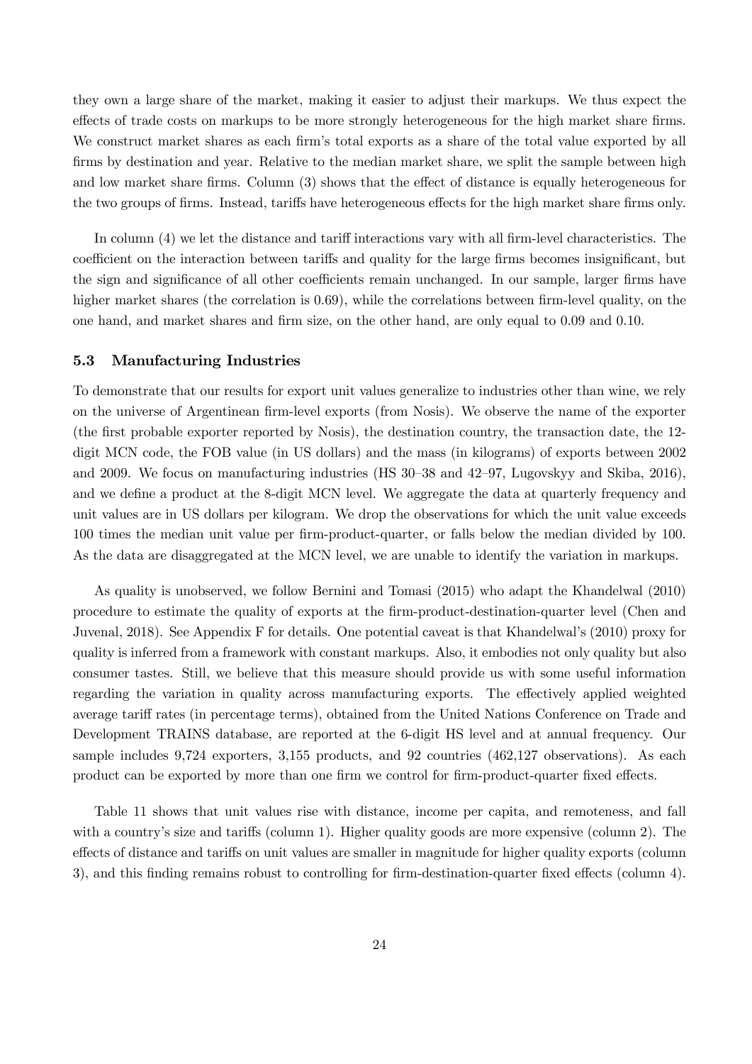they own a large share of the market, making it easier to adjust their markups. We thus expect the effects of trade costs on markups to be more strongly heterogeneous for the high market share firms. We construct market shares as each firm's total exports as a share of the total value exported by all firms by destination and year. Relative to the median market share, we split the sample between high and low market share firms. Column (3) shows that the effect of distance is equally heterogeneous for the two groups of firms. Instead, tariffs have heterogeneous effects for the high market share firms only.

In column (4) we let the distance and tariff interactions vary with all firm-level characteristics. The coefficient on the interaction between tariffs and quality for the large firms becomes insignificant, but the sign and significance of all other coefficients remain unchanged. In our sample, larger firms have higher market shares (the correlation is 0.69), while the correlations between firm-level quality, on the one hand, and market shares and firm size, on the other hand, are only equal to 0.09 and 0.10.

### 5.3 Manufacturing Industries

To demonstrate that our results for export unit values generalize to industries other than wine, we rely on the universe of Argentinean firm-level exports (from Nosis). We observe the name of the exporter (the first probable exporter reported by Nosis), the destination country, the transaction date, the 12-digit MCN code, the FOB value (in US dollars) and the mass (in kilograms) of exports between 2002 and 2009. We focus on manufacturing industries (HS 30–38 and 42–97, Lugovskyy and Skiba, 2016), and we define a product at the 8-digit MCN level. We aggregate the data at quarterly frequency and unit values are in US dollars per kilogram. We drop the observations for which the unit value exceeds 100 times the median unit value per firm-product-quarter, or falls below the median divided by 100. As the data are disaggregated at the MCN level, we are unable to identify the variation in markups.

As quality is unobserved, we follow Bernini and Tomasi (2015) who adapt the Khandelwal (2010) procedure to estimate the quality of exports at the firm-product-destination-quarter level (Chen and Juvenal, 2018). See Appendix F for details. One potential caveat is that Khandelwal's (2010) proxy for quality is inferred from a framework with constant markups. Also, it embodies not only quality but also consumer tastes. Still, we believe that this measure should provide us with some useful information regarding the variation in quality across manufacturing exports. The effectively applied weighted average tariff rates (in percentage terms), obtained from the United Nations Conference on Trade and Development TRAINS database, are reported at the 6-digit HS level and at annual frequency. Our sample includes 9,724 exporters, 3,155 products, and 92 countries (462,127 observations). As each product can be exported by more than one firm we control for firm-product-quarter fixed effects.

Table 11 shows that unit values rise with distance, income per capita, and remoteness, and fall with a country's size and tariffs (column 1). Higher quality goods are more expensive (column 2). The effects of distance and tariffs on unit values are smaller in magnitude for higher quality exports (column 3), and this finding remains robust to controlling for firm-destination-quarter fixed effects (column 4).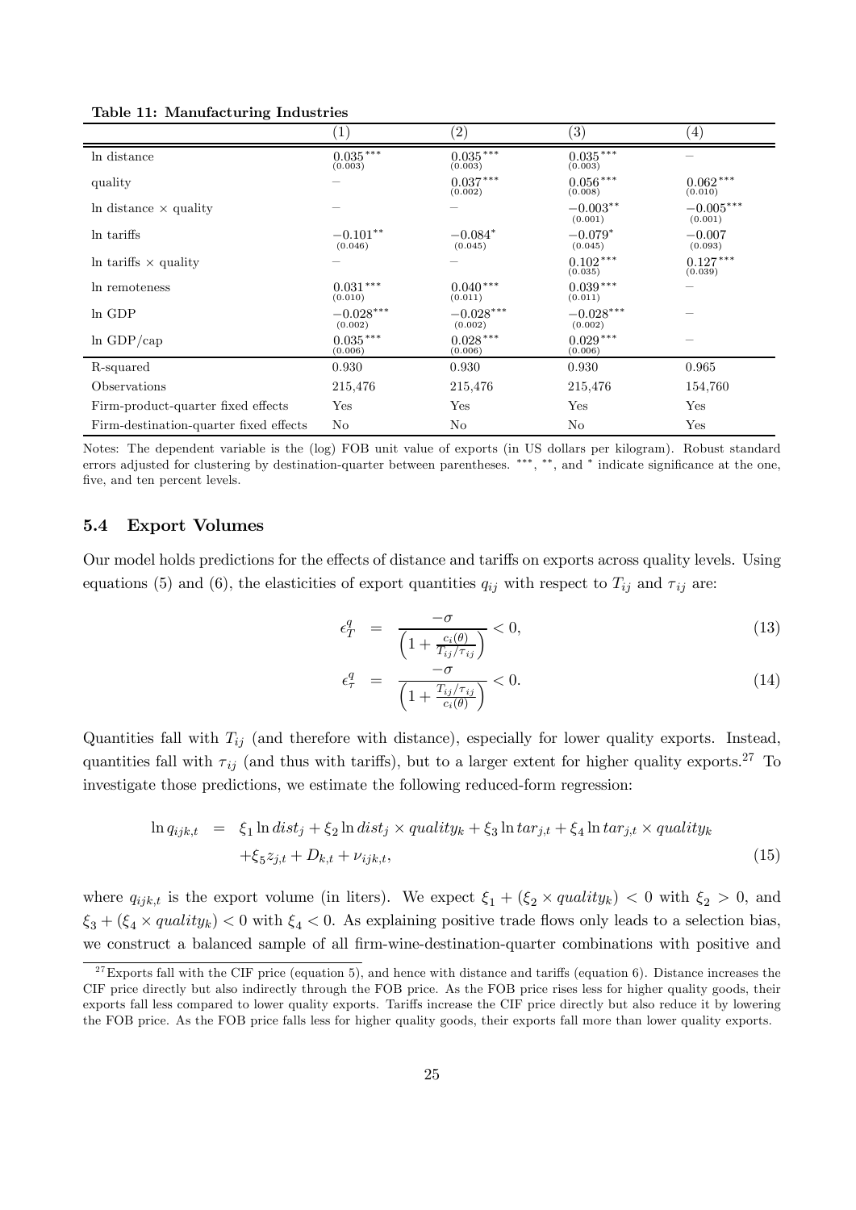**Table 11: Manufacturing Industries**

| | (1) | (2) | (3) | (4) |
|---|---|---|---|---|
| ln distance | $0.035^{***}$ (0.003) | $0.035^{***}$ (0.003) | $0.035^{***}$ (0.003) | – |
| quality | – | $0.037^{***}$ (0.002) | $0.056^{***}$ (0.008) | $0.062^{***}$ (0.010) |
| ln distance × quality | – | – | $-0.003^{**}$ (0.001) | $-0.005^{***}$ (0.001) |
| ln tariffs | $-0.101^{**}$ (0.046) | $-0.084^{*}$ (0.045) | $-0.079^{*}$ (0.045) | $-0.007$ (0.093) |
| ln tariffs × quality | – | – | $0.102^{***}$ (0.035) | $0.127^{***}$ (0.039) |
| ln remoteness | $0.031^{***}$ (0.010) | $0.040^{***}$ (0.011) | $0.039^{***}$ (0.011) | – |
| ln GDP | $-0.028^{***}$ (0.002) | $-0.028^{***}$ (0.002) | $-0.028^{***}$ (0.002) | – |
| ln GDP/cap | $0.035^{***}$ (0.006) | $0.028^{***}$ (0.006) | $0.029^{***}$ (0.006) | – |
| R-squared | 0.930 | 0.930 | 0.930 | 0.965 |
| Observations | 215,476 | 215,476 | 215,476 | 154,760 |
| Firm-product-quarter fixed effects | Yes | Yes | Yes | Yes |
| Firm-destination-quarter fixed effects | No | No | No | Yes |

Notes: The dependent variable is the (log) FOB unit value of exports (in US dollars per kilogram). Robust standard errors adjusted for clustering by destination-quarter between parentheses. $^{***}$, $^{**}$, and $^{*}$ indicate significance at the one, five, and ten percent levels.

### 5.4 Export Volumes

Our model holds predictions for the effects of distance and tariffs on exports across quality levels. Using equations (5) and (6), the elasticities of export quantities $q_{ij}$ with respect to $T_{ij}$ and $\tau_{ij}$ are:

$$\epsilon_T^q = \frac{-\sigma}{\left(1 + \frac{c_i(\theta)}{T_{ij}/\tau_{ij}}\right)} < 0, \tag{13}$$

$$\epsilon_\tau^q = \frac{-\sigma}{\left(1 + \frac{T_{ij}/\tau_{ij}}{c_i(\theta)}\right)} < 0. \tag{14}$$

Quantities fall with $T_{ij}$ (and therefore with distance), especially for lower quality exports. Instead, quantities fall with $\tau_{ij}$ (and thus with tariffs), but to a larger extent for higher quality exports.[27] To investigate those predictions, we estimate the following reduced-form regression:

$$\ln q_{ijk,t} = \xi_1 \ln dist_j + \xi_2 \ln dist_j \times quality_k + \xi_3 \ln tar_{j,t} + \xi_4 \ln tar_{j,t} \times quality_k + \xi_5 z_{j,t} + D_{k,t} + \nu_{ijk,t}, \tag{15}$$

where $q_{ijk,t}$ is the export volume (in liters). We expect $\xi_1 + (\xi_2 \times quality_k) < 0$ with $\xi_2 > 0$, and $\xi_3 + (\xi_4 \times quality_k) < 0$ with $\xi_4 < 0$. As explaining positive trade flows only leads to a selection bias, we construct a balanced sample of all firm-wine-destination-quarter combinations with positive and

[27] Exports fall with the CIF price (equation 5), and hence with distance and tariffs (equation 6). Distance increases the CIF price directly but also indirectly through the FOB price. As the FOB price rises less for higher quality goods, their exports fall less compared to lower quality exports. Tariffs increase the CIF price directly but also reduce it by lowering the FOB price. As the FOB price falls less for higher quality goods, their exports fall more than lower quality exports.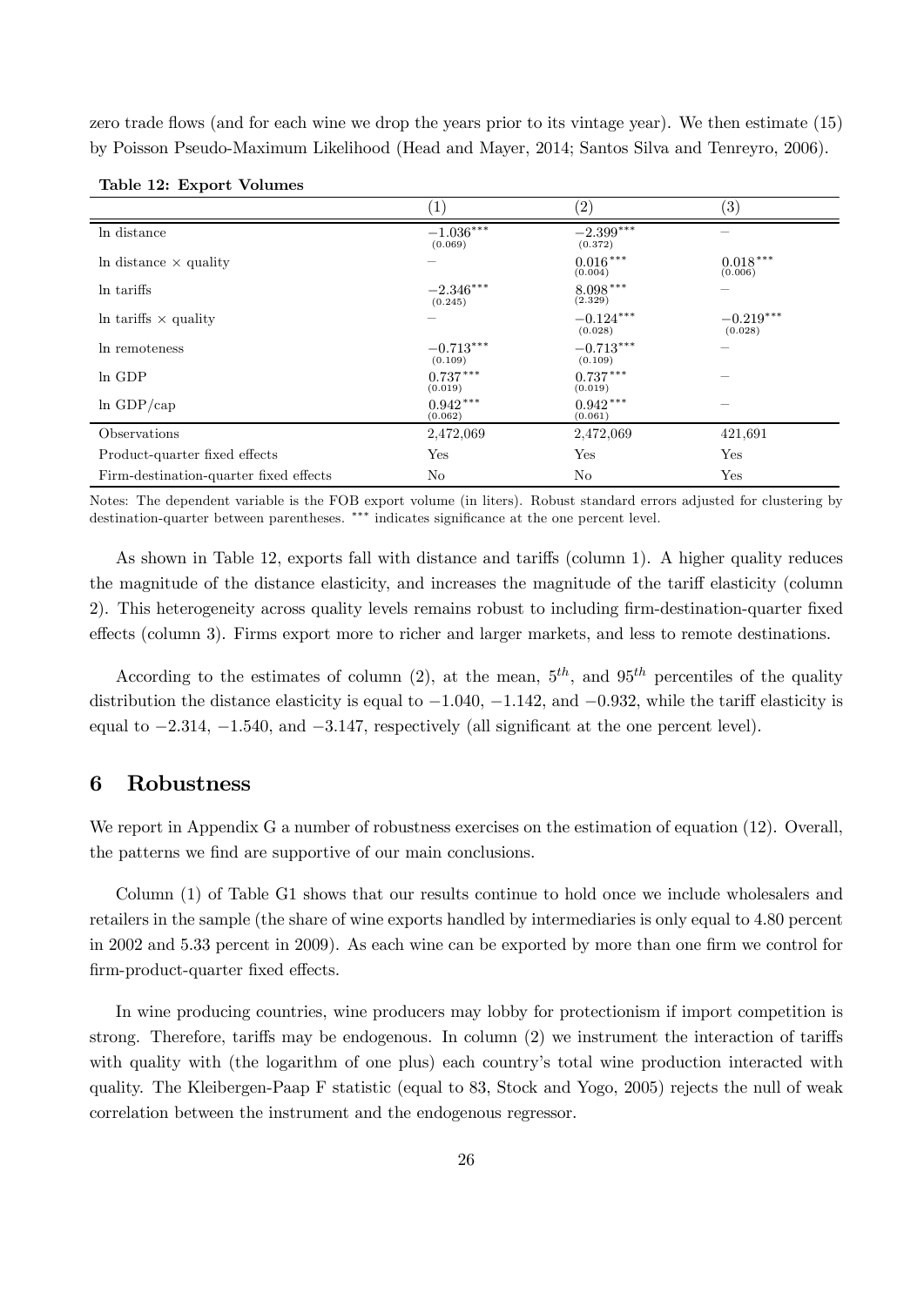zero trade flows (and for each wine we drop the years prior to its vintage year). We then estimate (15) by Poisson Pseudo-Maximum Likelihood (Head and Mayer, 2014; Santos Silva and Tenreyro, 2006).

**Table 12: Export Volumes**

| | (1) | (2) | (3) |
|---|---|---|---|
| ln distance | $-1.036^{***}$ (0.069) | $-2.399^{***}$ (0.372) | – |
| ln distance × quality | – | $0.016^{***}$ (0.004) | $0.018^{***}$ (0.006) |
| ln tariffs | $-2.346^{***}$ (0.245) | $8.098^{***}$ (2.329) | – |
| ln tariffs × quality | – | $-0.124^{***}$ (0.028) | $-0.219^{***}$ (0.028) |
| ln remoteness | $-0.713^{***}$ (0.109) | $-0.713^{***}$ (0.109) | – |
| ln GDP | $0.737^{***}$ (0.019) | $0.737^{***}$ (0.019) | – |
| ln GDP/cap | $0.942^{***}$ (0.062) | $0.942^{***}$ (0.061) | – |
| Observations | 2,472,069 | 2,472,069 | 421,691 |
| Product-quarter fixed effects | Yes | Yes | Yes |
| Firm-destination-quarter fixed effects | No | No | Yes |

Notes: The dependent variable is the FOB export volume (in liters). Robust standard errors adjusted for clustering by destination-quarter between parentheses. $^{***}$ indicates significance at the one percent level.

As shown in Table 12, exports fall with distance and tariffs (column 1). A higher quality reduces the magnitude of the distance elasticity, and increases the magnitude of the tariff elasticity (column 2). This heterogeneity across quality levels remains robust to including firm-destination-quarter fixed effects (column 3). Firms export more to richer and larger markets, and less to remote destinations.

According to the estimates of column (2), at the mean, $5^{th}$, and $95^{th}$ percentiles of the quality distribution the distance elasticity is equal to $-1.040$, $-1.142$, and $-0.932$, while the tariff elasticity is equal to $-2.314$, $-1.540$, and $-3.147$, respectively (all significant at the one percent level).

## 6 Robustness

We report in Appendix G a number of robustness exercises on the estimation of equation (12). Overall, the patterns we find are supportive of our main conclusions.

Column (1) of Table G1 shows that our results continue to hold once we include wholesalers and retailers in the sample (the share of wine exports handled by intermediaries is only equal to 4.80 percent in 2002 and 5.33 percent in 2009). As each wine can be exported by more than one firm we control for firm-product-quarter fixed effects.

In wine producing countries, wine producers may lobby for protectionism if import competition is strong. Therefore, tariffs may be endogenous. In column (2) we instrument the interaction of tariffs with quality with (the logarithm of one plus) each country's total wine production interacted with quality. The Kleibergen-Paap F statistic (equal to 83, Stock and Yogo, 2005) rejects the null of weak correlation between the instrument and the endogenous regressor.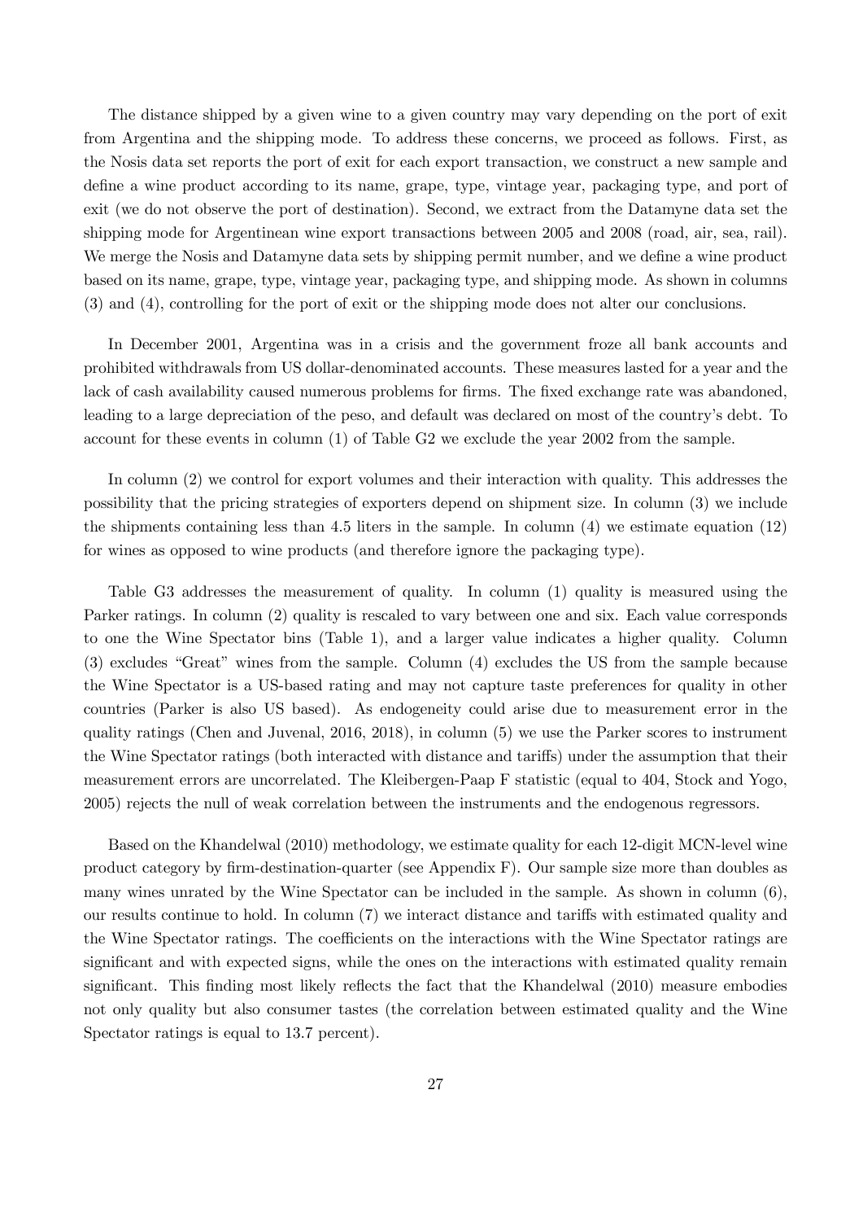The distance shipped by a given wine to a given country may vary depending on the port of exit from Argentina and the shipping mode. To address these concerns, we proceed as follows. First, as the Nosis data set reports the port of exit for each export transaction, we construct a new sample and define a wine product according to its name, grape, type, vintage year, packaging type, and port of exit (we do not observe the port of destination). Second, we extract from the Datamyne data set the shipping mode for Argentinean wine export transactions between 2005 and 2008 (road, air, sea, rail). We merge the Nosis and Datamyne data sets by shipping permit number, and we define a wine product based on its name, grape, type, vintage year, packaging type, and shipping mode. As shown in columns (3) and (4), controlling for the port of exit or the shipping mode does not alter our conclusions.

In December 2001, Argentina was in a crisis and the government froze all bank accounts and prohibited withdrawals from US dollar-denominated accounts. These measures lasted for a year and the lack of cash availability caused numerous problems for firms. The fixed exchange rate was abandoned, leading to a large depreciation of the peso, and default was declared on most of the country's debt. To account for these events in column (1) of Table G2 we exclude the year 2002 from the sample.

In column (2) we control for export volumes and their interaction with quality. This addresses the possibility that the pricing strategies of exporters depend on shipment size. In column (3) we include the shipments containing less than 4.5 liters in the sample. In column (4) we estimate equation (12) for wines as opposed to wine products (and therefore ignore the packaging type).

Table G3 addresses the measurement of quality. In column (1) quality is measured using the Parker ratings. In column (2) quality is rescaled to vary between one and six. Each value corresponds to one the Wine Spectator bins (Table 1), and a larger value indicates a higher quality. Column (3) excludes "Great" wines from the sample. Column (4) excludes the US from the sample because the Wine Spectator is a US-based rating and may not capture taste preferences for quality in other countries (Parker is also US based). As endogeneity could arise due to measurement error in the quality ratings (Chen and Juvenal, 2016, 2018), in column (5) we use the Parker scores to instrument the Wine Spectator ratings (both interacted with distance and tariffs) under the assumption that their measurement errors are uncorrelated. The Kleibergen-Paap F statistic (equal to 404, Stock and Yogo, 2005) rejects the null of weak correlation between the instruments and the endogenous regressors.

Based on the Khandelwal (2010) methodology, we estimate quality for each 12-digit MCN-level wine product category by firm-destination-quarter (see Appendix F). Our sample size more than doubles as many wines unrated by the Wine Spectator can be included in the sample. As shown in column (6), our results continue to hold. In column (7) we interact distance and tariffs with estimated quality and the Wine Spectator ratings. The coefficients on the interactions with the Wine Spectator ratings are significant and with expected signs, while the ones on the interactions with estimated quality remain significant. This finding most likely reflects the fact that the Khandelwal (2010) measure embodies not only quality but also consumer tastes (the correlation between estimated quality and the Wine Spectator ratings is equal to 13.7 percent).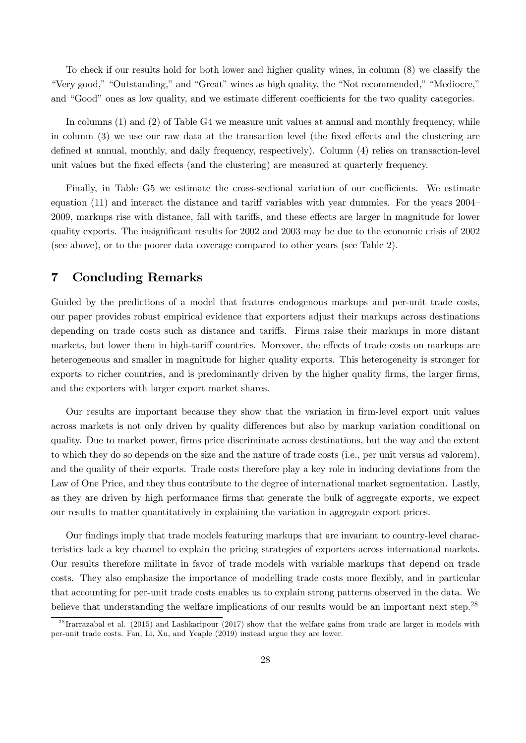To check if our results hold for both lower and higher quality wines, in column (8) we classify the "Very good," "Outstanding," and "Great" wines as high quality, the "Not recommended," "Mediocre," and "Good" ones as low quality, and we estimate different coefficients for the two quality categories.

In columns (1) and (2) of Table G4 we measure unit values at annual and monthly frequency, while in column (3) we use our raw data at the transaction level (the fixed effects and the clustering are defined at annual, monthly, and daily frequency, respectively). Column (4) relies on transaction-level unit values but the fixed effects (and the clustering) are measured at quarterly frequency.

Finally, in Table G5 we estimate the cross-sectional variation of our coefficients. We estimate equation (11) and interact the distance and tariff variables with year dummies. For the years 2004–2009, markups rise with distance, fall with tariffs, and these effects are larger in magnitude for lower quality exports. The insignificant results for 2002 and 2003 may be due to the economic crisis of 2002 (see above), or to the poorer data coverage compared to other years (see Table 2).

# 7 Concluding Remarks

Guided by the predictions of a model that features endogenous markups and per-unit trade costs, our paper provides robust empirical evidence that exporters adjust their markups across destinations depending on trade costs such as distance and tariffs. Firms raise their markups in more distant markets, but lower them in high-tariff countries. Moreover, the effects of trade costs on markups are heterogeneous and smaller in magnitude for higher quality exports. This heterogeneity is stronger for exports to richer countries, and is predominantly driven by the higher quality firms, the larger firms, and the exporters with larger export market shares.

Our results are important because they show that the variation in firm-level export unit values across markets is not only driven by quality differences but also by markup variation conditional on quality. Due to market power, firms price discriminate across destinations, but the way and the extent to which they do so depends on the size and the nature of trade costs (i.e., per unit versus ad valorem), and the quality of their exports. Trade costs therefore play a key role in inducing deviations from the Law of One Price, and they thus contribute to the degree of international market segmentation. Lastly, as they are driven by high performance firms that generate the bulk of aggregate exports, we expect our results to matter quantitatively in explaining the variation in aggregate export prices.

Our findings imply that trade models featuring markups that are invariant to country-level characteristics lack a key channel to explain the pricing strategies of exporters across international markets. Our results therefore militate in favor of trade models with variable markups that depend on trade costs. They also emphasize the importance of modelling trade costs more flexibly, and in particular that accounting for per-unit trade costs enables us to explain strong patterns observed in the data. We believe that understanding the welfare implications of our results would be an important next step.[28]

[28] Irarrazabal et al. (2015) and Lashkaripour (2017) show that the welfare gains from trade are larger in models with per-unit trade costs. Fan, Li, Xu, and Yeaple (2019) instead argue they are lower.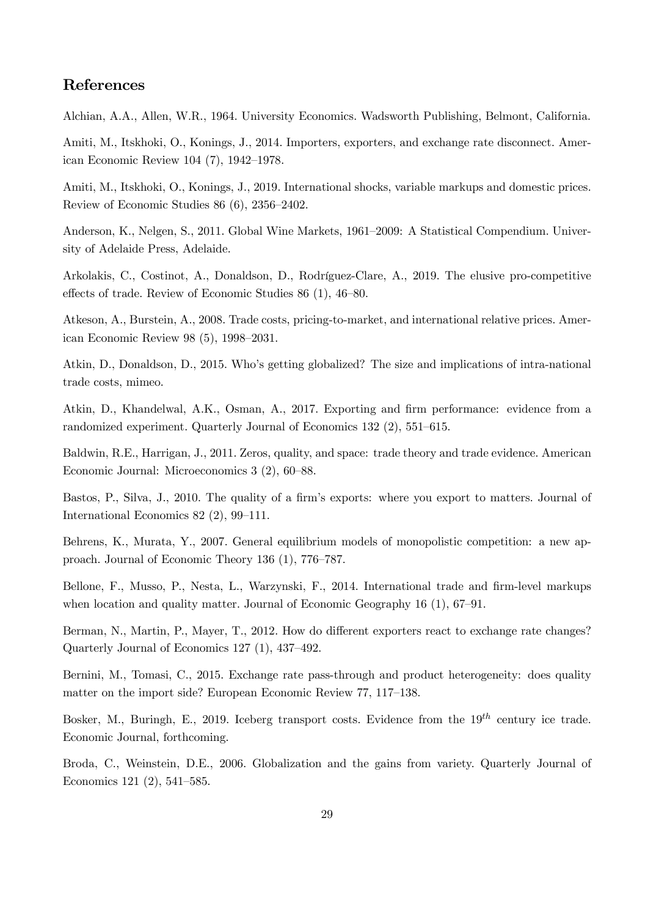## References

Alchian, A.A., Allen, W.R., 1964. University Economics. Wadsworth Publishing, Belmont, California.

Amiti, M., Itskhoki, O., Konings, J., 2014. Importers, exporters, and exchange rate disconnect. American Economic Review 104 (7), 1942–1978.

Amiti, M., Itskhoki, O., Konings, J., 2019. International shocks, variable markups and domestic prices. Review of Economic Studies 86 (6), 2356–2402.

Anderson, K., Nelgen, S., 2011. Global Wine Markets, 1961–2009: A Statistical Compendium. University of Adelaide Press, Adelaide.

Arkolakis, C., Costinot, A., Donaldson, D., Rodríguez-Clare, A., 2019. The elusive pro-competitive effects of trade. Review of Economic Studies 86 (1), 46–80.

Atkeson, A., Burstein, A., 2008. Trade costs, pricing-to-market, and international relative prices. American Economic Review 98 (5), 1998–2031.

Atkin, D., Donaldson, D., 2015. Who's getting globalized? The size and implications of intra-national trade costs, mimeo.

Atkin, D., Khandelwal, A.K., Osman, A., 2017. Exporting and firm performance: evidence from a randomized experiment. Quarterly Journal of Economics 132 (2), 551–615.

Baldwin, R.E., Harrigan, J., 2011. Zeros, quality, and space: trade theory and trade evidence. American Economic Journal: Microeconomics 3 (2), 60–88.

Bastos, P., Silva, J., 2010. The quality of a firm's exports: where you export to matters. Journal of International Economics 82 (2), 99–111.

Behrens, K., Murata, Y., 2007. General equilibrium models of monopolistic competition: a new approach. Journal of Economic Theory 136 (1), 776–787.

Bellone, F., Musso, P., Nesta, L., Warzynski, F., 2014. International trade and firm-level markups when location and quality matter. Journal of Economic Geography 16 (1), 67–91.

Berman, N., Martin, P., Mayer, T., 2012. How do different exporters react to exchange rate changes? Quarterly Journal of Economics 127 (1), 437–492.

Bernini, M., Tomasi, C., 2015. Exchange rate pass-through and product heterogeneity: does quality matter on the import side? European Economic Review 77, 117–138.

Bosker, M., Buringh, E., 2019. Iceberg transport costs. Evidence from the $19^{th}$ century ice trade. Economic Journal, forthcoming.

Broda, C., Weinstein, D.E., 2006. Globalization and the gains from variety. Quarterly Journal of Economics 121 (2), 541–585.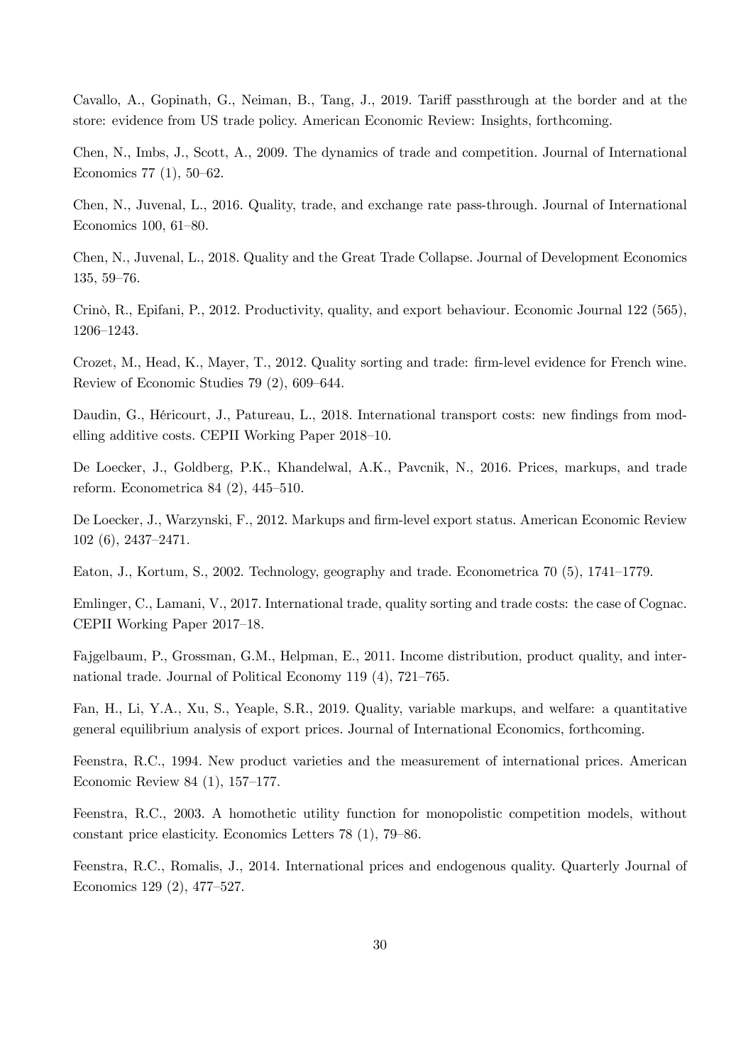Cavallo, A., Gopinath, G., Neiman, B., Tang, J., 2019. Tariff passthrough at the border and at the store: evidence from US trade policy. American Economic Review: Insights, forthcoming.

Chen, N., Imbs, J., Scott, A., 2009. The dynamics of trade and competition. Journal of International Economics 77 (1), 50–62.

Chen, N., Juvenal, L., 2016. Quality, trade, and exchange rate pass-through. Journal of International Economics 100, 61–80.

Chen, N., Juvenal, L., 2018. Quality and the Great Trade Collapse. Journal of Development Economics 135, 59–76.

Crinò, R., Epifani, P., 2012. Productivity, quality, and export behaviour. Economic Journal 122 (565), 1206–1243.

Crozet, M., Head, K., Mayer, T., 2012. Quality sorting and trade: firm-level evidence for French wine. Review of Economic Studies 79 (2), 609–644.

Daudin, G., Héricourt, J., Patureau, L., 2018. International transport costs: new findings from modelling additive costs. CEPII Working Paper 2018–10.

De Loecker, J., Goldberg, P.K., Khandelwal, A.K., Pavcnik, N., 2016. Prices, markups, and trade reform. Econometrica 84 (2), 445–510.

De Loecker, J., Warzynski, F., 2012. Markups and firm-level export status. American Economic Review 102 (6), 2437–2471.

Eaton, J., Kortum, S., 2002. Technology, geography and trade. Econometrica 70 (5), 1741–1779.

Emlinger, C., Lamani, V., 2017. International trade, quality sorting and trade costs: the case of Cognac. CEPII Working Paper 2017–18.

Fajgelbaum, P., Grossman, G.M., Helpman, E., 2011. Income distribution, product quality, and international trade. Journal of Political Economy 119 (4), 721–765.

Fan, H., Li, Y.A., Xu, S., Yeaple, S.R., 2019. Quality, variable markups, and welfare: a quantitative general equilibrium analysis of export prices. Journal of International Economics, forthcoming.

Feenstra, R.C., 1994. New product varieties and the measurement of international prices. American Economic Review 84 (1), 157–177.

Feenstra, R.C., 2003. A homothetic utility function for monopolistic competition models, without constant price elasticity. Economics Letters 78 (1), 79–86.

Feenstra, R.C., Romalis, J., 2014. International prices and endogenous quality. Quarterly Journal of Economics 129 (2), 477–527.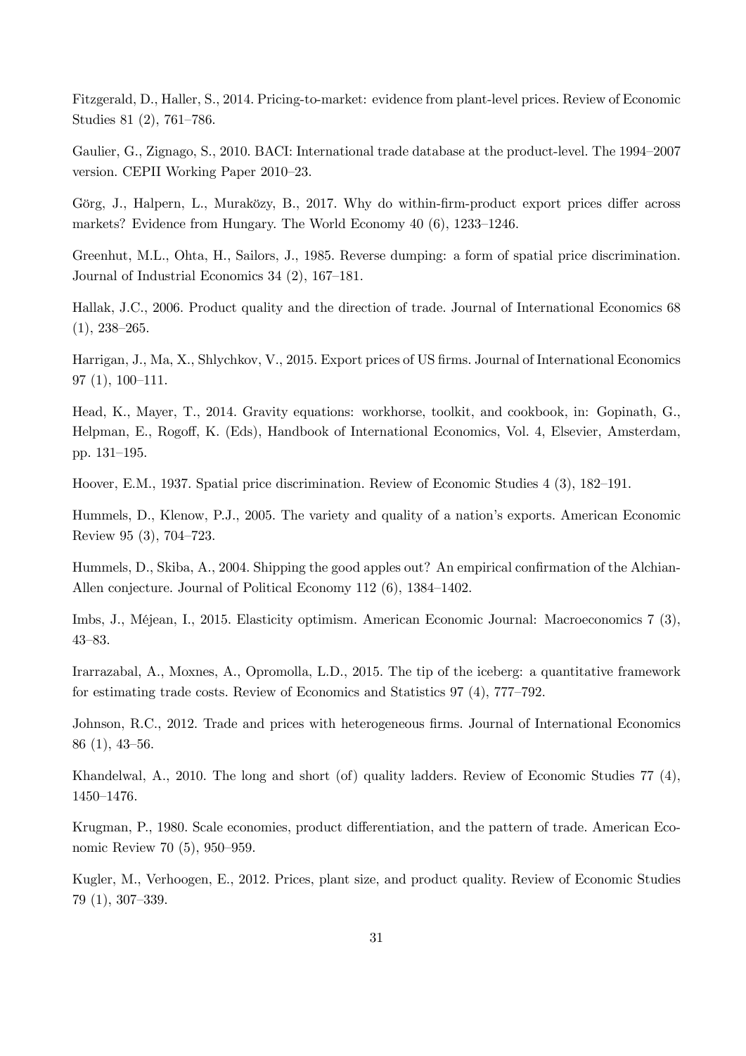Fitzgerald, D., Haller, S., 2014. Pricing-to-market: evidence from plant-level prices. Review of Economic Studies 81 (2), 761–786.

Gaulier, G., Zignago, S., 2010. BACI: International trade database at the product-level. The 1994–2007 version. CEPII Working Paper 2010–23.

Görg, J., Halpern, L., Muraközy, B., 2017. Why do within-firm-product export prices differ across markets? Evidence from Hungary. The World Economy 40 (6), 1233–1246.

Greenhut, M.L., Ohta, H., Sailors, J., 1985. Reverse dumping: a form of spatial price discrimination. Journal of Industrial Economics 34 (2), 167–181.

Hallak, J.C., 2006. Product quality and the direction of trade. Journal of International Economics 68 (1), 238–265.

Harrigan, J., Ma, X., Shlychkov, V., 2015. Export prices of US firms. Journal of International Economics 97 (1), 100–111.

Head, K., Mayer, T., 2014. Gravity equations: workhorse, toolkit, and cookbook, in: Gopinath, G., Helpman, E., Rogoff, K. (Eds), Handbook of International Economics, Vol. 4, Elsevier, Amsterdam, pp. 131–195.

Hoover, E.M., 1937. Spatial price discrimination. Review of Economic Studies 4 (3), 182–191.

Hummels, D., Klenow, P.J., 2005. The variety and quality of a nation's exports. American Economic Review 95 (3), 704–723.

Hummels, D., Skiba, A., 2004. Shipping the good apples out? An empirical confirmation of the Alchian-Allen conjecture. Journal of Political Economy 112 (6), 1384–1402.

Imbs, J., Méjean, I., 2015. Elasticity optimism. American Economic Journal: Macroeconomics 7 (3), 43–83.

Irarrazabal, A., Moxnes, A., Opromolla, L.D., 2015. The tip of the iceberg: a quantitative framework for estimating trade costs. Review of Economics and Statistics 97 (4), 777–792.

Johnson, R.C., 2012. Trade and prices with heterogeneous firms. Journal of International Economics 86 (1), 43–56.

Khandelwal, A., 2010. The long and short (of) quality ladders. Review of Economic Studies 77 (4), 1450–1476.

Krugman, P., 1980. Scale economies, product differentiation, and the pattern of trade. American Economic Review 70 (5), 950–959.

Kugler, M., Verhoogen, E., 2012. Prices, plant size, and product quality. Review of Economic Studies 79 (1), 307–339.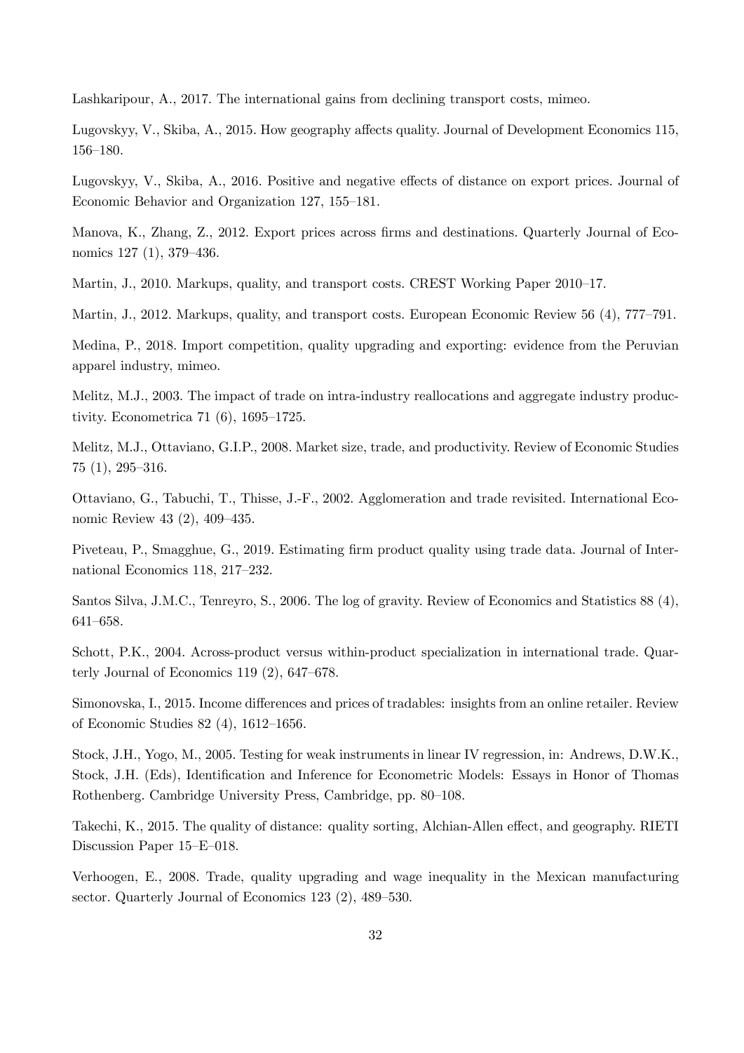Lashkaripour, A., 2017. The international gains from declining transport costs, mimeo.

Lugovskyy, V., Skiba, A., 2015. How geography affects quality. Journal of Development Economics 115, 156–180.

Lugovskyy, V., Skiba, A., 2016. Positive and negative effects of distance on export prices. Journal of Economic Behavior and Organization 127, 155–181.

Manova, K., Zhang, Z., 2012. Export prices across firms and destinations. Quarterly Journal of Economics 127 (1), 379–436.

Martin, J., 2010. Markups, quality, and transport costs. CREST Working Paper 2010–17.

Martin, J., 2012. Markups, quality, and transport costs. European Economic Review 56 (4), 777–791.

Medina, P., 2018. Import competition, quality upgrading and exporting: evidence from the Peruvian apparel industry, mimeo.

Melitz, M.J., 2003. The impact of trade on intra-industry reallocations and aggregate industry productivity. Econometrica 71 (6), 1695–1725.

Melitz, M.J., Ottaviano, G.I.P., 2008. Market size, trade, and productivity. Review of Economic Studies 75 (1), 295–316.

Ottaviano, G., Tabuchi, T., Thisse, J.-F., 2002. Agglomeration and trade revisited. International Economic Review 43 (2), 409–435.

Piveteau, P., Smagghue, G., 2019. Estimating firm product quality using trade data. Journal of International Economics 118, 217–232.

Santos Silva, J.M.C., Tenreyro, S., 2006. The log of gravity. Review of Economics and Statistics 88 (4), 641–658.

Schott, P.K., 2004. Across-product versus within-product specialization in international trade. Quarterly Journal of Economics 119 (2), 647–678.

Simonovska, I., 2015. Income differences and prices of tradables: insights from an online retailer. Review of Economic Studies 82 (4), 1612–1656.

Stock, J.H., Yogo, M., 2005. Testing for weak instruments in linear IV regression, in: Andrews, D.W.K., Stock, J.H. (Eds), Identification and Inference for Econometric Models: Essays in Honor of Thomas Rothenberg. Cambridge University Press, Cambridge, pp. 80–108.

Takechi, K., 2015. The quality of distance: quality sorting, Alchian-Allen effect, and geography. RIETI Discussion Paper 15–E–018.

Verhoogen, E., 2008. Trade, quality upgrading and wage inequality in the Mexican manufacturing sector. Quarterly Journal of Economics 123 (2), 489–530.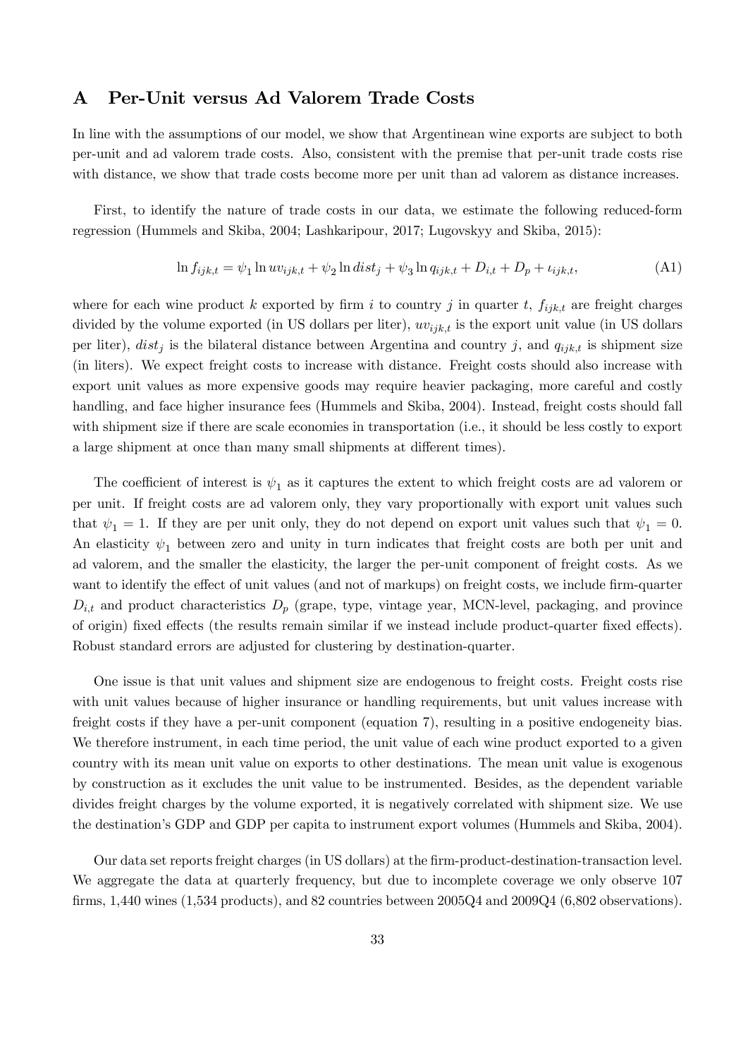# A Per-Unit versus Ad Valorem Trade Costs

In line with the assumptions of our model, we show that Argentinean wine exports are subject to both per-unit and ad valorem trade costs. Also, consistent with the premise that per-unit trade costs rise with distance, we show that trade costs become more per unit than ad valorem as distance increases.

First, to identify the nature of trade costs in our data, we estimate the following reduced-form regression (Hummels and Skiba, 2004; Lashkaripour, 2017; Lugovskyy and Skiba, 2015):

$$\ln f_{ijk,t} = \psi_1 \ln uv_{ijk,t} + \psi_2 \ln dist_j + \psi_3 \ln q_{ijk,t} + D_{i,t} + D_p + \iota_{ijk,t}, \tag{A1}$$

where for each wine product $k$ exported by firm $i$ to country $j$ in quarter $t$, $f_{ijk,t}$ are freight charges divided by the volume exported (in US dollars per liter), $uv_{ijk,t}$ is the export unit value (in US dollars per liter), $dist_j$ is the bilateral distance between Argentina and country $j$, and $q_{ijk,t}$ is shipment size (in liters). We expect freight costs to increase with distance. Freight costs should also increase with export unit values as more expensive goods may require heavier packaging, more careful and costly handling, and face higher insurance fees (Hummels and Skiba, 2004). Instead, freight costs should fall with shipment size if there are scale economies in transportation (i.e., it should be less costly to export a large shipment at once than many small shipments at different times).

The coefficient of interest is $\psi_1$ as it captures the extent to which freight costs are ad valorem or per unit. If freight costs are ad valorem only, they vary proportionally with export unit values such that $\psi_1 = 1$. If they are per unit only, they do not depend on export unit values such that $\psi_1 = 0$. An elasticity $\psi_1$ between zero and unity in turn indicates that freight costs are both per unit and ad valorem, and the smaller the elasticity, the larger the per-unit component of freight costs. As we want to identify the effect of unit values (and not of markups) on freight costs, we include firm-quarter $D_{i,t}$ and product characteristics $D_p$ (grape, type, vintage year, MCN-level, packaging, and province of origin) fixed effects (the results remain similar if we instead include product-quarter fixed effects). Robust standard errors are adjusted for clustering by destination-quarter.

One issue is that unit values and shipment size are endogenous to freight costs. Freight costs rise with unit values because of higher insurance or handling requirements, but unit values increase with freight costs if they have a per-unit component (equation 7), resulting in a positive endogeneity bias. We therefore instrument, in each time period, the unit value of each wine product exported to a given country with its mean unit value on exports to other destinations. The mean unit value is exogenous by construction as it excludes the unit value to be instrumented. Besides, as the dependent variable divides freight charges by the volume exported, it is negatively correlated with shipment size. We use the destination's GDP and GDP per capita to instrument export volumes (Hummels and Skiba, 2004).

Our data set reports freight charges (in US dollars) at the firm-product-destination-transaction level. We aggregate the data at quarterly frequency, but due to incomplete coverage we only observe 107 firms, 1,440 wines (1,534 products), and 82 countries between 2005Q4 and 2009Q4 (6,802 observations).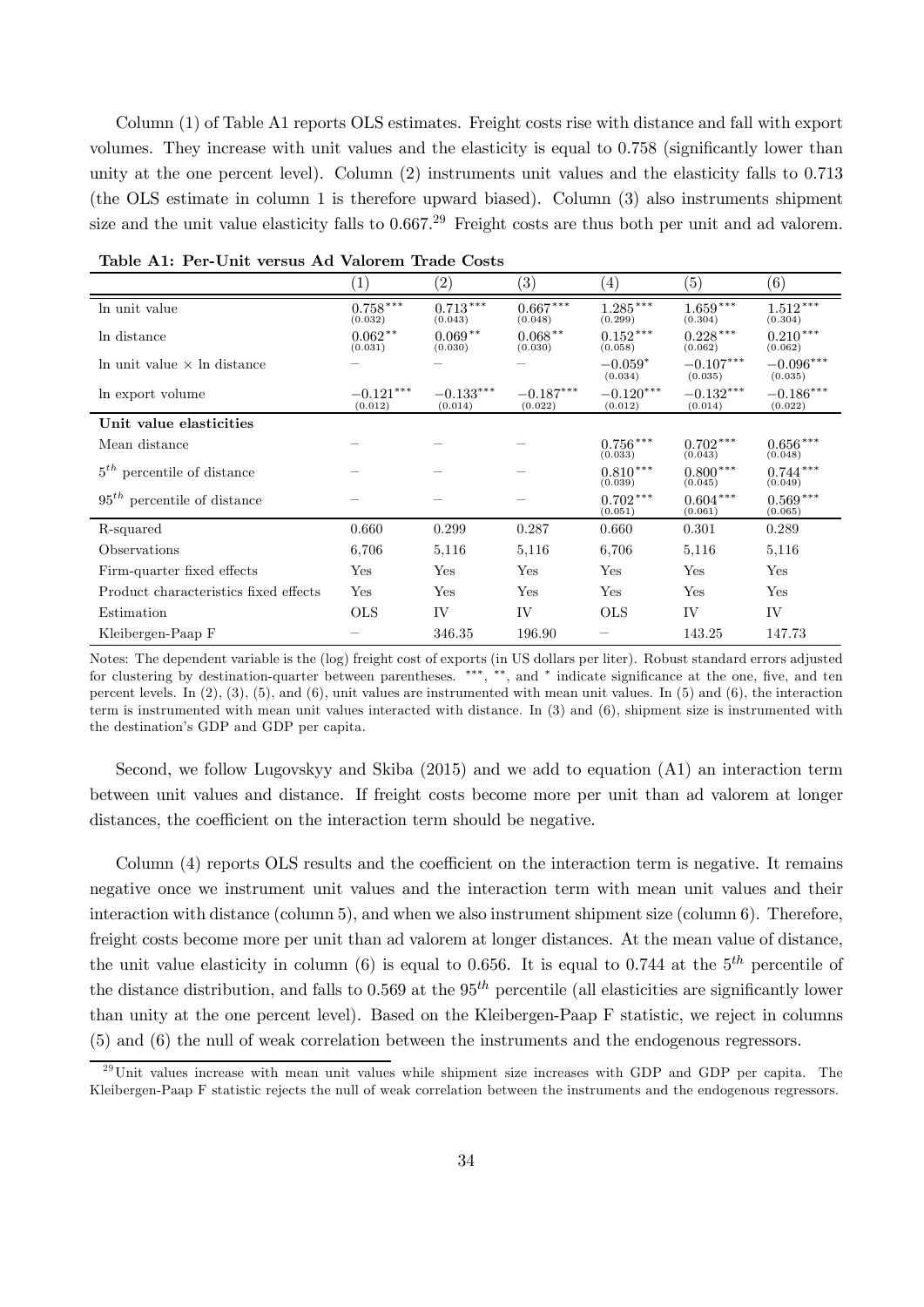Column (1) of Table A1 reports OLS estimates. Freight costs rise with distance and fall with export volumes. They increase with unit values and the elasticity is equal to 0.758 (significantly lower than unity at the one percent level). Column (2) instruments unit values and the elasticity falls to 0.713 (the OLS estimate in column 1 is therefore upward biased). Column (3) also instruments shipment size and the unit value elasticity falls to 0.667.[29] Freight costs are thus both per unit and ad valorem.

**Table A1: Per-Unit versus Ad Valorem Trade Costs**

| | (1) | (2) | (3) | (4) | (5) | (6) |
|---|---|---|---|---|---|---|
| ln unit value | $0.758^{***}$ (0.032) | $0.713^{***}$ (0.043) | $0.667^{***}$ (0.048) | $1.285^{***}$ (0.299) | $1.659^{***}$ (0.304) | $1.512^{***}$ (0.304) |
| ln distance | $0.062^{**}$ (0.031) | $0.069^{**}$ (0.030) | $0.068^{**}$ (0.030) | $0.152^{***}$ (0.058) | $0.228^{***}$ (0.062) | $0.210^{***}$ (0.062) |
| ln unit value $\times$ ln distance | – | – | – | $-0.059^{*}$ (0.034) | $-0.107^{***}$ (0.035) | $-0.096^{***}$ (0.035) |
| ln export volume | $-0.121^{***}$ (0.012) | $-0.133^{***}$ (0.014) | $-0.187^{***}$ (0.022) | $-0.120^{***}$ (0.012) | $-0.132^{***}$ (0.014) | $-0.186^{***}$ (0.022) |
| **Unit value elasticities** | | | | | | |
| Mean distance | – | – | – | $0.756^{***}$ (0.033) | $0.702^{***}$ (0.043) | $0.656^{***}$ (0.048) |
| $5^{th}$ percentile of distance | – | – | – | $0.810^{***}$ (0.039) | $0.800^{***}$ (0.045) | $0.744^{***}$ (0.049) |
| $95^{th}$ percentile of distance | – | – | – | $0.702^{***}$ (0.051) | $0.604^{***}$ (0.061) | $0.569^{***}$ (0.065) |
| R-squared | 0.660 | 0.299 | 0.287 | 0.660 | 0.301 | 0.289 |
| Observations | 6,706 | 5,116 | 5,116 | 6,706 | 5,116 | 5,116 |
| Firm-quarter fixed effects | Yes | Yes | Yes | Yes | Yes | Yes |
| Product characteristics fixed effects | Yes | Yes | Yes | Yes | Yes | Yes |
| Estimation | OLS | IV | IV | OLS | IV | IV |
| Kleibergen-Paap F | – | 346.35 | 196.90 | – | 143.25 | 147.73 |

Notes: The dependent variable is the (log) freight cost of exports (in US dollars per liter). Robust standard errors adjusted for clustering by destination-quarter between parentheses. ***, **, and * indicate significance at the one, five, and ten percent levels. In (2), (3), (5), and (6), unit values are instrumented with mean unit values. In (5) and (6), the interaction term is instrumented with mean unit values interacted with distance. In (3) and (6), shipment size is instrumented with the destination's GDP and GDP per capita.

Second, we follow Lugovskyy and Skiba (2015) and we add to equation (A1) an interaction term between unit values and distance. If freight costs become more per unit than ad valorem at longer distances, the coefficient on the interaction term should be negative.

Column (4) reports OLS results and the coefficient on the interaction term is negative. It remains negative once we instrument unit values and the interaction term with mean unit values and their interaction with distance (column 5), and when we also instrument shipment size (column 6). Therefore, freight costs become more per unit than ad valorem at longer distances. At the mean value of distance, the unit value elasticity in column (6) is equal to 0.656. It is equal to 0.744 at the $5^{th}$ percentile of the distance distribution, and falls to 0.569 at the $95^{th}$ percentile (all elasticities are significantly lower than unity at the one percent level). Based on the Kleibergen-Paap F statistic, we reject in columns (5) and (6) the null of weak correlation between the instruments and the endogenous regressors.

[29] Unit values increase with mean unit values while shipment size increases with GDP and GDP per capita. The Kleibergen-Paap F statistic rejects the null of weak correlation between the instruments and the endogenous regressors.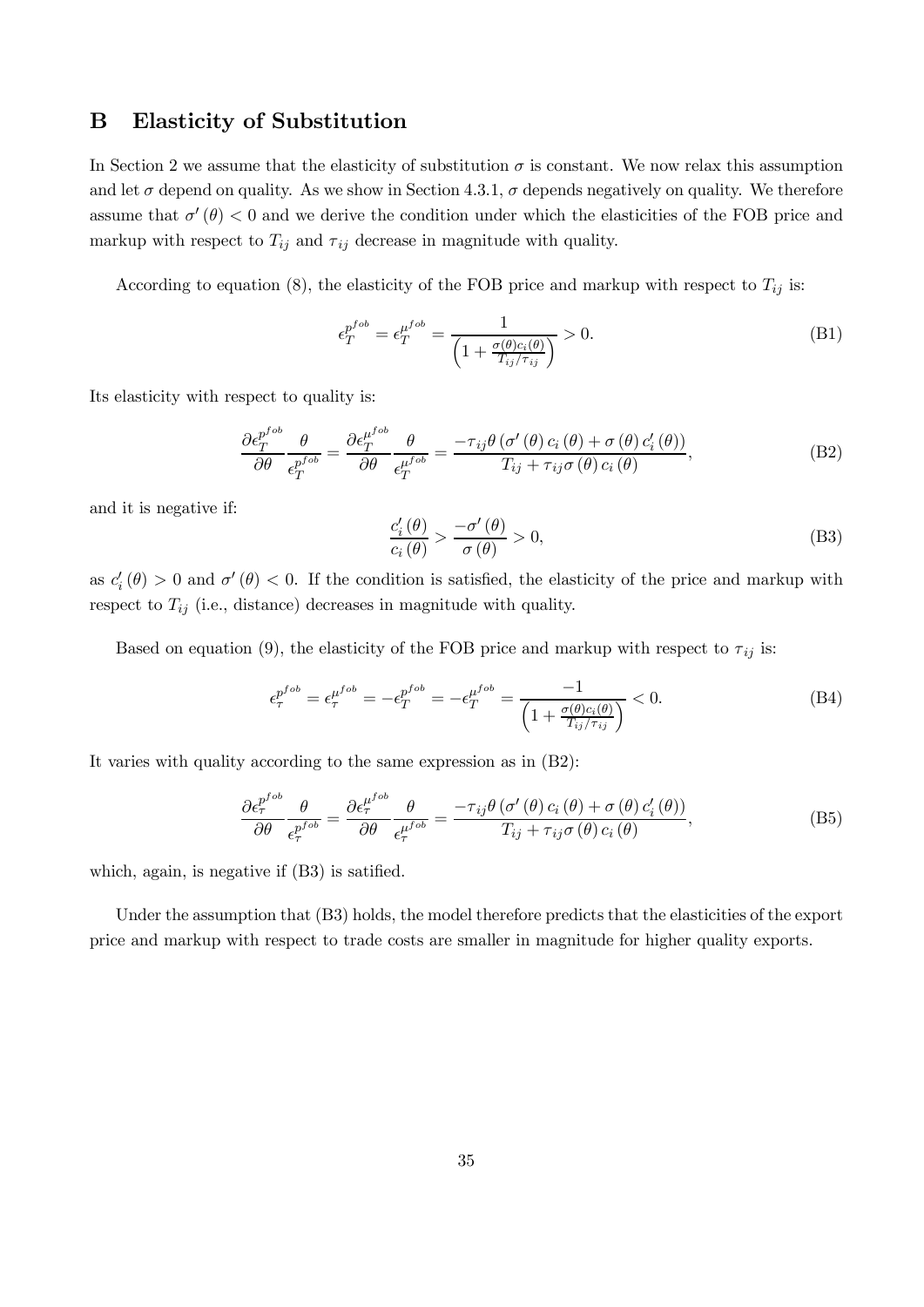# B Elasticity of Substitution

In Section 2 we assume that the elasticity of substitution $\sigma$ is constant. We now relax this assumption and let $\sigma$ depend on quality. As we show in Section 4.3.1, $\sigma$ depends negatively on quality. We therefore assume that $\sigma'(\theta) < 0$ and we derive the condition under which the elasticities of the FOB price and markup with respect to $T_{ij}$ and $\tau_{ij}$ decrease in magnitude with quality.

According to equation (8), the elasticity of the FOB price and markup with respect to $T_{ij}$ is:

$$\epsilon_T^{p^{fob}} = \epsilon_T^{\mu^{fob}} = \frac{1}{\left(1 + \frac{\sigma(\theta)c_i(\theta)}{T_{ij}/\tau_{ij}}\right)} > 0. \tag{B1}$$

Its elasticity with respect to quality is:

$$\frac{\partial \epsilon_T^{p^{fob}}}{\partial \theta} \frac{\theta}{\epsilon_T^{p^{fob}}} = \frac{\partial \epsilon_T^{\mu^{fob}}}{\partial \theta} \frac{\theta}{\epsilon_T^{\mu^{fob}}} = \frac{-\tau_{ij}\theta\left(\sigma'(\theta)\, c_i(\theta) + \sigma(\theta)\, c_i'(\theta)\right)}{T_{ij} + \tau_{ij}\sigma(\theta)\, c_i(\theta)}, \tag{B2}$$

and it is negative if:

$$\frac{c_i'(\theta)}{c_i(\theta)} > \frac{-\sigma'(\theta)}{\sigma(\theta)} > 0, \tag{B3}$$

as $c_i'(\theta) > 0$ and $\sigma'(\theta) < 0$. If the condition is satisfied, the elasticity of the price and markup with respect to $T_{ij}$ (i.e., distance) decreases in magnitude with quality.

Based on equation (9), the elasticity of the FOB price and markup with respect to $\tau_{ij}$ is:

$$\epsilon_\tau^{p^{fob}} = \epsilon_\tau^{\mu^{fob}} = -\epsilon_T^{p^{fob}} = -\epsilon_T^{\mu^{fob}} = \frac{-1}{\left(1 + \frac{\sigma(\theta)c_i(\theta)}{T_{ij}/\tau_{ij}}\right)} < 0. \tag{B4}$$

It varies with quality according to the same expression as in (B2):

$$\frac{\partial \epsilon_\tau^{p^{fob}}}{\partial \theta} \frac{\theta}{\epsilon_\tau^{p^{fob}}} = \frac{\partial \epsilon_\tau^{\mu^{fob}}}{\partial \theta} \frac{\theta}{\epsilon_\tau^{\mu^{fob}}} = \frac{-\tau_{ij}\theta\left(\sigma'(\theta)\, c_i(\theta) + \sigma(\theta)\, c_i'(\theta)\right)}{T_{ij} + \tau_{ij}\sigma(\theta)\, c_i(\theta)}, \tag{B5}$$

which, again, is negative if (B3) is satified.

Under the assumption that (B3) holds, the model therefore predicts that the elasticities of the export price and markup with respect to trade costs are smaller in magnitude for higher quality exports.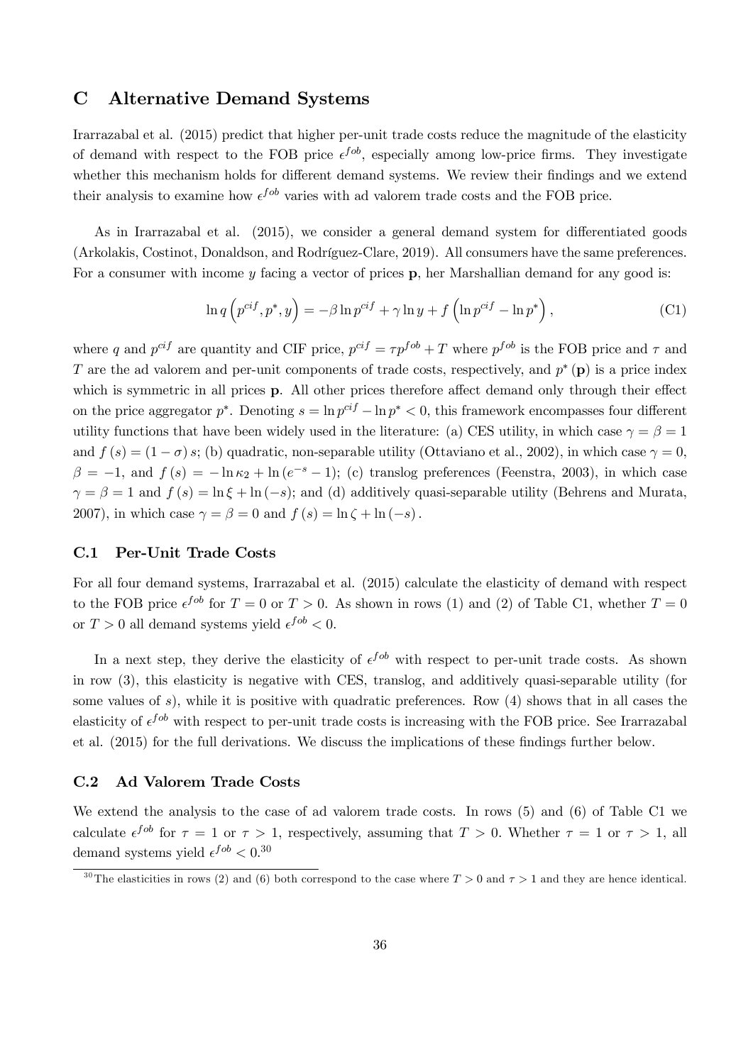# C Alternative Demand Systems

Irarrazabal et al. (2015) predict that higher per-unit trade costs reduce the magnitude of the elasticity of demand with respect to the FOB price $\epsilon^{fob}$, especially among low-price firms. They investigate whether this mechanism holds for different demand systems. We review their findings and we extend their analysis to examine how $\epsilon^{fob}$ varies with ad valorem trade costs and the FOB price.

As in Irarrazabal et al. (2015), we consider a general demand system for differentiated goods (Arkolakis, Costinot, Donaldson, and Rodríguez-Clare, 2019). All consumers have the same preferences. For a consumer with income $y$ facing a vector of prices $\mathbf{p}$, her Marshallian demand for any good is:

$$\ln q\left(p^{cif}, p^*, y\right) = -\beta \ln p^{cif} + \gamma \ln y + f\left(\ln p^{cif} - \ln p^*\right), \tag{C1}$$

where $q$ and $p^{cif}$ are quantity and CIF price, $p^{cif} = \tau p^{fob} + T$ where $p^{fob}$ is the FOB price and $\tau$ and $T$ are the ad valorem and per-unit components of trade costs, respectively, and $p^*(\mathbf{p})$ is a price index which is symmetric in all prices $\mathbf{p}$. All other prices therefore affect demand only through their effect on the price aggregator $p^*$. Denoting $s = \ln p^{cif} - \ln p^* < 0$, this framework encompasses four different utility functions that have been widely used in the literature: (a) CES utility, in which case $\gamma = \beta = 1$ and $f(s) = (1-\sigma)s$; (b) quadratic, non-separable utility (Ottaviano et al., 2002), in which case $\gamma = 0$, $\beta = -1$, and $f(s) = -\ln \kappa_2 + \ln(e^{-s} - 1)$; (c) translog preferences (Feenstra, 2003), in which case $\gamma = \beta = 1$ and $f(s) = \ln \xi + \ln(-s)$; and (d) additively quasi-separable utility (Behrens and Murata, 2007), in which case $\gamma = \beta = 0$ and $f(s) = \ln \zeta + \ln(-s)$.

## C.1 Per-Unit Trade Costs

For all four demand systems, Irarrazabal et al. (2015) calculate the elasticity of demand with respect to the FOB price $\epsilon^{fob}$ for $T = 0$ or $T > 0$. As shown in rows (1) and (2) of Table C1, whether $T = 0$ or $T > 0$ all demand systems yield $\epsilon^{fob} < 0$.

In a next step, they derive the elasticity of $\epsilon^{fob}$ with respect to per-unit trade costs. As shown in row (3), this elasticity is negative with CES, translog, and additively quasi-separable utility (for some values of $s$), while it is positive with quadratic preferences. Row (4) shows that in all cases the elasticity of $\epsilon^{fob}$ with respect to per-unit trade costs is increasing with the FOB price. See Irarrazabal et al. (2015) for the full derivations. We discuss the implications of these findings further below.

## C.2 Ad Valorem Trade Costs

We extend the analysis to the case of ad valorem trade costs. In rows (5) and (6) of Table C1 we calculate $\epsilon^{fob}$ for $\tau = 1$ or $\tau > 1$, respectively, assuming that $T > 0$. Whether $\tau = 1$ or $\tau > 1$, all demand systems yield $\epsilon^{fob} < 0$.[30]

[30] The elasticities in rows (2) and (6) both correspond to the case where $T > 0$ and $\tau > 1$ and they are hence identical.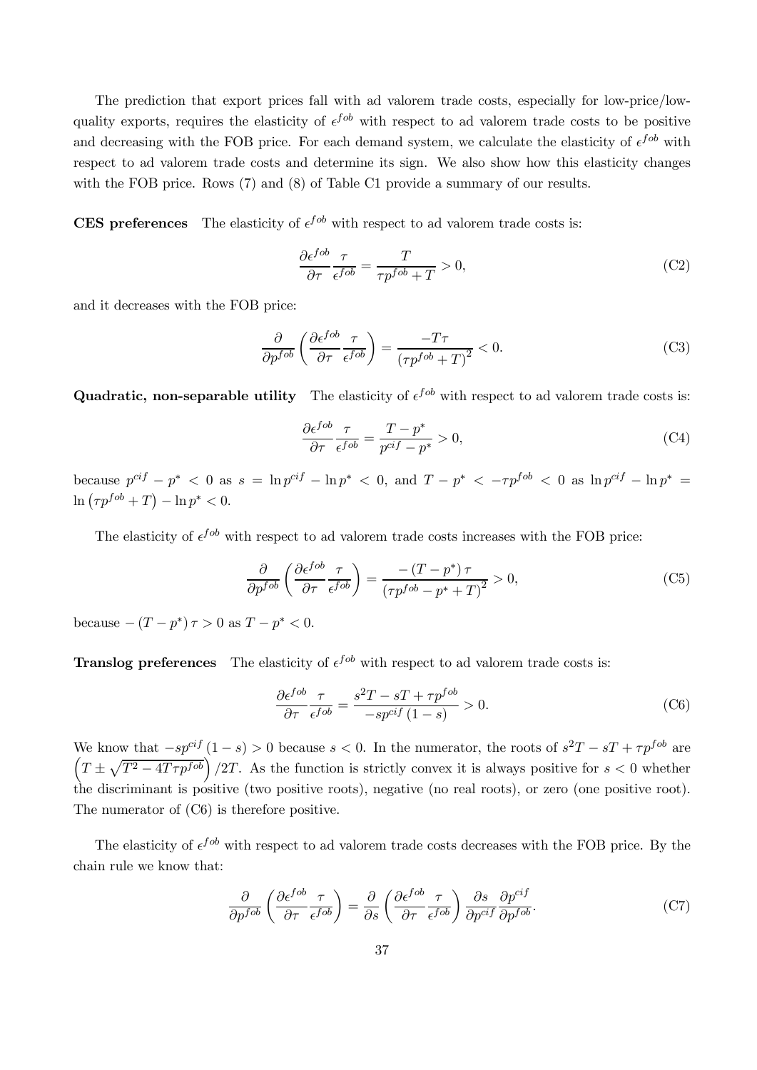The prediction that export prices fall with ad valorem trade costs, especially for low-price/low-quality exports, requires the elasticity of $\epsilon^{fob}$ with respect to ad valorem trade costs to be positive and decreasing with the FOB price. For each demand system, we calculate the elasticity of $\epsilon^{fob}$ with respect to ad valorem trade costs and determine its sign. We also show how this elasticity changes with the FOB price. Rows (7) and (8) of Table C1 provide a summary of our results.

**CES preferences** The elasticity of $\epsilon^{fob}$ with respect to ad valorem trade costs is:

$$\frac{\partial \epsilon^{fob}}{\partial \tau}\frac{\tau}{\epsilon^{fob}} = \frac{T}{\tau p^{fob} + T} > 0, \tag{C2}$$

and it decreases with the FOB price:

$$\frac{\partial}{\partial p^{fob}}\left(\frac{\partial \epsilon^{fob}}{\partial \tau}\frac{\tau}{\epsilon^{fob}}\right) = \frac{-T\tau}{\left(\tau p^{fob} + T\right)^2} < 0. \tag{C3}$$

**Quadratic, non-separable utility** The elasticity of $\epsilon^{fob}$ with respect to ad valorem trade costs is:

$$\frac{\partial \epsilon^{fob}}{\partial \tau}\frac{\tau}{\epsilon^{fob}} = \frac{T - p^*}{p^{cif} - p^*} > 0, \tag{C4}$$

because $p^{cif} - p^* < 0$ as $s = \ln p^{cif} - \ln p^* < 0$, and $T - p^* < -\tau p^{fob} < 0$ as $\ln p^{cif} - \ln p^* = \ln\left(\tau p^{fob} + T\right) - \ln p^* < 0$.

The elasticity of $\epsilon^{fob}$ with respect to ad valorem trade costs increases with the FOB price:

$$\frac{\partial}{\partial p^{fob}}\left(\frac{\partial \epsilon^{fob}}{\partial \tau}\frac{\tau}{\epsilon^{fob}}\right) = \frac{-\left(T - p^*\right)\tau}{\left(\tau p^{fob} - p^* + T\right)^2} > 0, \tag{C5}$$

because $-\left(T - p^*\right)\tau > 0$ as $T - p^* < 0$.

**Translog preferences** The elasticity of $\epsilon^{fob}$ with respect to ad valorem trade costs is:

$$\frac{\partial \epsilon^{fob}}{\partial \tau}\frac{\tau}{\epsilon^{fob}} = \frac{s^2 T - sT + \tau p^{fob}}{-sp^{cif}\left(1 - s\right)} > 0. \tag{C6}$$

We know that $-sp^{cif}\left(1 - s\right) > 0$ because $s < 0$. In the numerator, the roots of $s^2 T - sT + \tau p^{fob}$ are $\left(T \pm \sqrt{T^2 - 4T\tau p^{fob}}\right)/2T$. As the function is strictly convex it is always positive for $s < 0$ whether the discriminant is positive (two positive roots), negative (no real roots), or zero (one positive root). The numerator of (C6) is therefore positive.

The elasticity of $\epsilon^{fob}$ with respect to ad valorem trade costs decreases with the FOB price. By the chain rule we know that:

$$\frac{\partial}{\partial p^{fob}}\left(\frac{\partial \epsilon^{fob}}{\partial \tau}\frac{\tau}{\epsilon^{fob}}\right) = \frac{\partial}{\partial s}\left(\frac{\partial \epsilon^{fob}}{\partial \tau}\frac{\tau}{\epsilon^{fob}}\right)\frac{\partial s}{\partial p^{cif}}\frac{\partial p^{cif}}{\partial p^{fob}}. \tag{C7}$$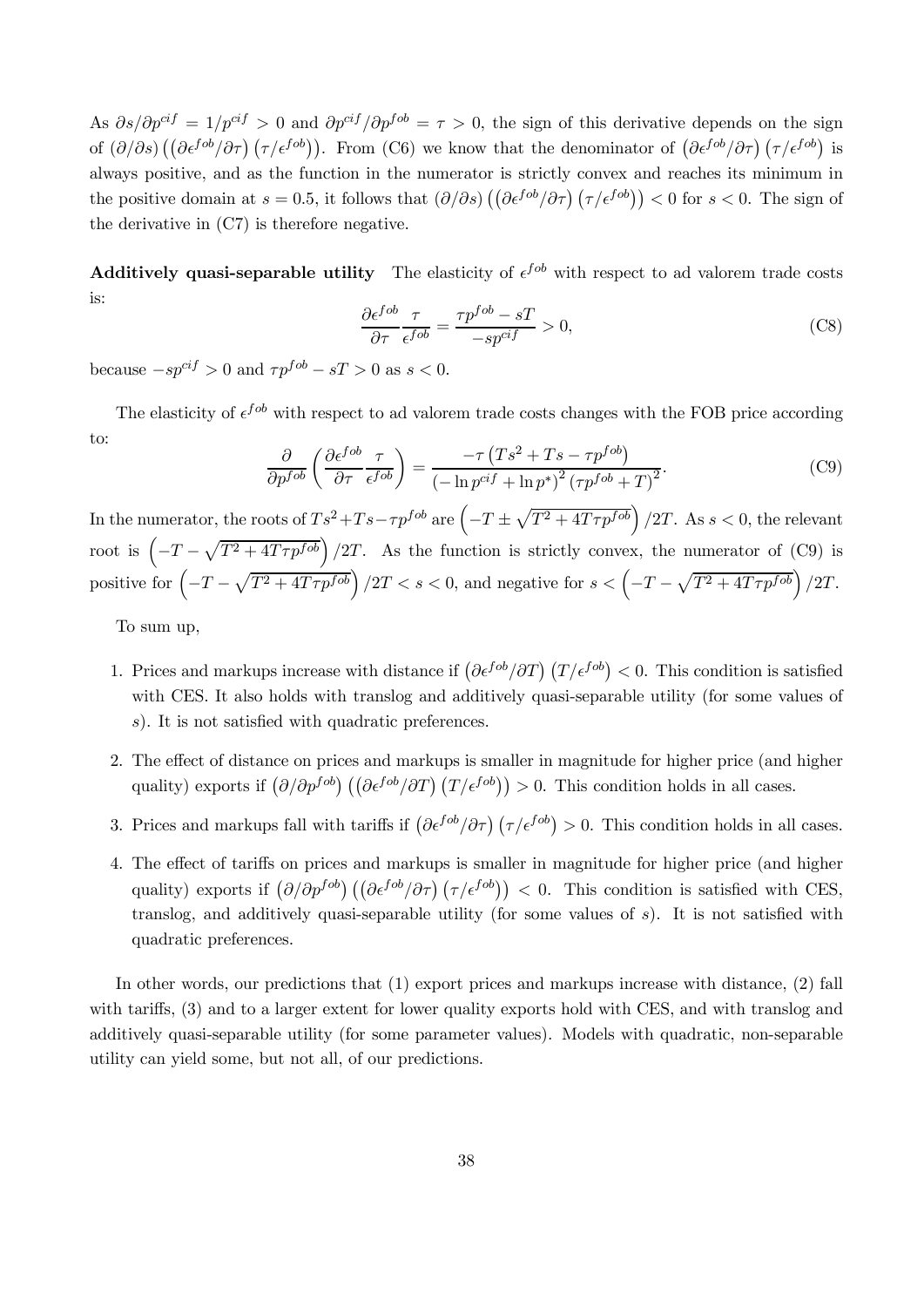As $\partial s/\partial p^{cif} = 1/p^{cif} > 0$ and $\partial p^{cif}/\partial p^{fob} = \tau > 0$, the sign of this derivative depends on the sign of $(\partial/\partial s)\left(\left(\partial\epsilon^{fob}/\partial\tau\right)\left(\tau/\epsilon^{fob}\right)\right)$. From (C6) we know that the denominator of $\left(\partial\epsilon^{fob}/\partial\tau\right)\left(\tau/\epsilon^{fob}\right)$ is always positive, and as the function in the numerator is strictly convex and reaches its minimum in the positive domain at $s = 0.5$, it follows that $(\partial/\partial s)\left(\left(\partial\epsilon^{fob}/\partial\tau\right)\left(\tau/\epsilon^{fob}\right)\right) < 0$ for $s < 0$. The sign of the derivative in (C7) is therefore negative.

**Additively quasi-separable utility** The elasticity of $\epsilon^{fob}$ with respect to ad valorem trade costs is:

$$\frac{\partial\epsilon^{fob}}{\partial\tau}\frac{\tau}{\epsilon^{fob}} = \frac{\tau p^{fob} - sT}{-sp^{cif}} > 0, \tag{C8}$$

because $-sp^{cif} > 0$ and $\tau p^{fob} - sT > 0$ as $s < 0$.

The elasticity of $\epsilon^{fob}$ with respect to ad valorem trade costs changes with the FOB price according to:

$$\frac{\partial}{\partial p^{fob}}\left(\frac{\partial\epsilon^{fob}}{\partial\tau}\frac{\tau}{\epsilon^{fob}}\right) = \frac{-\tau\left(Ts^2 + Ts - \tau p^{fob}\right)}{\left(-\ln p^{cif} + \ln p^*\right)^2\left(\tau p^{fob} + T\right)^2}. \tag{C9}$$

In the numerator, the roots of $Ts^2 + Ts - \tau p^{fob}$ are $\left(-T \pm \sqrt{T^2 + 4T\tau p^{fob}}\right)/2T$. As $s < 0$, the relevant root is $\left(-T - \sqrt{T^2 + 4T\tau p^{fob}}\right)/2T$. As the function is strictly convex, the numerator of (C9) is positive for $\left(-T - \sqrt{T^2 + 4T\tau p^{fob}}\right)/2T < s < 0$, and negative for $s < \left(-T - \sqrt{T^2 + 4T\tau p^{fob}}\right)/2T$.

To sum up,

1. Prices and markups increase with distance if $\left(\partial\epsilon^{fob}/\partial T\right)\left(T/\epsilon^{fob}\right) < 0$. This condition is satisfied with CES. It also holds with translog and additively quasi-separable utility (for some values of $s$). It is not satisfied with quadratic preferences.

2. The effect of distance on prices and markups is smaller in magnitude for higher price (and higher quality) exports if $\left(\partial/\partial p^{fob}\right)\left(\left(\partial\epsilon^{fob}/\partial T\right)\left(T/\epsilon^{fob}\right)\right) > 0$. This condition holds in all cases.

3. Prices and markups fall with tariffs if $\left(\partial\epsilon^{fob}/\partial\tau\right)\left(\tau/\epsilon^{fob}\right) > 0$. This condition holds in all cases.

4. The effect of tariffs on prices and markups is smaller in magnitude for higher price (and higher quality) exports if $\left(\partial/\partial p^{fob}\right)\left(\left(\partial\epsilon^{fob}/\partial\tau\right)\left(\tau/\epsilon^{fob}\right)\right) < 0$. This condition is satisfied with CES, translog, and additively quasi-separable utility (for some values of $s$). It is not satisfied with quadratic preferences.

In other words, our predictions that (1) export prices and markups increase with distance, (2) fall with tariffs, (3) and to a larger extent for lower quality exports hold with CES, and with translog and additively quasi-separable utility (for some parameter values). Models with quadratic, non-separable utility can yield some, but not all, of our predictions.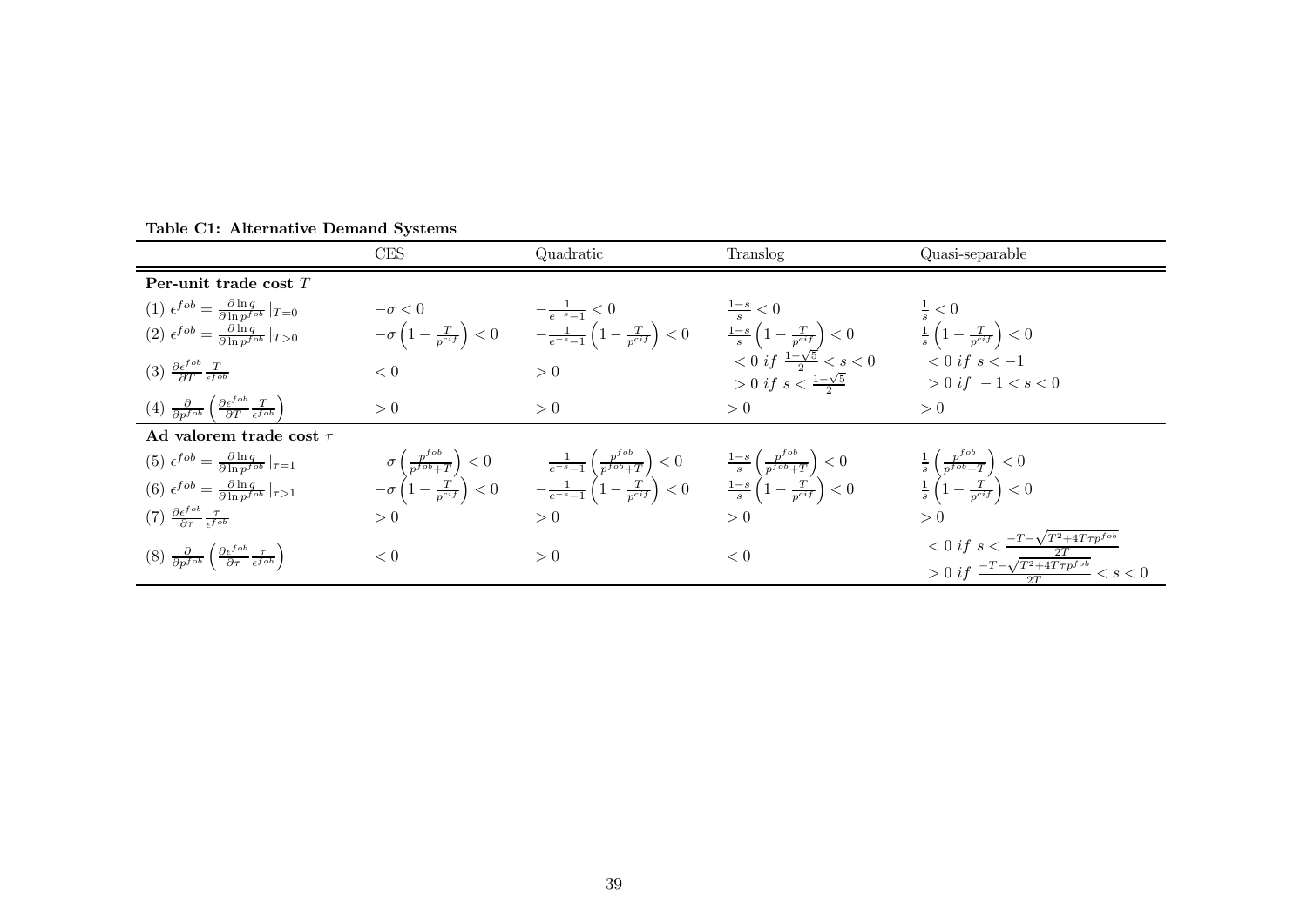**Table C1: Alternative Demand Systems**

| | CES | Quadratic | Translog | Quasi-separable |
|---|---|---|---|---|
| **Per-unit trade cost $T$** | | | | |
| (1) $\epsilon^{fob} = \frac{\partial \ln q}{\partial \ln p^{fob}} \|_{T=0}$ | $-\sigma < 0$ | $-\frac{1}{e^{-s}-1} < 0$ | $\frac{1-s}{s} < 0$ | $\frac{1}{s} < 0$ |
| (2) $\epsilon^{fob} = \frac{\partial \ln q}{\partial \ln p^{fob}} \|_{T>0}$ | $-\sigma \left(1 - \frac{T}{p^{cif}}\right) < 0$ | $-\frac{1}{e^{-s}-1} \left(1 - \frac{T}{p^{cif}}\right) < 0$ | $\frac{1-s}{s} \left(1 - \frac{T}{p^{cif}}\right) < 0$ | $\frac{1}{s} \left(1 - \frac{T}{p^{cif}}\right) < 0$ |
| (3) $\frac{\partial \epsilon^{fob}}{\partial T} \frac{T}{\epsilon^{fob}}$ | $< 0$ | $> 0$ | $< 0 \; if \; \frac{1-\sqrt{5}}{2} < s < 0$ <br> $> 0 \; if \; s < \frac{1-\sqrt{5}}{2}$ | $< 0 \; if \; s < -1$ <br> $> 0 \; if \; -1 < s < 0$ |
| (4) $\frac{\partial}{\partial p^{fob}} \left( \frac{\partial \epsilon^{fob}}{\partial T} \frac{T}{\epsilon^{fob}} \right)$ | $> 0$ | $> 0$ | $> 0$ | $> 0$ |
| **Ad valorem trade cost $\tau$** | | | | |
| (5) $\epsilon^{fob} = \frac{\partial \ln q}{\partial \ln p^{fob}} \|_{\tau=1}$ | $-\sigma \left(\frac{p^{fob}}{p^{fob}+T}\right) < 0$ | $-\frac{1}{e^{-s}-1} \left(\frac{p^{fob}}{p^{fob}+T}\right) < 0$ | $\frac{1-s}{s} \left(\frac{p^{fob}}{p^{fob}+T}\right) < 0$ | $\frac{1}{s} \left(\frac{p^{fob}}{p^{fob}+T}\right) < 0$ |
| (6) $\epsilon^{fob} = \frac{\partial \ln q}{\partial \ln p^{fob}} \|_{\tau>1}$ | $-\sigma \left(1 - \frac{T}{p^{cif}}\right) < 0$ | $-\frac{1}{e^{-s}-1} \left(1 - \frac{T}{p^{cif}}\right) < 0$ | $\frac{1-s}{s} \left(1 - \frac{T}{p^{cif}}\right) < 0$ | $\frac{1}{s} \left(1 - \frac{T}{p^{cif}}\right) < 0$ |
| (7) $\frac{\partial \epsilon^{fob}}{\partial \tau} \frac{\tau}{\epsilon^{fob}}$ | $> 0$ | $> 0$ | $> 0$ | $> 0$ |
| (8) $\frac{\partial}{\partial p^{fob}} \left( \frac{\partial \epsilon^{fob}}{\partial \tau} \frac{\tau}{\epsilon^{fob}} \right)$ | $< 0$ | $> 0$ | $< 0$ | $< 0 \; if \; s < \frac{-T-\sqrt{T^2+4T\tau p^{fob}}}{2T}$ <br> $> 0 \; if \; \frac{-T-\sqrt{T^2+4T\tau p^{fob}}}{2T} < s < 0$ |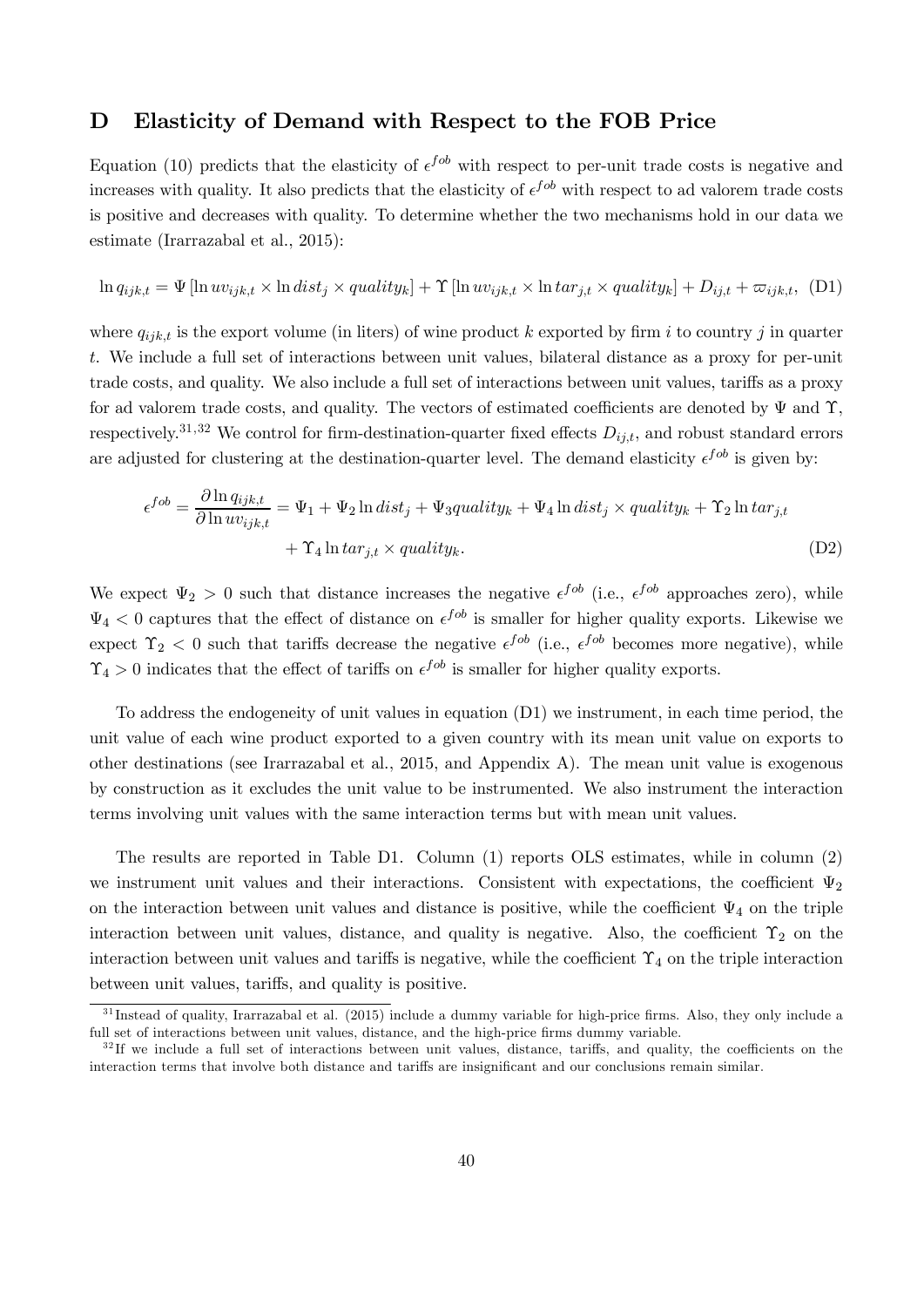# D Elasticity of Demand with Respect to the FOB Price

Equation (10) predicts that the elasticity of $\epsilon^{fob}$ with respect to per-unit trade costs is negative and increases with quality. It also predicts that the elasticity of $\epsilon^{fob}$ with respect to ad valorem trade costs is positive and decreases with quality. To determine whether the two mechanisms hold in our data we estimate (Irarrazabal et al., 2015):

$$\ln q_{ijk,t} = \Psi \left[\ln uv_{ijk,t} \times \ln dist_j \times quality_k\right] + \Upsilon \left[\ln uv_{ijk,t} \times \ln tar_{j,t} \times quality_k\right] + D_{ij,t} + \varpi_{ijk,t}, \quad \text{(D1)}$$

where $q_{ijk,t}$ is the export volume (in liters) of wine product $k$ exported by firm $i$ to country $j$ in quarter $t$. We include a full set of interactions between unit values, bilateral distance as a proxy for per-unit trade costs, and quality. We also include a full set of interactions between unit values, tariffs as a proxy for ad valorem trade costs, and quality. The vectors of estimated coefficients are denoted by $\Psi$ and $\Upsilon$, respectively.[31,32] We control for firm-destination-quarter fixed effects $D_{ij,t}$, and robust standard errors are adjusted for clustering at the destination-quarter level. The demand elasticity $\epsilon^{fob}$ is given by:

$$\epsilon^{fob} = \frac{\partial \ln q_{ijk,t}}{\partial \ln uv_{ijk,t}} = \Psi_1 + \Psi_2 \ln dist_j + \Psi_3 quality_k + \Psi_4 \ln dist_j \times quality_k + \Upsilon_2 \ln tar_{j,t} + \Upsilon_4 \ln tar_{j,t} \times quality_k. \quad \text{(D2)}$$

We expect $\Psi_2 > 0$ such that distance increases the negative $\epsilon^{fob}$ (i.e., $\epsilon^{fob}$ approaches zero), while $\Psi_4 < 0$ captures that the effect of distance on $\epsilon^{fob}$ is smaller for higher quality exports. Likewise we expect $\Upsilon_2 < 0$ such that tariffs decrease the negative $\epsilon^{fob}$ (i.e., $\epsilon^{fob}$ becomes more negative), while $\Upsilon_4 > 0$ indicates that the effect of tariffs on $\epsilon^{fob}$ is smaller for higher quality exports.

To address the endogeneity of unit values in equation (D1) we instrument, in each time period, the unit value of each wine product exported to a given country with its mean unit value on exports to other destinations (see Irarrazabal et al., 2015, and Appendix A). The mean unit value is exogenous by construction as it excludes the unit value to be instrumented. We also instrument the interaction terms involving unit values with the same interaction terms but with mean unit values.

The results are reported in Table D1. Column (1) reports OLS estimates, while in column (2) we instrument unit values and their interactions. Consistent with expectations, the coefficient $\Psi_2$ on the interaction between unit values and distance is positive, while the coefficient $\Psi_4$ on the triple interaction between unit values, distance, and quality is negative. Also, the coefficient $\Upsilon_2$ on the interaction between unit values and tariffs is negative, while the coefficient $\Upsilon_4$ on the triple interaction between unit values, tariffs, and quality is positive.

[31] Instead of quality, Irarrazabal et al. (2015) include a dummy variable for high-price firms. Also, they only include a full set of interactions between unit values, distance, and the high-price firms dummy variable.

[32] If we include a full set of interactions between unit values, distance, tariffs, and quality, the coefficients on the interaction terms that involve both distance and tariffs are insignificant and our conclusions remain similar.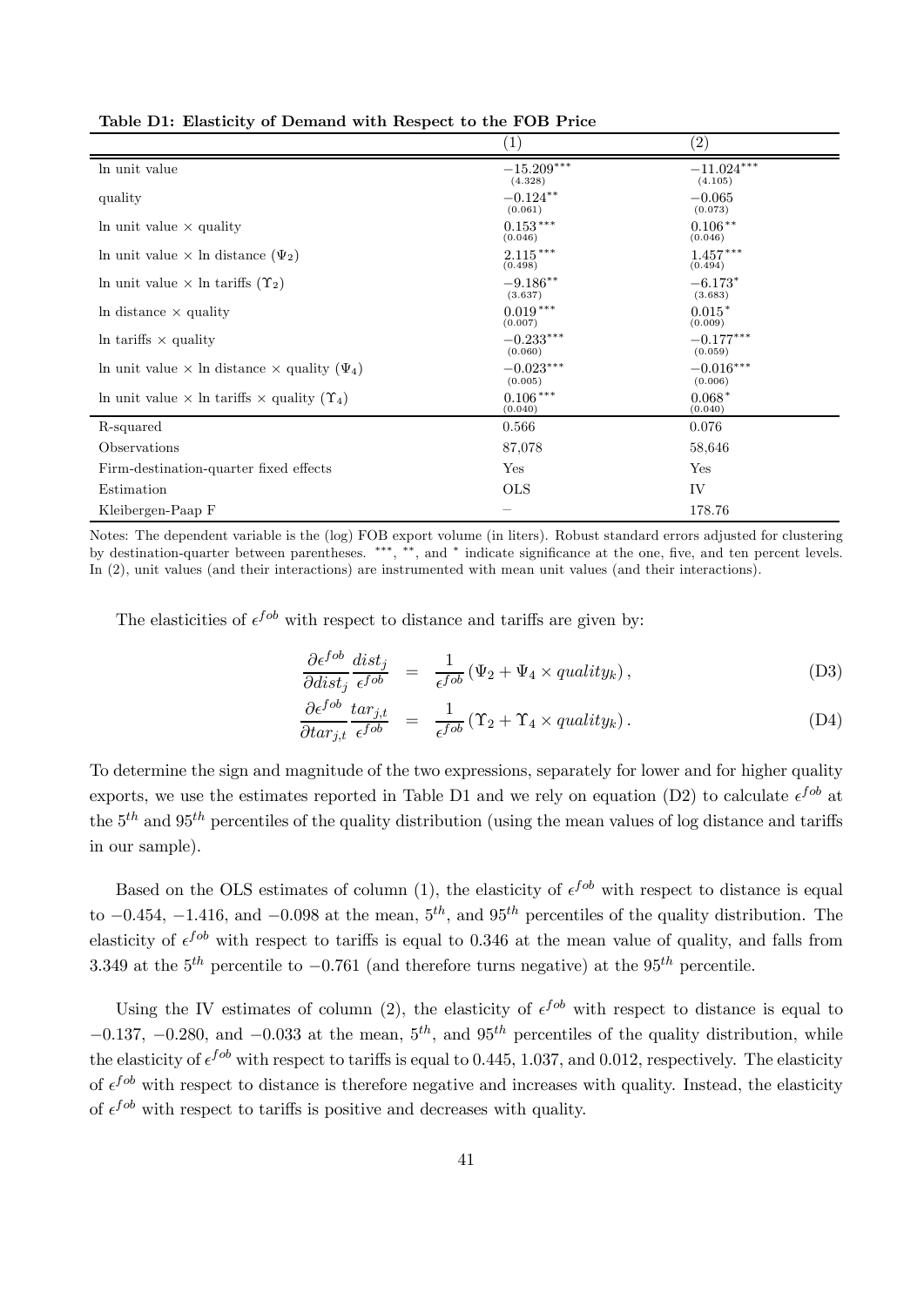**Table D1: Elasticity of Demand with Respect to the FOB Price**

| | (1) | (2) |
|---|---|---|
| ln unit value | $-15.209^{***}$ (4.328) | $-11.024^{***}$ (4.105) |
| quality | $-0.124^{**}$ (0.061) | $-0.065$ (0.073) |
| ln unit value × quality | $0.153^{***}$ (0.046) | $0.106^{**}$ (0.046) |
| ln unit value × ln distance ($\Psi_2$) | $2.115^{***}$ (0.498) | $1.457^{***}$ (0.494) |
| ln unit value × ln tariffs ($\Upsilon_2$) | $-9.186^{**}$ (3.637) | $-6.173^{*}$ (3.683) |
| ln distance × quality | $0.019^{***}$ (0.007) | $0.015^{*}$ (0.009) |
| ln tariffs × quality | $-0.233^{***}$ (0.060) | $-0.177^{***}$ (0.059) |
| ln unit value × ln distance × quality ($\Psi_4$) | $-0.023^{***}$ (0.005) | $-0.016^{***}$ (0.006) |
| ln unit value × ln tariffs × quality ($\Upsilon_4$) | $0.106^{***}$ (0.040) | $0.068^{*}$ (0.040) |
| R-squared | 0.566 | 0.076 |
| Observations | 87,078 | 58,646 |
| Firm-destination-quarter fixed effects | Yes | Yes |
| Estimation | OLS | IV |
| Kleibergen-Paap F | – | 178.76 |

Notes: The dependent variable is the (log) FOB export volume (in liters). Robust standard errors adjusted for clustering by destination-quarter between parentheses. ***, **, and * indicate significance at the one, five, and ten percent levels. In (2), unit values (and their interactions) are instrumented with mean unit values (and their interactions).

The elasticities of $\epsilon^{fob}$ with respect to distance and tariffs are given by:

$$\frac{\partial \epsilon^{fob}}{\partial dist_j}\frac{dist_j}{\epsilon^{fob}} = \frac{1}{\epsilon^{fob}}\left(\Psi_2 + \Psi_4 \times quality_k\right), \tag{D3}$$

$$\frac{\partial \epsilon^{fob}}{\partial tar_{j,t}}\frac{tar_{j,t}}{\epsilon^{fob}} = \frac{1}{\epsilon^{fob}}\left(\Upsilon_2 + \Upsilon_4 \times quality_k\right). \tag{D4}$$

To determine the sign and magnitude of the two expressions, separately for lower and for higher quality exports, we use the estimates reported in Table D1 and we rely on equation (D2) to calculate $\epsilon^{fob}$ at the $5^{th}$ and $95^{th}$ percentiles of the quality distribution (using the mean values of log distance and tariffs in our sample).

Based on the OLS estimates of column (1), the elasticity of $\epsilon^{fob}$ with respect to distance is equal to $-0.454$, $-1.416$, and $-0.098$ at the mean, $5^{th}$, and $95^{th}$ percentiles of the quality distribution. The elasticity of $\epsilon^{fob}$ with respect to tariffs is equal to 0.346 at the mean value of quality, and falls from 3.349 at the $5^{th}$ percentile to $-0.761$ (and therefore turns negative) at the $95^{th}$ percentile.

Using the IV estimates of column (2), the elasticity of $\epsilon^{fob}$ with respect to distance is equal to $-0.137$, $-0.280$, and $-0.033$ at the mean, $5^{th}$, and $95^{th}$ percentiles of the quality distribution, while the elasticity of $\epsilon^{fob}$ with respect to tariffs is equal to 0.445, 1.037, and 0.012, respectively. The elasticity of $\epsilon^{fob}$ with respect to distance is therefore negative and increases with quality. Instead, the elasticity of $\epsilon^{fob}$ with respect to tariffs is positive and decreases with quality.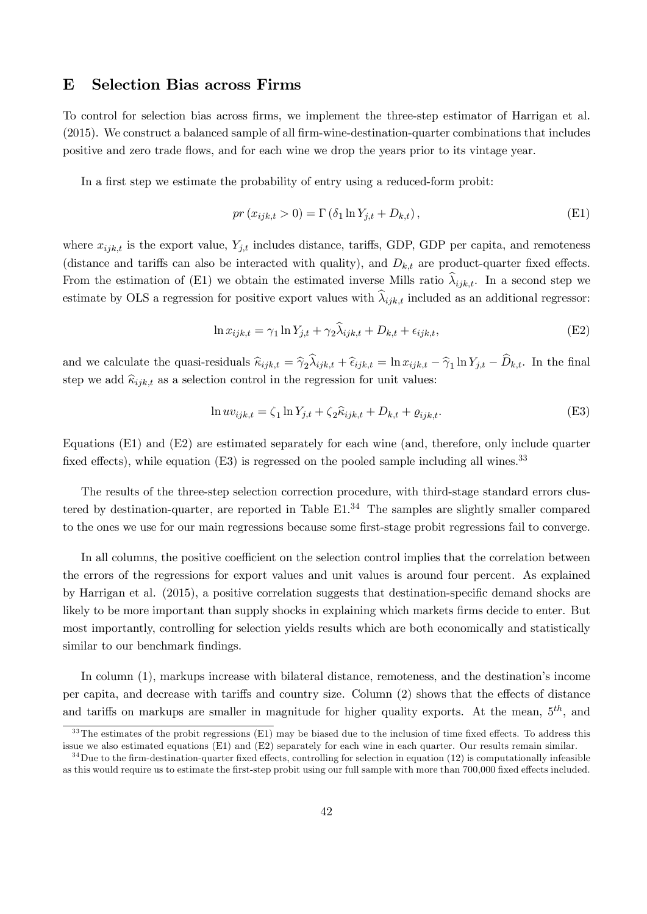## E Selection Bias across Firms

To control for selection bias across firms, we implement the three-step estimator of Harrigan et al. (2015). We construct a balanced sample of all firm-wine-destination-quarter combinations that includes positive and zero trade flows, and for each wine we drop the years prior to its vintage year.

In a first step we estimate the probability of entry using a reduced-form probit:

$$pr\left(x_{ijk,t} > 0\right) = \Gamma\left(\delta_1 \ln Y_{j,t} + D_{k,t}\right), \tag{E1}$$

where $x_{ijk,t}$ is the export value, $Y_{j,t}$ includes distance, tariffs, GDP, GDP per capita, and remoteness (distance and tariffs can also be interacted with quality), and $D_{k,t}$ are product-quarter fixed effects. From the estimation of (E1) we obtain the estimated inverse Mills ratio $\widehat{\lambda}_{ijk,t}$. In a second step we estimate by OLS a regression for positive export values with $\widehat{\lambda}_{ijk,t}$ included as an additional regressor:

$$\ln x_{ijk,t} = \gamma_1 \ln Y_{j,t} + \gamma_2 \widehat{\lambda}_{ijk,t} + D_{k,t} + \epsilon_{ijk,t}, \tag{E2}$$

and we calculate the quasi-residuals $\widehat{\kappa}_{ijk,t} = \widehat{\gamma}_2 \widehat{\lambda}_{ijk,t} + \widehat{\epsilon}_{ijk,t} = \ln x_{ijk,t} - \widehat{\gamma}_1 \ln Y_{j,t} - \widehat{D}_{k,t}$. In the final step we add $\widehat{\kappa}_{ijk,t}$ as a selection control in the regression for unit values:

$$\ln uv_{ijk,t} = \zeta_1 \ln Y_{j,t} + \zeta_2 \widehat{\kappa}_{ijk,t} + D_{k,t} + \varrho_{ijk,t}. \tag{E3}$$

Equations (E1) and (E2) are estimated separately for each wine (and, therefore, only include quarter fixed effects), while equation (E3) is regressed on the pooled sample including all wines.[33]

The results of the three-step selection correction procedure, with third-stage standard errors clustered by destination-quarter, are reported in Table E1.[34] The samples are slightly smaller compared to the ones we use for our main regressions because some first-stage probit regressions fail to converge.

In all columns, the positive coefficient on the selection control implies that the correlation between the errors of the regressions for export values and unit values is around four percent. As explained by Harrigan et al. (2015), a positive correlation suggests that destination-specific demand shocks are likely to be more important than supply shocks in explaining which markets firms decide to enter. But most importantly, controlling for selection yields results which are both economically and statistically similar to our benchmark findings.

In column (1), markups increase with bilateral distance, remoteness, and the destination's income per capita, and decrease with tariffs and country size. Column (2) shows that the effects of distance and tariffs on markups are smaller in magnitude for higher quality exports. At the mean, $5^{th}$, and

[33] The estimates of the probit regressions (E1) may be biased due to the inclusion of time fixed effects. To address this issue we also estimated equations (E1) and (E2) separately for each wine in each quarter. Our results remain similar.

[34] Due to the firm-destination-quarter fixed effects, controlling for selection in equation (12) is computationally infeasible as this would require us to estimate the first-step probit using our full sample with more than 700,000 fixed effects included.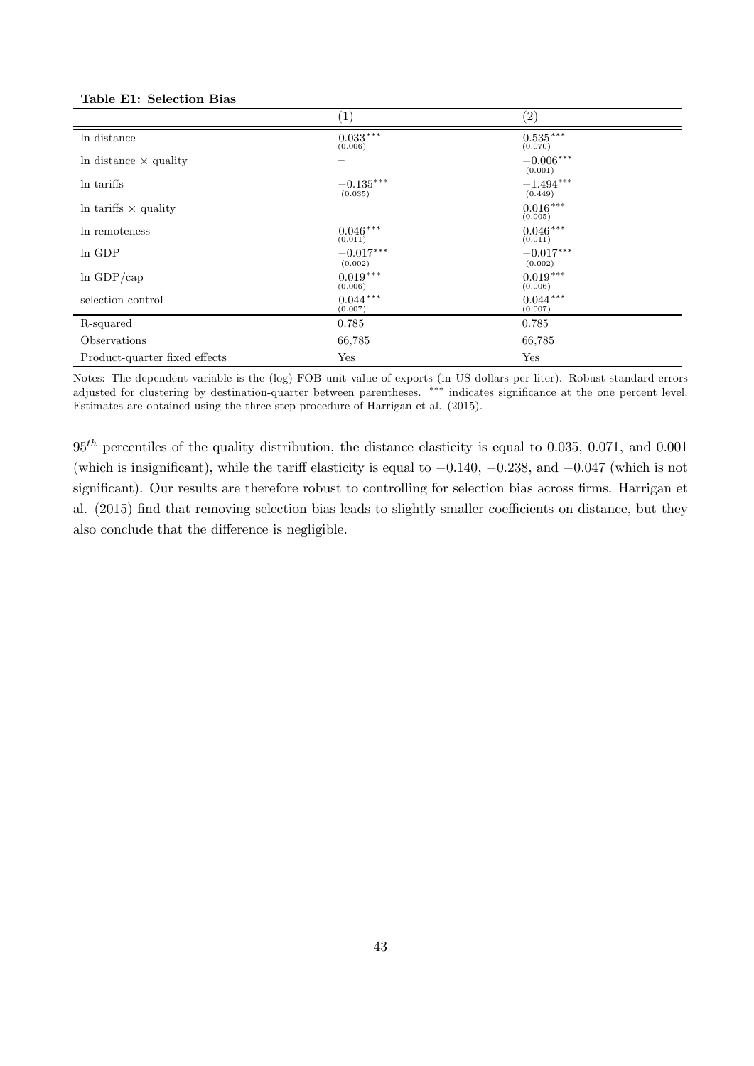**Table E1: Selection Bias**

| | (1) | (2) |
|---|---|---|
| ln distance | $0.033^{***}$ (0.006) | $0.535^{***}$ (0.070) |
| ln distance × quality | – | $-0.006^{***}$ (0.001) |
| ln tariffs | $-0.135^{***}$ (0.035) | $-1.494^{***}$ (0.449) |
| ln tariffs × quality | – | $0.016^{***}$ (0.005) |
| ln remoteness | $0.046^{***}$ (0.011) | $0.046^{***}$ (0.011) |
| ln GDP | $-0.017^{***}$ (0.002) | $-0.017^{***}$ (0.002) |
| ln GDP/cap | $0.019^{***}$ (0.006) | $0.019^{***}$ (0.006) |
| selection control | $0.044^{***}$ (0.007) | $0.044^{***}$ (0.007) |
| R-squared | 0.785 | 0.785 |
| Observations | 66,785 | 66,785 |
| Product-quarter fixed effects | Yes | Yes |

Notes: The dependent variable is the (log) FOB unit value of exports (in US dollars per liter). Robust standard errors adjusted for clustering by destination-quarter between parentheses. *** indicates significance at the one percent level. Estimates are obtained using the three-step procedure of Harrigan et al. (2015).

$95^{th}$ percentiles of the quality distribution, the distance elasticity is equal to 0.035, 0.071, and 0.001 (which is insignificant), while the tariff elasticity is equal to −0.140, −0.238, and −0.047 (which is not significant). Our results are therefore robust to controlling for selection bias across firms. Harrigan et al. (2015) find that removing selection bias leads to slightly smaller coefficients on distance, but they also conclude that the difference is negligible.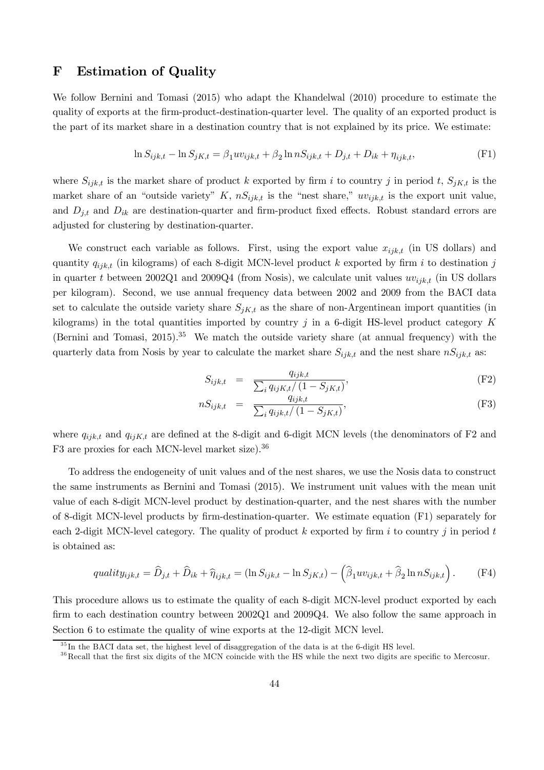## F Estimation of Quality

We follow Bernini and Tomasi (2015) who adapt the Khandelwal (2010) procedure to estimate the quality of exports at the firm-product-destination-quarter level. The quality of an exported product is the part of its market share in a destination country that is not explained by its price. We estimate:

$$\ln S_{ijk,t} - \ln S_{jK,t} = \beta_1 uv_{ijk,t} + \beta_2 \ln nS_{ijk,t} + D_{j,t} + D_{ik} + \eta_{ijk,t}, \tag{F1}$$

where $S_{ijk,t}$ is the market share of product $k$ exported by firm $i$ to country $j$ in period $t$, $S_{jK,t}$ is the market share of an "outside variety" $K$, $nS_{ijk,t}$ is the "nest share," $uv_{ijk,t}$ is the export unit value, and $D_{j,t}$ and $D_{ik}$ are destination-quarter and firm-product fixed effects. Robust standard errors are adjusted for clustering by destination-quarter.

We construct each variable as follows. First, using the export value $x_{ijk,t}$ (in US dollars) and quantity $q_{ijk,t}$ (in kilograms) of each 8-digit MCN-level product $k$ exported by firm $i$ to destination $j$ in quarter $t$ between 2002Q1 and 2009Q4 (from Nosis), we calculate unit values $uv_{ijk,t}$ (in US dollars per kilogram). Second, we use annual frequency data between 2002 and 2009 from the BACI data set to calculate the outside variety share $S_{jK,t}$ as the share of non-Argentinean import quantities (in kilograms) in the total quantities imported by country $j$ in a 6-digit HS-level product category $K$ (Bernini and Tomasi, 2015).[35] We match the outside variety share (at annual frequency) with the quarterly data from Nosis by year to calculate the market share $S_{ijk,t}$ and the nest share $nS_{ijk,t}$ as:

$$S_{ijk,t} = \frac{q_{ijk,t}}{\sum_i q_{ijK,t}/\left(1 - S_{jK,t}\right)}, \tag{F2}$$

$$nS_{ijk,t} = \frac{q_{ijk,t}}{\sum_i q_{ijk,t}/\left(1 - S_{jK,t}\right)}, \tag{F3}$$

where $q_{ijk,t}$ and $q_{ijK,t}$ are defined at the 8-digit and 6-digit MCN levels (the denominators of F2 and F3 are proxies for each MCN-level market size).[36]

To address the endogeneity of unit values and of the nest shares, we use the Nosis data to construct the same instruments as Bernini and Tomasi (2015). We instrument unit values with the mean unit value of each 8-digit MCN-level product by destination-quarter, and the nest shares with the number of 8-digit MCN-level products by firm-destination-quarter. We estimate equation (F1) separately for each 2-digit MCN-level category. The quality of product $k$ exported by firm $i$ to country $j$ in period $t$ is obtained as:

$$quality_{ijk,t} = \widehat{D}_{j,t} + \widehat{D}_{ik} + \widehat{\eta}_{ijk,t} = \left(\ln S_{ijk,t} - \ln S_{jK,t}\right) - \left(\widehat{\beta}_1 uv_{ijk,t} + \widehat{\beta}_2 \ln nS_{ijk,t}\right). \tag{F4}$$

This procedure allows us to estimate the quality of each 8-digit MCN-level product exported by each firm to each destination country between 2002Q1 and 2009Q4. We also follow the same approach in Section 6 to estimate the quality of wine exports at the 12-digit MCN level.

[35] In the BACI data set, the highest level of disaggregation of the data is at the 6-digit HS level.

[36] Recall that the first six digits of the MCN coincide with the HS while the next two digits are specific to Mercosur.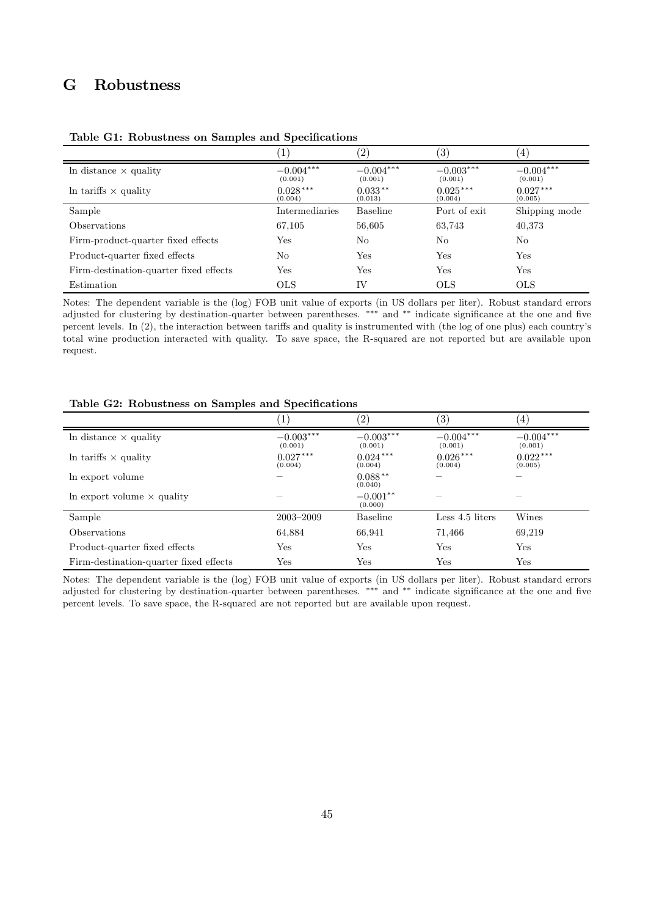# G Robustness

**Table G1: Robustness on Samples and Specifications**

| | (1) | (2) | (3) | (4) |
|---|---|---|---|---|
| ln distance × quality | $-0.004^{***}$ (0.001) | $-0.004^{***}$ (0.001) | $-0.003^{***}$ (0.001) | $-0.004^{***}$ (0.001) |
| ln tariffs × quality | $0.028^{***}$ (0.004) | $0.033^{**}$ (0.013) | $0.025^{***}$ (0.004) | $0.027^{***}$ (0.005) |
| Sample | Intermediaries | Baseline | Port of exit | Shipping mode |
| Observations | 67,105 | 56,605 | 63,743 | 40,373 |
| Firm-product-quarter fixed effects | Yes | No | No | No |
| Product-quarter fixed effects | No | Yes | Yes | Yes |
| Firm-destination-quarter fixed effects | Yes | Yes | Yes | Yes |
| Estimation | OLS | IV | OLS | OLS |

Notes: The dependent variable is the (log) FOB unit value of exports (in US dollars per liter). Robust standard errors adjusted for clustering by destination-quarter between parentheses. *** and ** indicate significance at the one and five percent levels. In (2), the interaction between tariffs and quality is instrumented with (the log of one plus) each country's total wine production interacted with quality. To save space, the R-squared are not reported but are available upon request.

**Table G2: Robustness on Samples and Specifications**

| | (1) | (2) | (3) | (4) |
|---|---|---|---|---|
| ln distance × quality | $-0.003^{***}$ (0.001) | $-0.003^{***}$ (0.001) | $-0.004^{***}$ (0.001) | $-0.004^{***}$ (0.001) |
| ln tariffs × quality | $0.027^{***}$ (0.004) | $0.024^{***}$ (0.004) | $0.026^{***}$ (0.004) | $0.022^{***}$ (0.005) |
| ln export volume | – | $0.088^{**}$ (0.040) | – | – |
| ln export volume × quality | – | $-0.001^{**}$ (0.000) | – | – |
| Sample | 2003–2009 | Baseline | Less 4.5 liters | Wines |
| Observations | 64,884 | 66,941 | 71,466 | 69,219 |
| Product-quarter fixed effects | Yes | Yes | Yes | Yes |
| Firm-destination-quarter fixed effects | Yes | Yes | Yes | Yes |

Notes: The dependent variable is the (log) FOB unit value of exports (in US dollars per liter). Robust standard errors adjusted for clustering by destination-quarter between parentheses. *** and ** indicate significance at the one and five percent levels. To save space, the R-squared are not reported but are available upon request.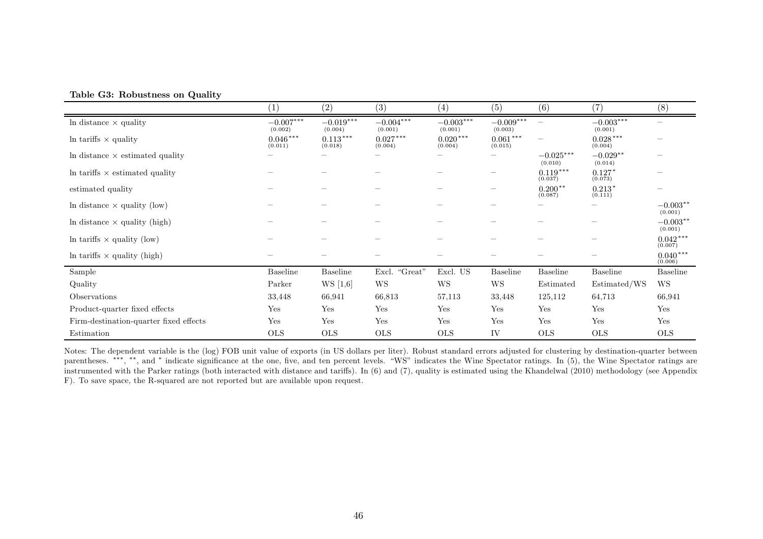**Table G3: Robustness on Quality**

| | (1) | (2) | (3) | (4) | (5) | (6) | (7) | (8) |
|---|---|---|---|---|---|---|---|---|
| ln distance × quality | $-0.007^{***}$ (0.002) | $-0.019^{***}$ (0.004) | $-0.004^{***}$ (0.001) | $-0.003^{***}$ (0.001) | $-0.009^{***}$ (0.003) | – | $-0.003^{***}$ (0.001) | – |
| ln tariffs × quality | $0.046^{***}$ (0.011) | $0.113^{***}$ (0.018) | $0.027^{***}$ (0.004) | $0.020^{***}$ (0.004) | $0.061^{***}$ (0.015) | – | $0.028^{***}$ (0.004) | – |
| ln distance × estimated quality | – | – | – | – | – | $-0.025^{***}$ (0.010) | $-0.029^{**}$ (0.014) | – |
| ln tariffs × estimated quality | – | – | – | – | – | $0.119^{***}$ (0.037) | $0.127^{*}$ (0.073) | – |
| estimated quality | – | – | – | – | – | $0.200^{**}$ (0.087) | $0.213^{*}$ (0.111) | – |
| ln distance × quality (low) | – | – | – | – | – | – | – | $-0.003^{**}$ (0.001) |
| ln distance × quality (high) | – | – | – | – | – | – | – | $-0.003^{**}$ (0.001) |
| ln tariffs × quality (low) | – | – | – | – | – | – | – | $0.042^{***}$ (0.007) |
| ln tariffs × quality (high) | – | – | – | – | – | – | – | $0.040^{***}$ (0.006) |
| Sample | Baseline | Baseline | Excl. "Great" | Excl. US | Baseline | Baseline | Baseline | Baseline |
| Quality | Parker | WS [1,6] | WS | WS | WS | Estimated | Estimated/WS | WS |
| Observations | 33,448 | 66,941 | 66,813 | 57,113 | 33,448 | 125,112 | 64,713 | 66,941 |
| Product-quarter fixed effects | Yes | Yes | Yes | Yes | Yes | Yes | Yes | Yes |
| Firm-destination-quarter fixed effects | Yes | Yes | Yes | Yes | Yes | Yes | Yes | Yes |
| Estimation | OLS | OLS | OLS | OLS | IV | OLS | OLS | OLS |

Notes: The dependent variable is the (log) FOB unit value of exports (in US dollars per liter). Robust standard errors adjusted for clustering by destination-quarter between parentheses. ***, **, and * indicate significance at the one, five, and ten percent levels. "WS" indicates the Wine Spectator ratings. In (5), the Wine Spectator ratings are instrumented with the Parker ratings (both interacted with distance and tariffs). In (6) and (7), quality is estimated using the Khandelwal (2010) methodology (see Appendix F). To save space, the R-squared are not reported but are available upon request.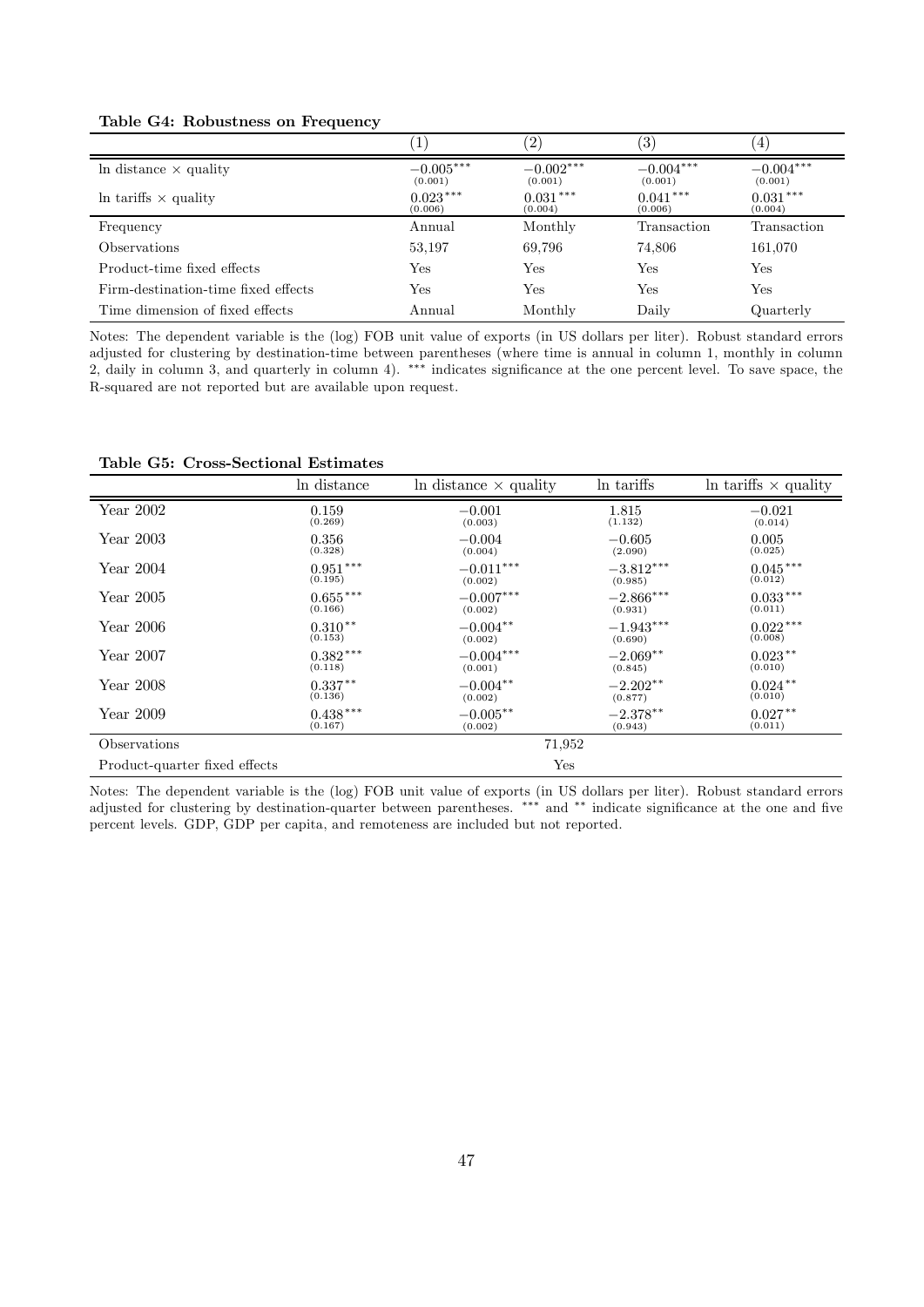**Table G4: Robustness on Frequency**

| | (1) | (2) | (3) | (4) |
|---|---|---|---|---|
| ln distance × quality | $-0.005^{***}$ (0.001) | $-0.002^{***}$ (0.001) | $-0.004^{***}$ (0.001) | $-0.004^{***}$ (0.001) |
| ln tariffs × quality | $0.023^{***}$ (0.006) | $0.031^{***}$ (0.004) | $0.041^{***}$ (0.006) | $0.031^{***}$ (0.004) |
| Frequency | Annual | Monthly | Transaction | Transaction |
| Observations | 53,197 | 69,796 | 74,806 | 161,070 |
| Product-time fixed effects | Yes | Yes | Yes | Yes |
| Firm-destination-time fixed effects | Yes | Yes | Yes | Yes |
| Time dimension of fixed effects | Annual | Monthly | Daily | Quarterly |

Notes: The dependent variable is the (log) FOB unit value of exports (in US dollars per liter). Robust standard errors adjusted for clustering by destination-time between parentheses (where time is annual in column 1, monthly in column 2, daily in column 3, and quarterly in column 4). *** indicates significance at the one percent level. To save space, the R-squared are not reported but are available upon request.

**Table G5: Cross-Sectional Estimates**

| | ln distance | ln distance × quality | ln tariffs | ln tariffs × quality |
|---|---|---|---|---|
| Year 2002 | 0.159 (0.269) | $-0.001$ (0.003) | 1.815 (1.132) | $-0.021$ (0.014) |
| Year 2003 | 0.356 (0.328) | $-0.004$ (0.004) | $-0.605$ (2.090) | 0.005 (0.025) |
| Year 2004 | $0.951^{***}$ (0.195) | $-0.011^{***}$ (0.002) | $-3.812^{***}$ (0.985) | $0.045^{***}$ (0.012) |
| Year 2005 | $0.655^{***}$ (0.166) | $-0.007^{***}$ (0.002) | $-2.866^{***}$ (0.931) | $0.033^{***}$ (0.011) |
| Year 2006 | $0.310^{**}$ (0.153) | $-0.004^{**}$ (0.002) | $-1.943^{***}$ (0.690) | $0.022^{***}$ (0.008) |
| Year 2007 | $0.382^{***}$ (0.118) | $-0.004^{***}$ (0.001) | $-2.069^{**}$ (0.845) | $0.023^{**}$ (0.010) |
| Year 2008 | $0.337^{**}$ (0.136) | $-0.004^{**}$ (0.002) | $-2.202^{**}$ (0.877) | $0.024^{**}$ (0.010) |
| Year 2009 | $0.438^{***}$ (0.167) | $-0.005^{**}$ (0.002) | $-2.378^{**}$ (0.943) | $0.027^{**}$ (0.011) |
| Observations | | 71,952 | | |
| Product-quarter fixed effects | | Yes | | |

Notes: The dependent variable is the (log) FOB unit value of exports (in US dollars per liter). Robust standard errors adjusted for clustering by destination-quarter between parentheses. *** and ** indicate significance at the one and five percent levels. GDP, GDP per capita, and remoteness are included but not reported.